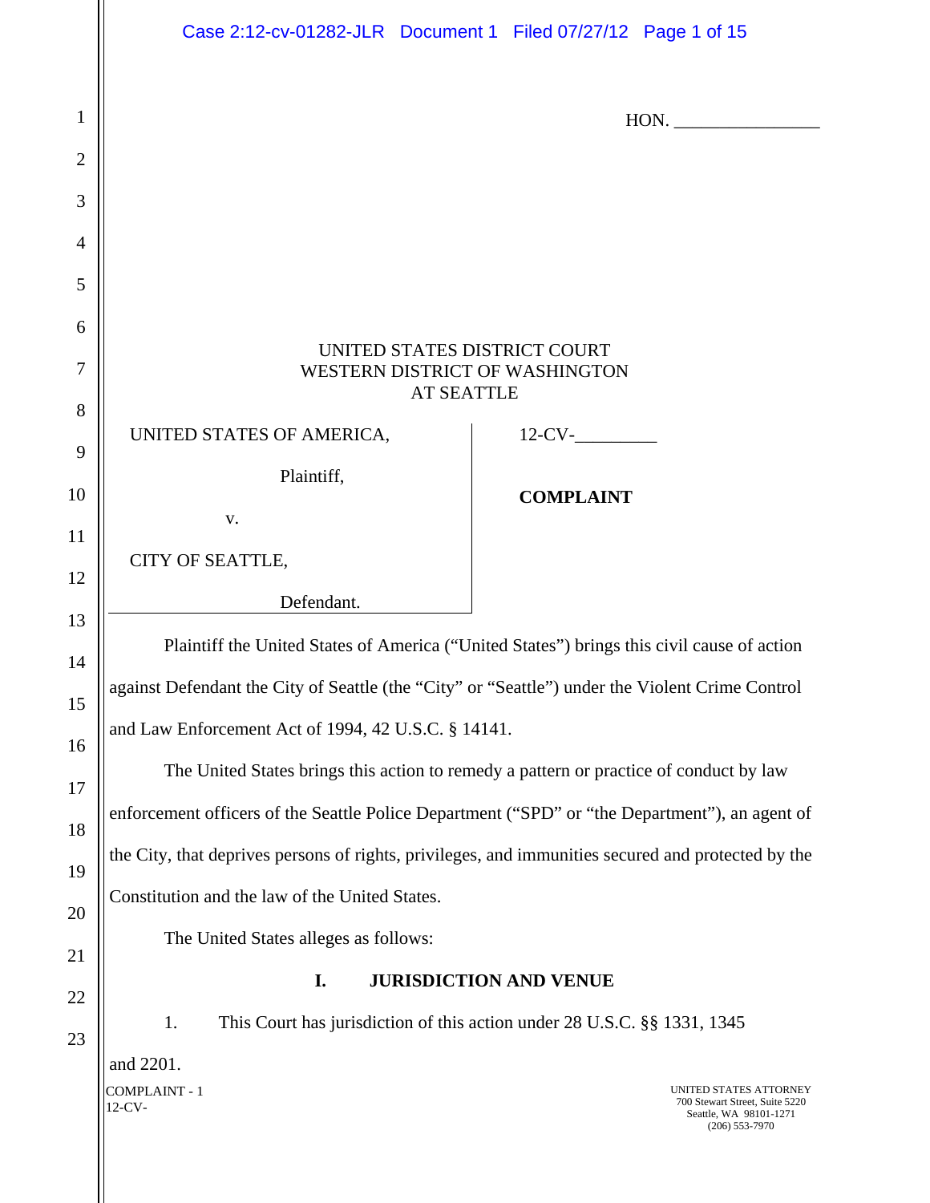HON. _______________

UNITED STATES DISTRICT COURT
WESTERN DISTRICT OF WASHINGTON
AT SEATTLE

| | |
|---|---|
| UNITED STATES OF AMERICA,<br><br>Plaintiff,<br><br>v.<br><br>CITY OF SEATTLE,<br><br>Defendant. | 12-CV-_________<br><br>**COMPLAINT** |

Plaintiff the United States of America ("United States") brings this civil cause of action against Defendant the City of Seattle (the "City" or "Seattle") under the Violent Crime Control and Law Enforcement Act of 1994, 42 U.S.C. § 14141.

The United States brings this action to remedy a pattern or practice of conduct by law enforcement officers of the Seattle Police Department ("SPD" or "the Department"), an agent of the City, that deprives persons of rights, privileges, and immunities secured and protected by the Constitution and the law of the United States.

The United States alleges as follows:

## I. JURISDICTION AND VENUE

1. This Court has jurisdiction of this action under 28 U.S.C. §§ 1331, 1345 and 2201.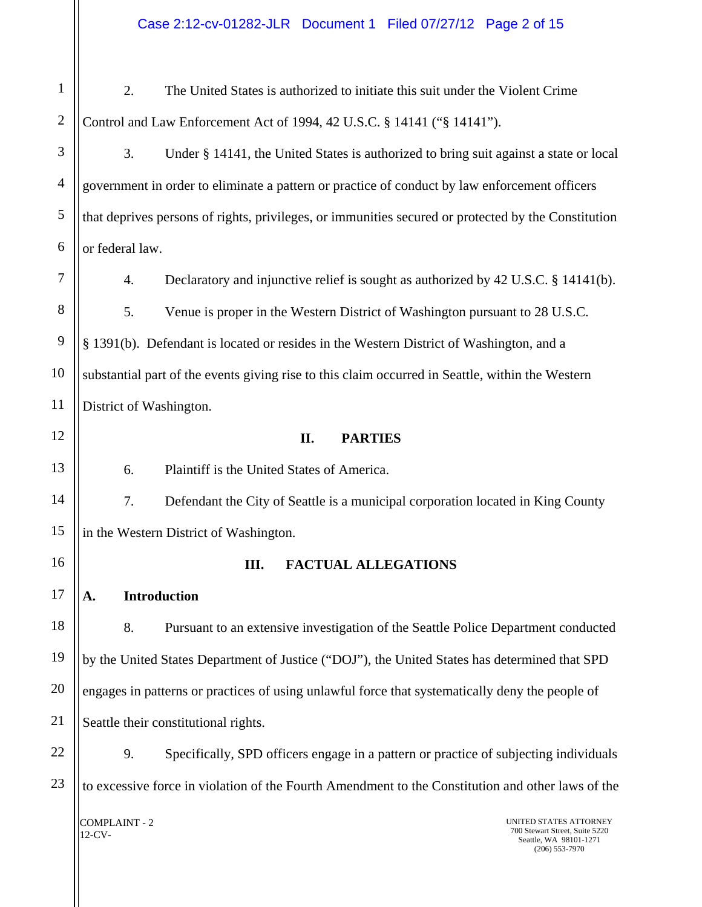2. The United States is authorized to initiate this suit under the Violent Crime Control and Law Enforcement Act of 1994, 42 U.S.C. § 14141 ("§ 14141").

3. Under § 14141, the United States is authorized to bring suit against a state or local government in order to eliminate a pattern or practice of conduct by law enforcement officers that deprives persons of rights, privileges, or immunities secured or protected by the Constitution or federal law.

4. Declaratory and injunctive relief is sought as authorized by 42 U.S.C. § 14141(b).

5. Venue is proper in the Western District of Washington pursuant to 28 U.S.C. § 1391(b). Defendant is located or resides in the Western District of Washington, and a substantial part of the events giving rise to this claim occurred in Seattle, within the Western District of Washington.

## II. PARTIES

6. Plaintiff is the United States of America.

7. Defendant the City of Seattle is a municipal corporation located in King County in the Western District of Washington.

## III. FACTUAL ALLEGATIONS

### A. Introduction

8. Pursuant to an extensive investigation of the Seattle Police Department conducted by the United States Department of Justice ("DOJ"), the United States has determined that SPD engages in patterns or practices of using unlawful force that systematically deny the people of Seattle their constitutional rights.

9. Specifically, SPD officers engage in a pattern or practice of subjecting individuals to excessive force in violation of the Fourth Amendment to the Constitution and other laws of the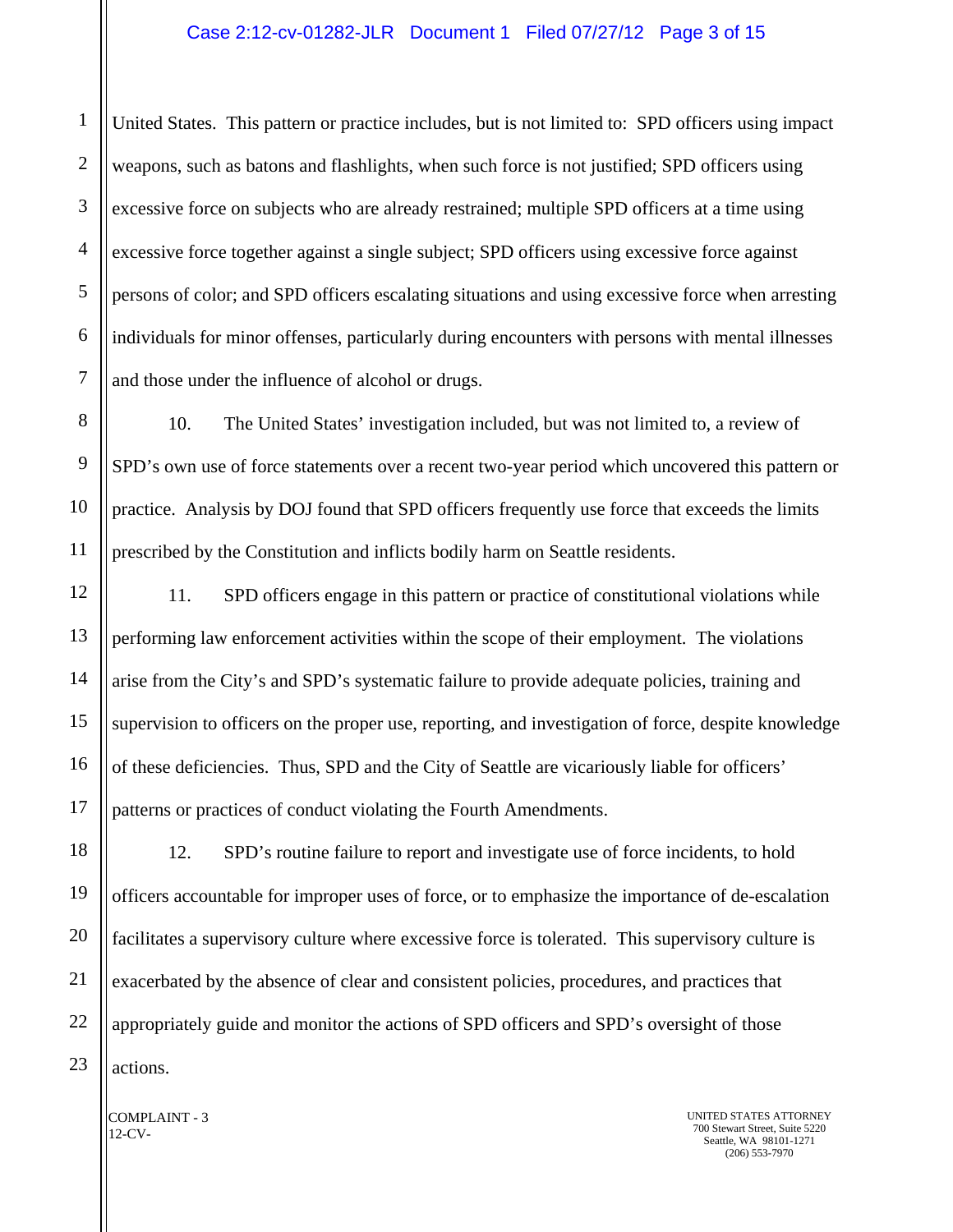United States. This pattern or practice includes, but is not limited to: SPD officers using impact weapons, such as batons and flashlights, when such force is not justified; SPD officers using excessive force on subjects who are already restrained; multiple SPD officers at a time using excessive force together against a single subject; SPD officers using excessive force against persons of color; and SPD officers escalating situations and using excessive force when arresting individuals for minor offenses, particularly during encounters with persons with mental illnesses and those under the influence of alcohol or drugs.

10. The United States' investigation included, but was not limited to, a review of SPD's own use of force statements over a recent two-year period which uncovered this pattern or practice. Analysis by DOJ found that SPD officers frequently use force that exceeds the limits prescribed by the Constitution and inflicts bodily harm on Seattle residents.

11. SPD officers engage in this pattern or practice of constitutional violations while performing law enforcement activities within the scope of their employment. The violations arise from the City's and SPD's systematic failure to provide adequate policies, training and supervision to officers on the proper use, reporting, and investigation of force, despite knowledge of these deficiencies. Thus, SPD and the City of Seattle are vicariously liable for officers' patterns or practices of conduct violating the Fourth Amendments.

12. SPD's routine failure to report and investigate use of force incidents, to hold officers accountable for improper uses of force, or to emphasize the importance of de-escalation facilitates a supervisory culture where excessive force is tolerated. This supervisory culture is exacerbated by the absence of clear and consistent policies, procedures, and practices that appropriately guide and monitor the actions of SPD officers and SPD's oversight of those actions.

COMPLAINT - 3
12-CV-

UNITED STATES ATTORNEY
700 Stewart Street, Suite 5220
Seattle, WA 98101-1271
(206) 553-7970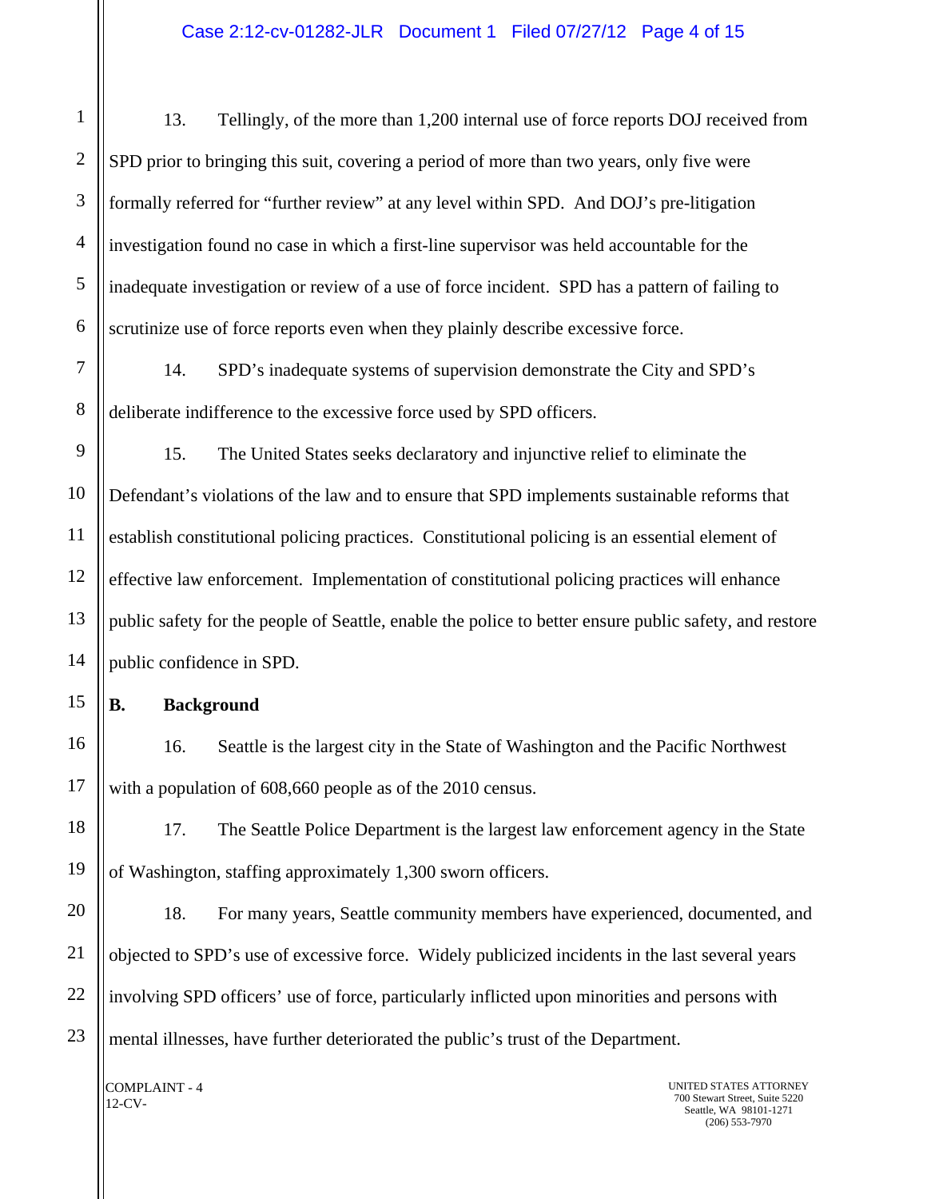13. Tellingly, of the more than 1,200 internal use of force reports DOJ received from SPD prior to bringing this suit, covering a period of more than two years, only five were formally referred for "further review" at any level within SPD. And DOJ's pre-litigation investigation found no case in which a first-line supervisor was held accountable for the inadequate investigation or review of a use of force incident. SPD has a pattern of failing to scrutinize use of force reports even when they plainly describe excessive force.

14. SPD's inadequate systems of supervision demonstrate the City and SPD's deliberate indifference to the excessive force used by SPD officers.

15. The United States seeks declaratory and injunctive relief to eliminate the Defendant's violations of the law and to ensure that SPD implements sustainable reforms that establish constitutional policing practices. Constitutional policing is an essential element of effective law enforcement. Implementation of constitutional policing practices will enhance public safety for the people of Seattle, enable the police to better ensure public safety, and restore public confidence in SPD.

## B. Background

16. Seattle is the largest city in the State of Washington and the Pacific Northwest with a population of 608,660 people as of the 2010 census.

17. The Seattle Police Department is the largest law enforcement agency in the State of Washington, staffing approximately 1,300 sworn officers.

18. For many years, Seattle community members have experienced, documented, and objected to SPD's use of excessive force. Widely publicized incidents in the last several years involving SPD officers' use of force, particularly inflicted upon minorities and persons with mental illnesses, have further deteriorated the public's trust of the Department.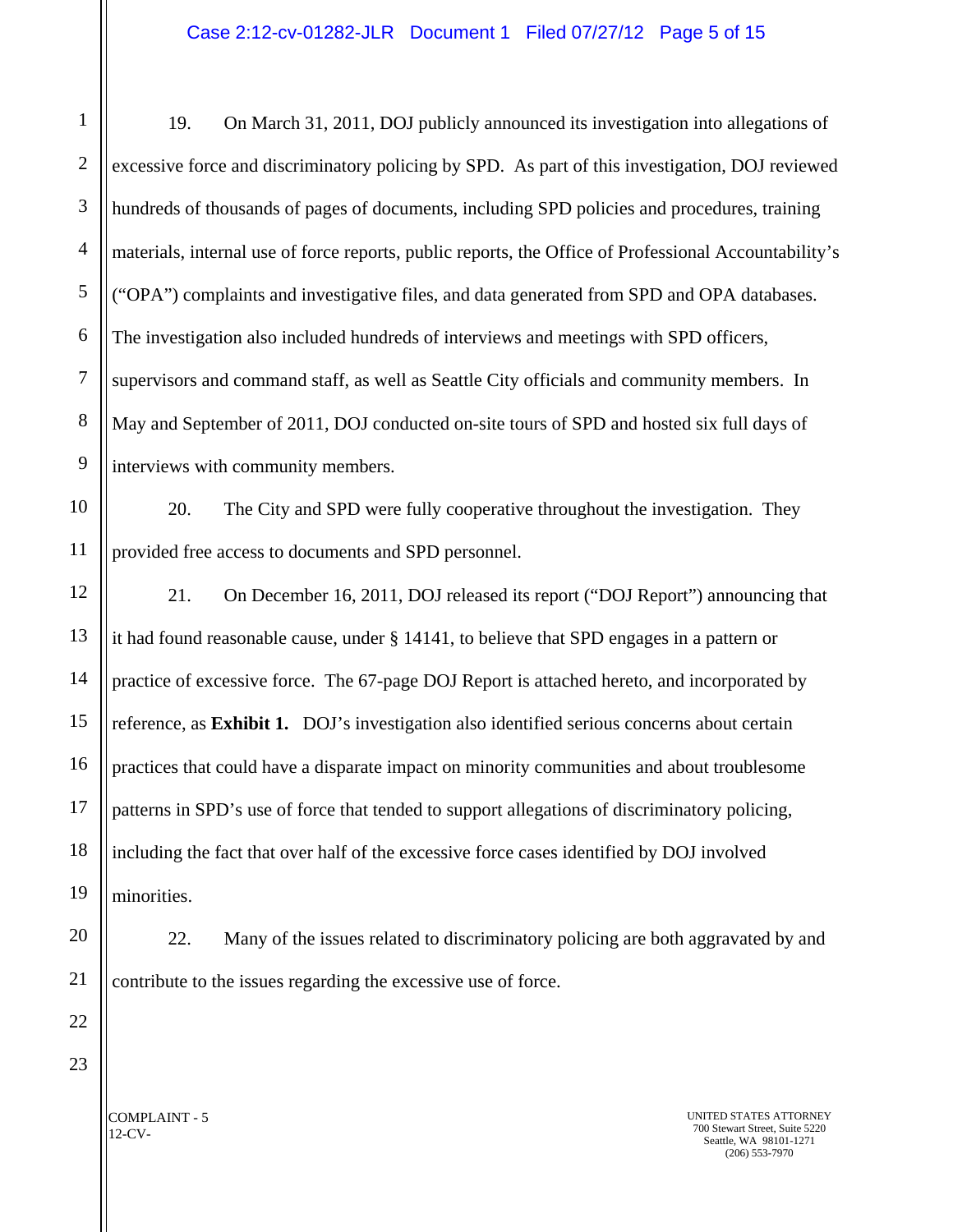19. On March 31, 2011, DOJ publicly announced its investigation into allegations of excessive force and discriminatory policing by SPD. As part of this investigation, DOJ reviewed hundreds of thousands of pages of documents, including SPD policies and procedures, training materials, internal use of force reports, public reports, the Office of Professional Accountability's ("OPA") complaints and investigative files, and data generated from SPD and OPA databases. The investigation also included hundreds of interviews and meetings with SPD officers, supervisors and command staff, as well as Seattle City officials and community members. In May and September of 2011, DOJ conducted on-site tours of SPD and hosted six full days of interviews with community members.

20. The City and SPD were fully cooperative throughout the investigation. They provided free access to documents and SPD personnel.

21. On December 16, 2011, DOJ released its report ("DOJ Report") announcing that it had found reasonable cause, under § 14141, to believe that SPD engages in a pattern or practice of excessive force. The 67-page DOJ Report is attached hereto, and incorporated by reference, as **Exhibit 1.** DOJ's investigation also identified serious concerns about certain practices that could have a disparate impact on minority communities and about troublesome patterns in SPD's use of force that tended to support allegations of discriminatory policing, including the fact that over half of the excessive force cases identified by DOJ involved minorities.

22. Many of the issues related to discriminatory policing are both aggravated by and contribute to the issues regarding the excessive use of force.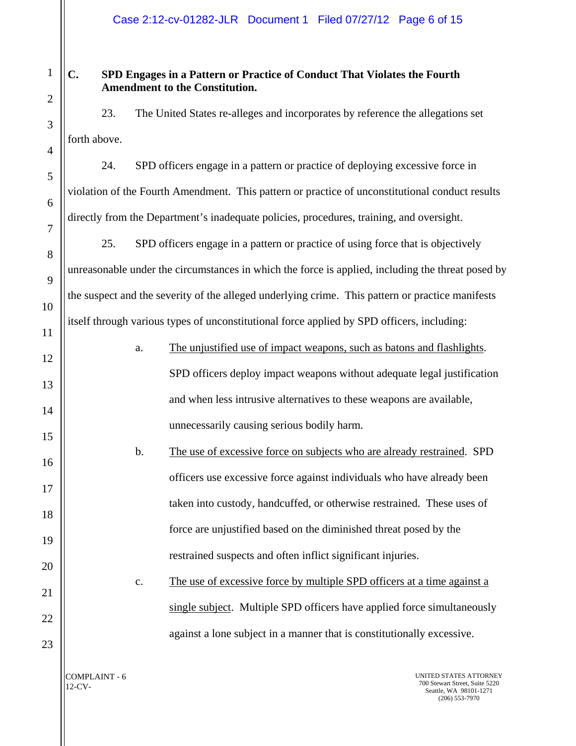### C. SPD Engages in a Pattern or Practice of Conduct That Violates the Fourth Amendment to the Constitution.

23. The United States re-alleges and incorporates by reference the allegations set forth above.

24. SPD officers engage in a pattern or practice of deploying excessive force in violation of the Fourth Amendment. This pattern or practice of unconstitutional conduct results directly from the Department's inadequate policies, procedures, training, and oversight.

25. SPD officers engage in a pattern or practice of using force that is objectively unreasonable under the circumstances in which the force is applied, including the threat posed by the suspect and the severity of the alleged underlying crime. This pattern or practice manifests itself through various types of unconstitutional force applied by SPD officers, including:

a. The unjustified use of impact weapons, such as batons and flashlights. SPD officers deploy impact weapons without adequate legal justification and when less intrusive alternatives to these weapons are available, unnecessarily causing serious bodily harm.

b. The use of excessive force on subjects who are already restrained. SPD officers use excessive force against individuals who have already been taken into custody, handcuffed, or otherwise restrained. These uses of force are unjustified based on the diminished threat posed by the restrained suspects and often inflict significant injuries.

c. The use of excessive force by multiple SPD officers at a time against a single subject. Multiple SPD officers have applied force simultaneously against a lone subject in a manner that is constitutionally excessive.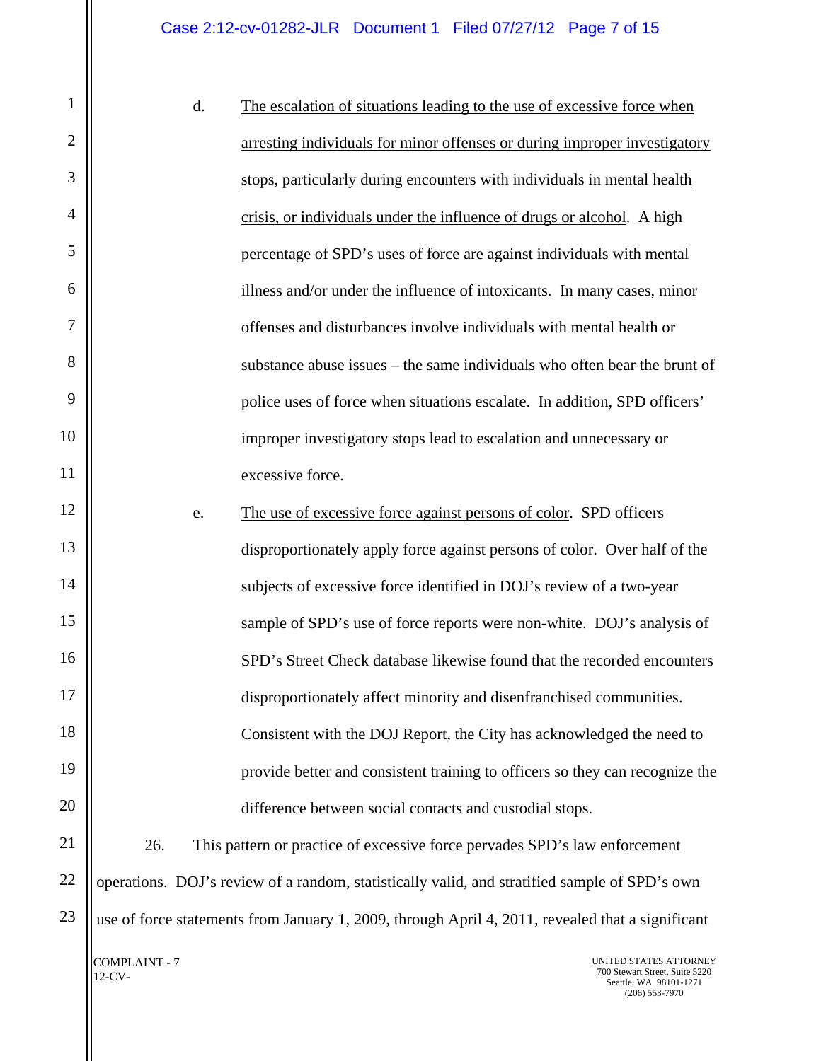d. <u>The escalation of situations leading to the use of excessive force when arresting individuals for minor offenses or during improper investigatory stops, particularly during encounters with individuals in mental health crisis, or individuals under the influence of drugs or alcohol</u>. A high percentage of SPD's uses of force are against individuals with mental illness and/or under the influence of intoxicants. In many cases, minor offenses and disturbances involve individuals with mental health or substance abuse issues – the same individuals who often bear the brunt of police uses of force when situations escalate. In addition, SPD officers' improper investigatory stops lead to escalation and unnecessary or excessive force.

e. <u>The use of excessive force against persons of color</u>. SPD officers disproportionately apply force against persons of color. Over half of the subjects of excessive force identified in DOJ's review of a two-year sample of SPD's use of force reports were non-white. DOJ's analysis of SPD's Street Check database likewise found that the recorded encounters disproportionately affect minority and disenfranchised communities. Consistent with the DOJ Report, the City has acknowledged the need to provide better and consistent training to officers so they can recognize the difference between social contacts and custodial stops.

26. This pattern or practice of excessive force pervades SPD's law enforcement operations. DOJ's review of a random, statistically valid, and stratified sample of SPD's own use of force statements from January 1, 2009, through April 4, 2011, revealed that a significant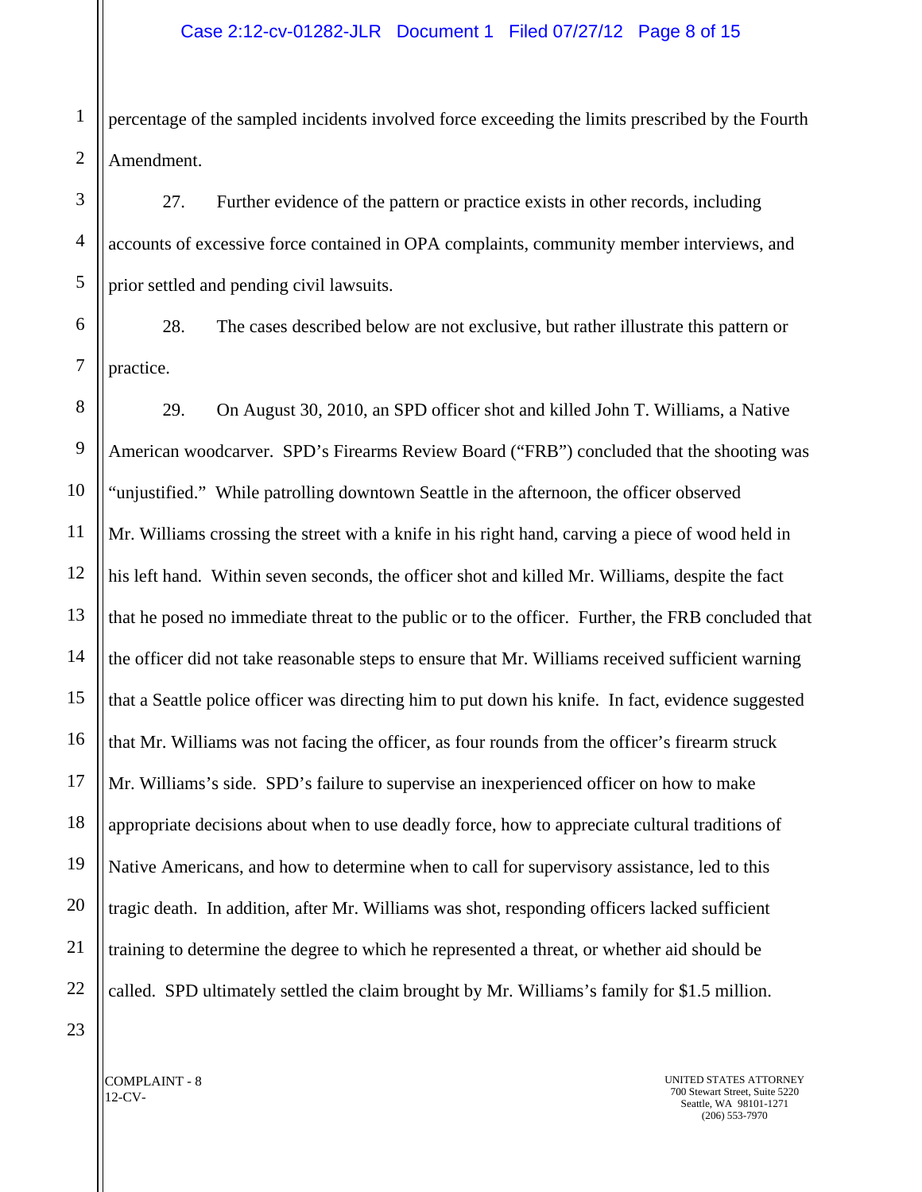percentage of the sampled incidents involved force exceeding the limits prescribed by the Fourth Amendment.

27. Further evidence of the pattern or practice exists in other records, including accounts of excessive force contained in OPA complaints, community member interviews, and prior settled and pending civil lawsuits.

28. The cases described below are not exclusive, but rather illustrate this pattern or practice.

29. On August 30, 2010, an SPD officer shot and killed John T. Williams, a Native American woodcarver. SPD's Firearms Review Board ("FRB") concluded that the shooting was "unjustified." While patrolling downtown Seattle in the afternoon, the officer observed Mr. Williams crossing the street with a knife in his right hand, carving a piece of wood held in his left hand. Within seven seconds, the officer shot and killed Mr. Williams, despite the fact that he posed no immediate threat to the public or to the officer. Further, the FRB concluded that the officer did not take reasonable steps to ensure that Mr. Williams received sufficient warning that a Seattle police officer was directing him to put down his knife. In fact, evidence suggested that Mr. Williams was not facing the officer, as four rounds from the officer's firearm struck Mr. Williams's side. SPD's failure to supervise an inexperienced officer on how to make appropriate decisions about when to use deadly force, how to appreciate cultural traditions of Native Americans, and how to determine when to call for supervisory assistance, led to this tragic death. In addition, after Mr. Williams was shot, responding officers lacked sufficient training to determine the degree to which he represented a threat, or whether aid should be called. SPD ultimately settled the claim brought by Mr. Williams's family for $1.5 million.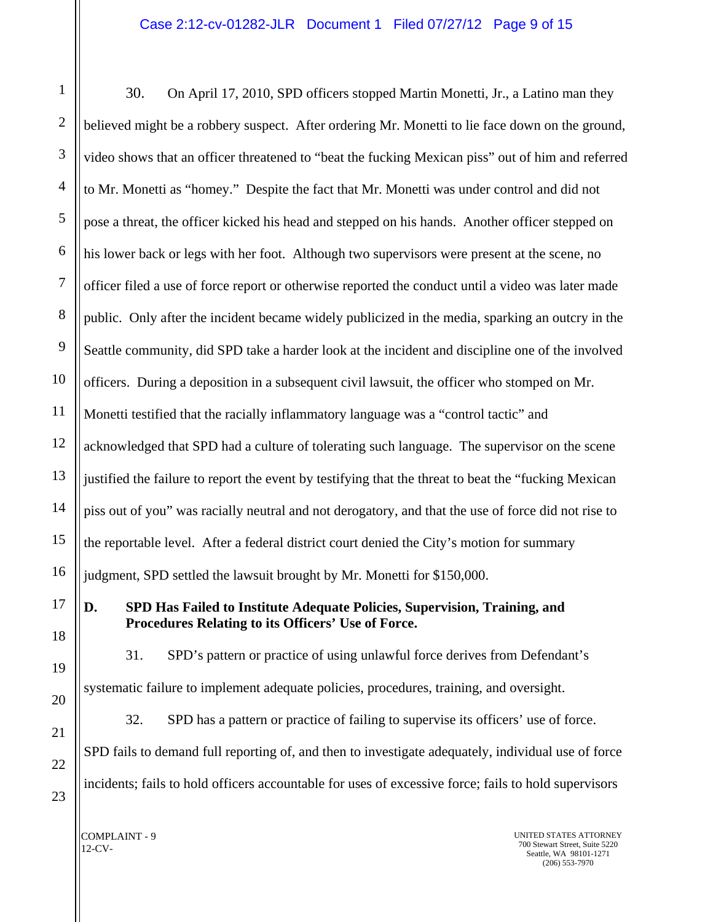30. On April 17, 2010, SPD officers stopped Martin Monetti, Jr., a Latino man they believed might be a robbery suspect. After ordering Mr. Monetti to lie face down on the ground, video shows that an officer threatened to "beat the fucking Mexican piss" out of him and referred to Mr. Monetti as "homey." Despite the fact that Mr. Monetti was under control and did not pose a threat, the officer kicked his head and stepped on his hands. Another officer stepped on his lower back or legs with her foot. Although two supervisors were present at the scene, no officer filed a use of force report or otherwise reported the conduct until a video was later made public. Only after the incident became widely publicized in the media, sparking an outcry in the Seattle community, did SPD take a harder look at the incident and discipline one of the involved officers. During a deposition in a subsequent civil lawsuit, the officer who stomped on Mr. Monetti testified that the racially inflammatory language was a "control tactic" and acknowledged that SPD had a culture of tolerating such language. The supervisor on the scene justified the failure to report the event by testifying that the threat to beat the "fucking Mexican piss out of you" was racially neutral and not derogatory, and that the use of force did not rise to the reportable level. After a federal district court denied the City's motion for summary judgment, SPD settled the lawsuit brought by Mr. Monetti for $150,000.

**D. SPD Has Failed to Institute Adequate Policies, Supervision, Training, and Procedures Relating to its Officers' Use of Force.**

31. SPD's pattern or practice of using unlawful force derives from Defendant's systematic failure to implement adequate policies, procedures, training, and oversight.

32. SPD has a pattern or practice of failing to supervise its officers' use of force. SPD fails to demand full reporting of, and then to investigate adequately, individual use of force incidents; fails to hold officers accountable for uses of excessive force; fails to hold supervisors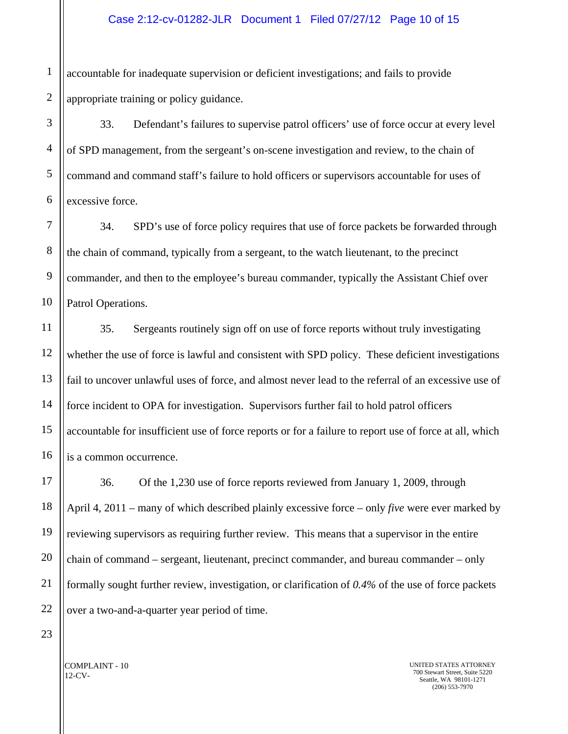accountable for inadequate supervision or deficient investigations; and fails to provide appropriate training or policy guidance.

33. Defendant's failures to supervise patrol officers' use of force occur at every level of SPD management, from the sergeant's on-scene investigation and review, to the chain of command and command staff's failure to hold officers or supervisors accountable for uses of excessive force.

34. SPD's use of force policy requires that use of force packets be forwarded through the chain of command, typically from a sergeant, to the watch lieutenant, to the precinct commander, and then to the employee's bureau commander, typically the Assistant Chief over Patrol Operations.

35. Sergeants routinely sign off on use of force reports without truly investigating whether the use of force is lawful and consistent with SPD policy. These deficient investigations fail to uncover unlawful uses of force, and almost never lead to the referral of an excessive use of force incident to OPA for investigation. Supervisors further fail to hold patrol officers accountable for insufficient use of force reports or for a failure to report use of force at all, which is a common occurrence.

36. Of the 1,230 use of force reports reviewed from January 1, 2009, through April 4, 2011 – many of which described plainly excessive force – only *five* were ever marked by reviewing supervisors as requiring further review. This means that a supervisor in the entire chain of command – sergeant, lieutenant, precinct commander, and bureau commander – only formally sought further review, investigation, or clarification of *0.4%* of the use of force packets over a two-and-a-quarter year period of time.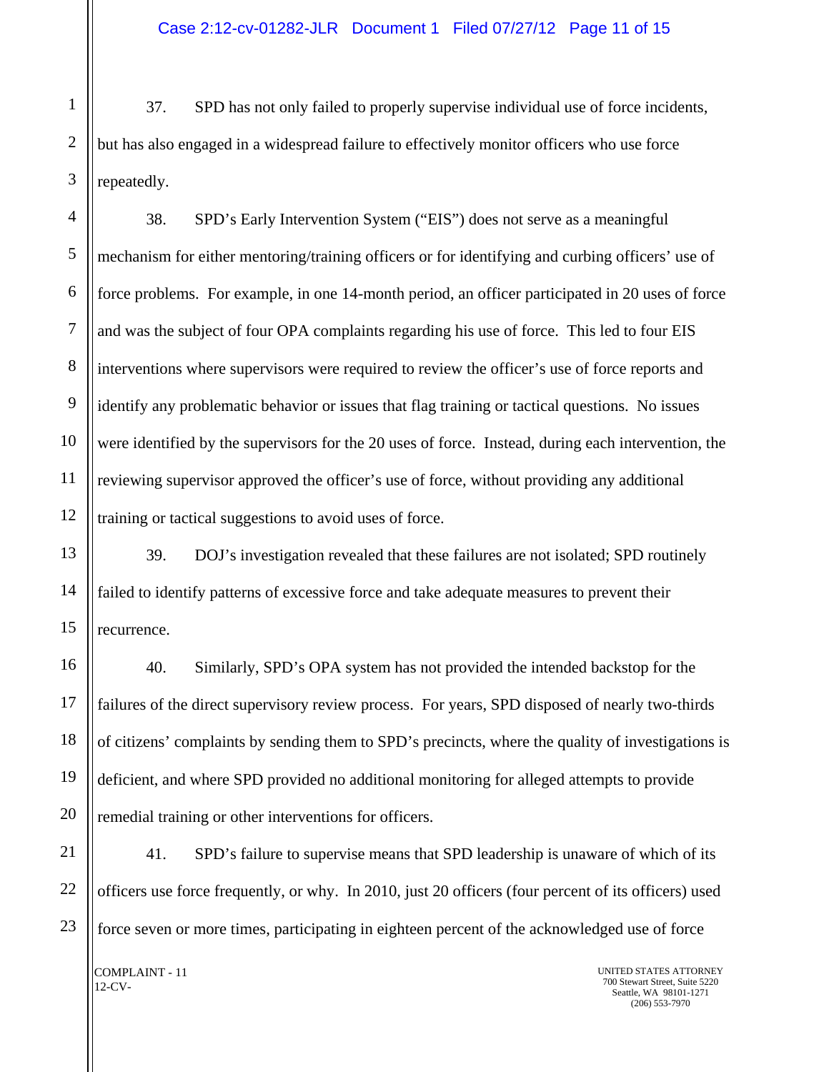37. SPD has not only failed to properly supervise individual use of force incidents, but has also engaged in a widespread failure to effectively monitor officers who use force repeatedly.

38. SPD's Early Intervention System ("EIS") does not serve as a meaningful mechanism for either mentoring/training officers or for identifying and curbing officers' use of force problems. For example, in one 14-month period, an officer participated in 20 uses of force and was the subject of four OPA complaints regarding his use of force. This led to four EIS interventions where supervisors were required to review the officer's use of force reports and identify any problematic behavior or issues that flag training or tactical questions. No issues were identified by the supervisors for the 20 uses of force. Instead, during each intervention, the reviewing supervisor approved the officer's use of force, without providing any additional training or tactical suggestions to avoid uses of force.

39. DOJ's investigation revealed that these failures are not isolated; SPD routinely failed to identify patterns of excessive force and take adequate measures to prevent their recurrence.

40. Similarly, SPD's OPA system has not provided the intended backstop for the failures of the direct supervisory review process. For years, SPD disposed of nearly two-thirds of citizens' complaints by sending them to SPD's precincts, where the quality of investigations is deficient, and where SPD provided no additional monitoring for alleged attempts to provide remedial training or other interventions for officers.

41. SPD's failure to supervise means that SPD leadership is unaware of which of its officers use force frequently, or why. In 2010, just 20 officers (four percent of its officers) used force seven or more times, participating in eighteen percent of the acknowledged use of force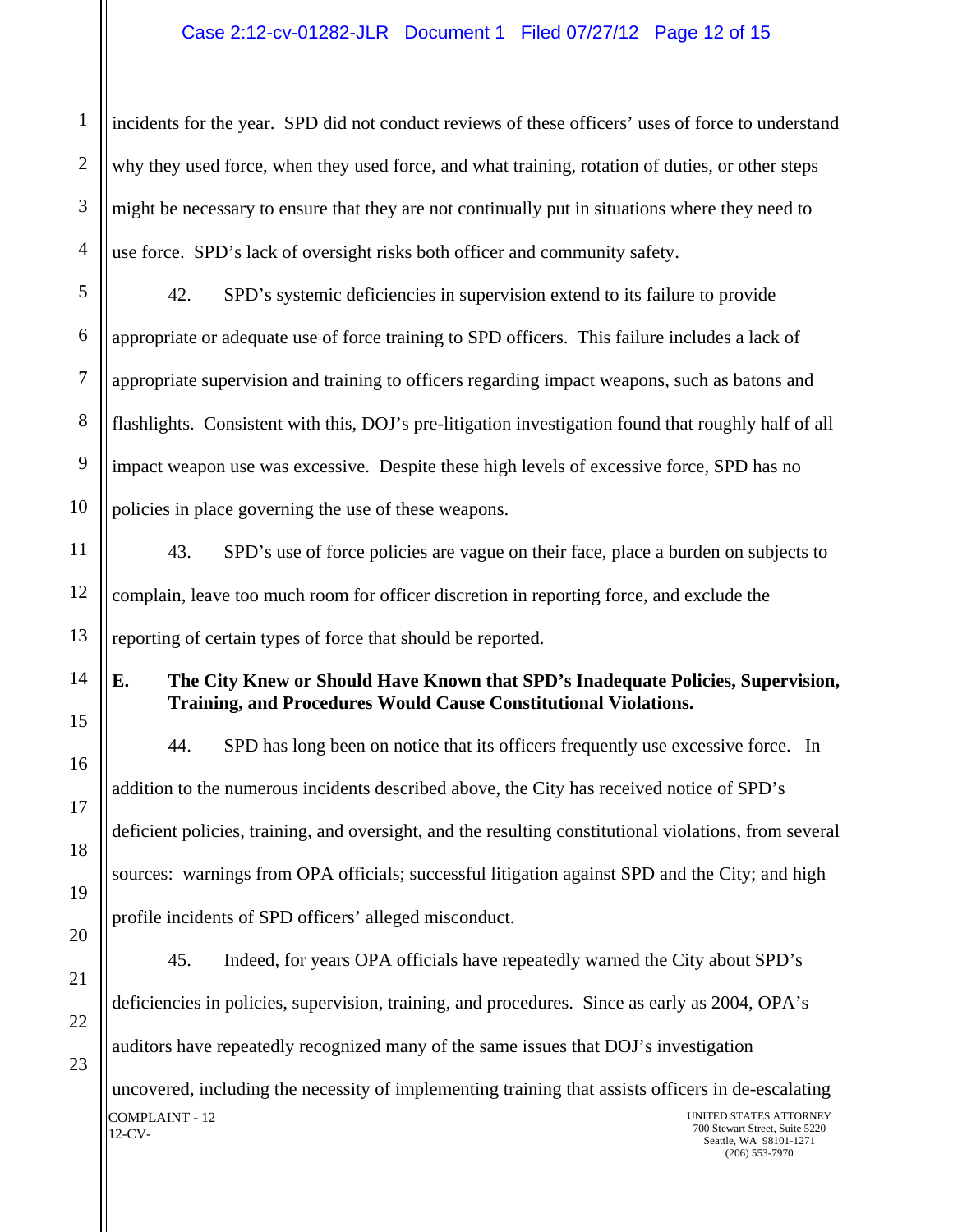incidents for the year. SPD did not conduct reviews of these officers' uses of force to understand why they used force, when they used force, and what training, rotation of duties, or other steps might be necessary to ensure that they are not continually put in situations where they need to use force. SPD's lack of oversight risks both officer and community safety.

42. SPD's systemic deficiencies in supervision extend to its failure to provide appropriate or adequate use of force training to SPD officers. This failure includes a lack of appropriate supervision and training to officers regarding impact weapons, such as batons and flashlights. Consistent with this, DOJ's pre-litigation investigation found that roughly half of all impact weapon use was excessive. Despite these high levels of excessive force, SPD has no policies in place governing the use of these weapons.

43. SPD's use of force policies are vague on their face, place a burden on subjects to complain, leave too much room for officer discretion in reporting force, and exclude the reporting of certain types of force that should be reported.

**E. The City Knew or Should Have Known that SPD's Inadequate Policies, Supervision, Training, and Procedures Would Cause Constitutional Violations.**

44. SPD has long been on notice that its officers frequently use excessive force. In addition to the numerous incidents described above, the City has received notice of SPD's deficient policies, training, and oversight, and the resulting constitutional violations, from several sources: warnings from OPA officials; successful litigation against SPD and the City; and high profile incidents of SPD officers' alleged misconduct.

45. Indeed, for years OPA officials have repeatedly warned the City about SPD's deficiencies in policies, supervision, training, and procedures. Since as early as 2004, OPA's auditors have repeatedly recognized many of the same issues that DOJ's investigation uncovered, including the necessity of implementing training that assists officers in de-escalating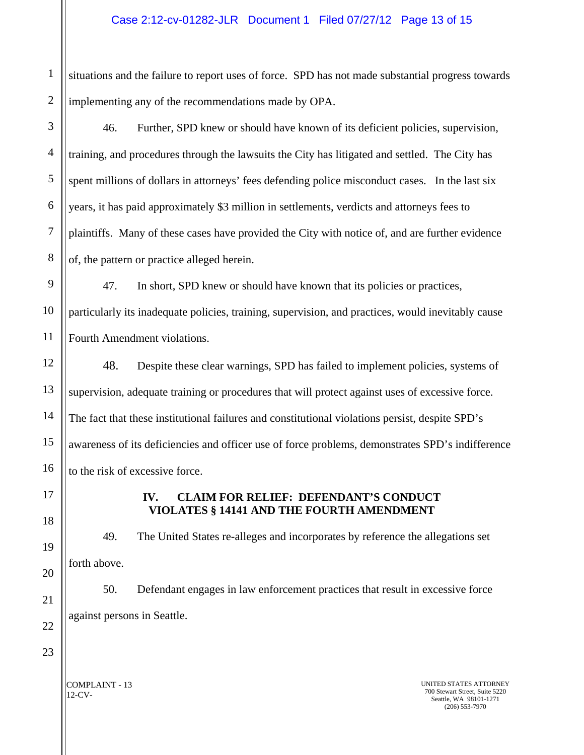situations and the failure to report uses of force. SPD has not made substantial progress towards implementing any of the recommendations made by OPA.

46. Further, SPD knew or should have known of its deficient policies, supervision, training, and procedures through the lawsuits the City has litigated and settled. The City has spent millions of dollars in attorneys' fees defending police misconduct cases. In the last six years, it has paid approximately $3 million in settlements, verdicts and attorneys fees to plaintiffs. Many of these cases have provided the City with notice of, and are further evidence of, the pattern or practice alleged herein.

47. In short, SPD knew or should have known that its policies or practices, particularly its inadequate policies, training, supervision, and practices, would inevitably cause Fourth Amendment violations.

48. Despite these clear warnings, SPD has failed to implement policies, systems of supervision, adequate training or procedures that will protect against uses of excessive force. The fact that these institutional failures and constitutional violations persist, despite SPD's awareness of its deficiencies and officer use of force problems, demonstrates SPD's indifference to the risk of excessive force.

## IV. CLAIM FOR RELIEF: DEFENDANT'S CONDUCT VIOLATES § 14141 AND THE FOURTH AMENDMENT

49. The United States re-alleges and incorporates by reference the allegations set forth above.

50. Defendant engages in law enforcement practices that result in excessive force against persons in Seattle.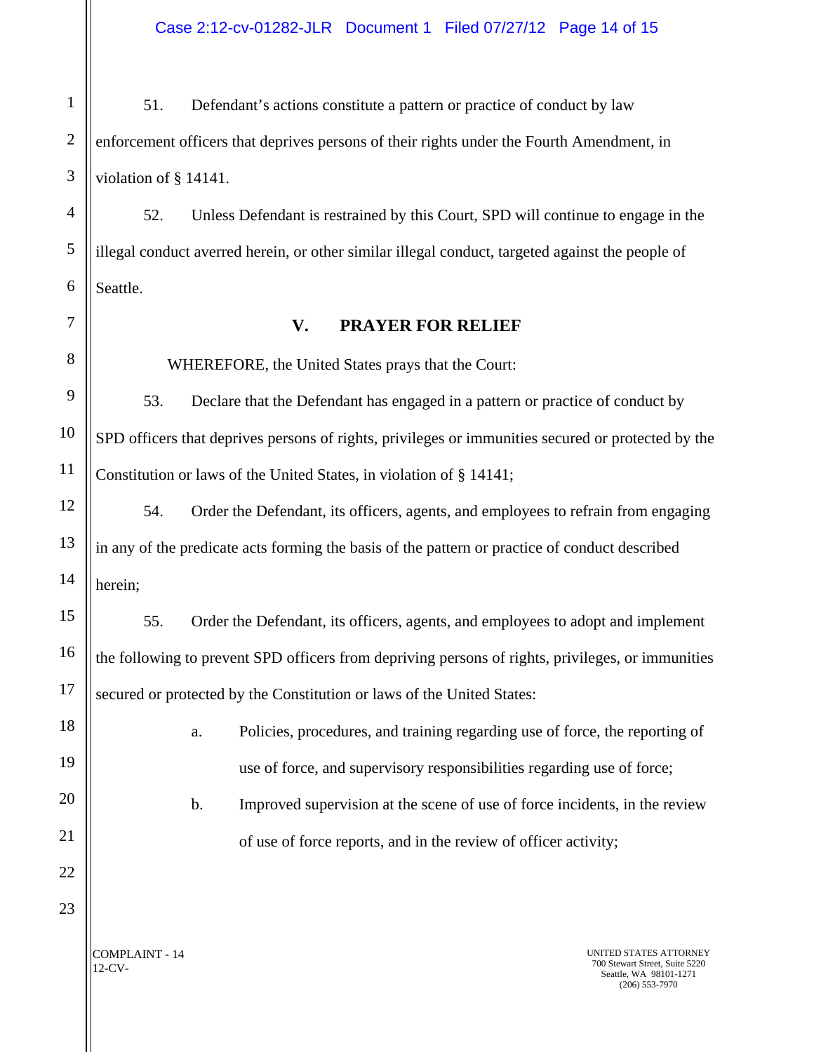51. Defendant's actions constitute a pattern or practice of conduct by law enforcement officers that deprives persons of their rights under the Fourth Amendment, in violation of § 14141.

52. Unless Defendant is restrained by this Court, SPD will continue to engage in the illegal conduct averred herein, or other similar illegal conduct, targeted against the people of Seattle.

## V. PRAYER FOR RELIEF

WHEREFORE, the United States prays that the Court:

53. Declare that the Defendant has engaged in a pattern or practice of conduct by SPD officers that deprives persons of rights, privileges or immunities secured or protected by the Constitution or laws of the United States, in violation of § 14141;

54. Order the Defendant, its officers, agents, and employees to refrain from engaging in any of the predicate acts forming the basis of the pattern or practice of conduct described herein;

55. Order the Defendant, its officers, agents, and employees to adopt and implement the following to prevent SPD officers from depriving persons of rights, privileges, or immunities secured or protected by the Constitution or laws of the United States:

a. Policies, procedures, and training regarding use of force, the reporting of use of force, and supervisory responsibilities regarding use of force;

b. Improved supervision at the scene of use of force incidents, in the review of use of force reports, and in the review of officer activity;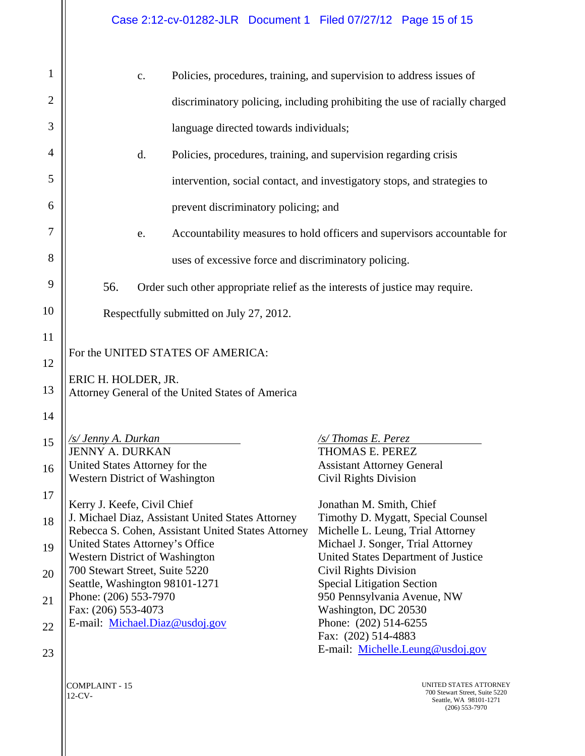c. Policies, procedures, training, and supervision to address issues of discriminatory policing, including prohibiting the use of racially charged language directed towards individuals;

d. Policies, procedures, training, and supervision regarding crisis intervention, social contact, and investigatory stops, and strategies to prevent discriminatory policing; and

e. Accountability measures to hold officers and supervisors accountable for uses of excessive force and discriminatory policing.

56. Order such other appropriate relief as the interests of justice may require.

Respectfully submitted on July 27, 2012.

For the UNITED STATES OF AMERICA:

ERIC H. HOLDER, JR.
Attorney General of the United States of America

*/s/ Jenny A. Durkan*
JENNY A. DURKAN
United States Attorney for the
Western District of Washington

Kerry J. Keefe, Civil Chief
J. Michael Diaz, Assistant United States Attorney
Rebecca S. Cohen, Assistant United States Attorney
United States Attorney's Office
Western District of Washington
700 Stewart Street, Suite 5220
Seattle, Washington 98101-1271
Phone: (206) 553-7970
Fax: (206) 553-4073
E-mail: Michael.Diaz@usdoj.gov

*/s/ Thomas E. Perez*
THOMAS E. PEREZ
Assistant Attorney General
Civil Rights Division

Jonathan M. Smith, Chief
Timothy D. Mygatt, Special Counsel
Michelle L. Leung, Trial Attorney
Michael J. Songer, Trial Attorney
United States Department of Justice
Civil Rights Division
Special Litigation Section
950 Pennsylvania Avenue, NW
Washington, DC 20530
Phone: (202) 514-6255
Fax: (202) 514-4883
E-mail: Michelle.Leung@usdoj.gov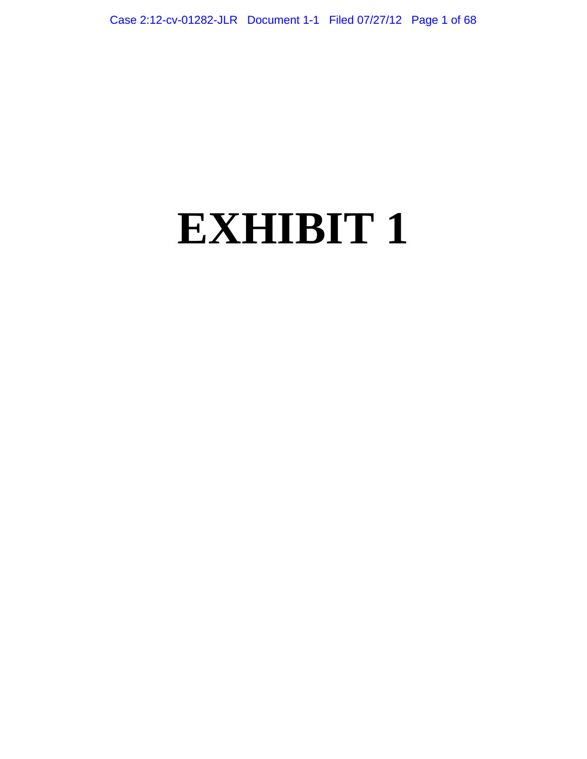# EXHIBIT 1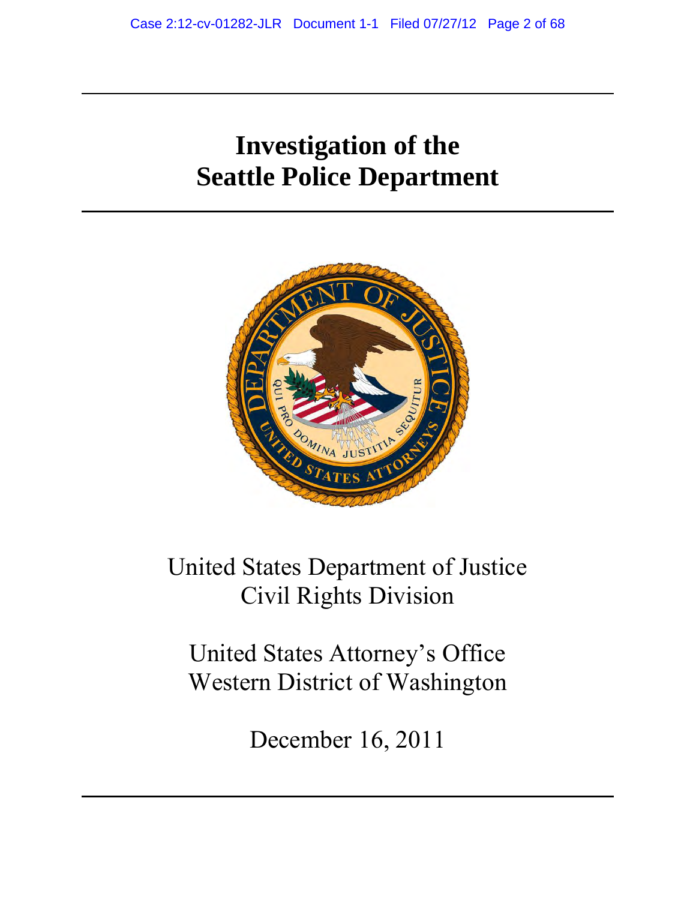# Investigation of the Seattle Police Department

United States Department of Justice
Civil Rights Division

United States Attorney's Office
Western District of Washington

December 16, 2011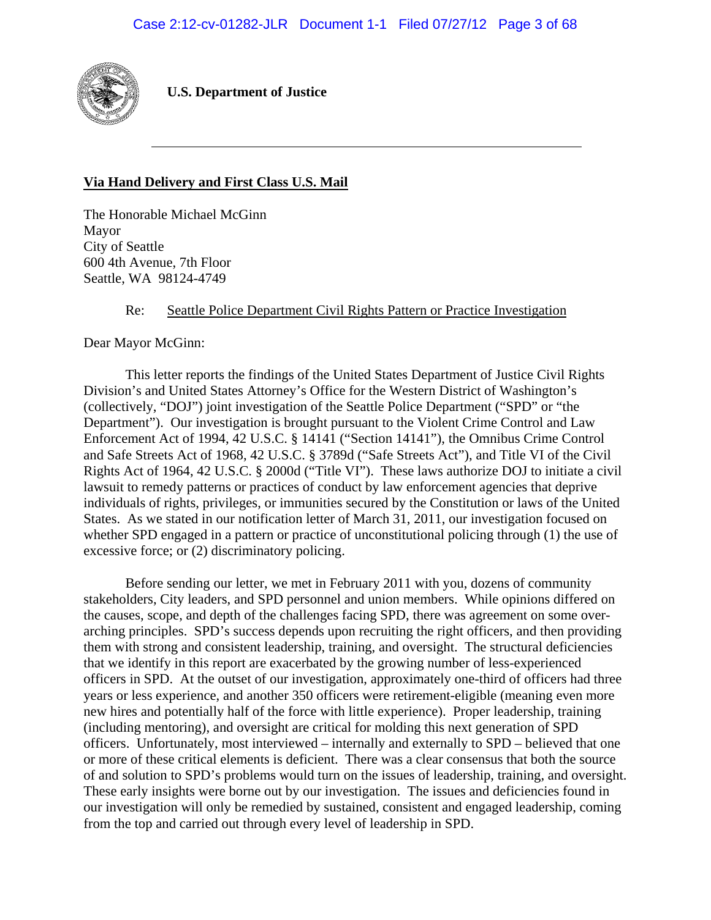**U.S. Department of Justice**

---

**<u>Via Hand Delivery and First Class U.S. Mail</u>**

The Honorable Michael McGinn
Mayor
City of Seattle
600 4th Avenue, 7th Floor
Seattle, WA 98124-4749

Re: <u>Seattle Police Department Civil Rights Pattern or Practice Investigation</u>

Dear Mayor McGinn:

This letter reports the findings of the United States Department of Justice Civil Rights Division's and United States Attorney's Office for the Western District of Washington's (collectively, "DOJ") joint investigation of the Seattle Police Department ("SPD" or "the Department"). Our investigation is brought pursuant to the Violent Crime Control and Law Enforcement Act of 1994, 42 U.S.C. § 14141 ("Section 14141"), the Omnibus Crime Control and Safe Streets Act of 1968, 42 U.S.C. § 3789d ("Safe Streets Act"), and Title VI of the Civil Rights Act of 1964, 42 U.S.C. § 2000d ("Title VI"). These laws authorize DOJ to initiate a civil lawsuit to remedy patterns or practices of conduct by law enforcement agencies that deprive individuals of rights, privileges, or immunities secured by the Constitution or laws of the United States. As we stated in our notification letter of March 31, 2011, our investigation focused on whether SPD engaged in a pattern or practice of unconstitutional policing through (1) the use of excessive force; or (2) discriminatory policing.

Before sending our letter, we met in February 2011 with you, dozens of community stakeholders, City leaders, and SPD personnel and union members. While opinions differed on the causes, scope, and depth of the challenges facing SPD, there was agreement on some over-arching principles. SPD's success depends upon recruiting the right officers, and then providing them with strong and consistent leadership, training, and oversight. The structural deficiencies that we identify in this report are exacerbated by the growing number of less-experienced officers in SPD. At the outset of our investigation, approximately one-third of officers had three years or less experience, and another 350 officers were retirement-eligible (meaning even more new hires and potentially half of the force with little experience). Proper leadership, training (including mentoring), and oversight are critical for molding this next generation of SPD officers. Unfortunately, most interviewed – internally and externally to SPD – believed that one or more of these critical elements is deficient. There was a clear consensus that both the source of and solution to SPD's problems would turn on the issues of leadership, training, and oversight. These early insights were borne out by our investigation. The issues and deficiencies found in our investigation will only be remedied by sustained, consistent and engaged leadership, coming from the top and carried out through every level of leadership in SPD.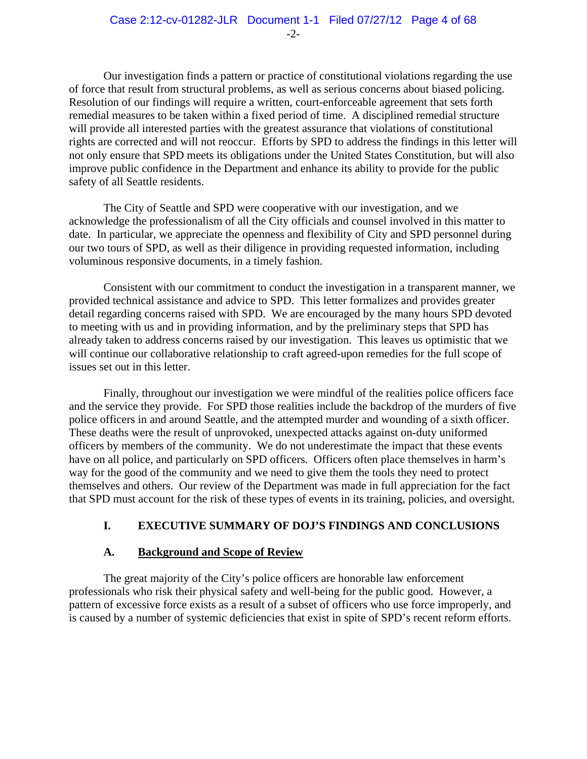Our investigation finds a pattern or practice of constitutional violations regarding the use of force that result from structural problems, as well as serious concerns about biased policing. Resolution of our findings will require a written, court-enforceable agreement that sets forth remedial measures to be taken within a fixed period of time. A disciplined remedial structure will provide all interested parties with the greatest assurance that violations of constitutional rights are corrected and will not reoccur. Efforts by SPD to address the findings in this letter will not only ensure that SPD meets its obligations under the United States Constitution, but will also improve public confidence in the Department and enhance its ability to provide for the public safety of all Seattle residents.

The City of Seattle and SPD were cooperative with our investigation, and we acknowledge the professionalism of all the City officials and counsel involved in this matter to date. In particular, we appreciate the openness and flexibility of City and SPD personnel during our two tours of SPD, as well as their diligence in providing requested information, including voluminous responsive documents, in a timely fashion.

Consistent with our commitment to conduct the investigation in a transparent manner, we provided technical assistance and advice to SPD. This letter formalizes and provides greater detail regarding concerns raised with SPD. We are encouraged by the many hours SPD devoted to meeting with us and in providing information, and by the preliminary steps that SPD has already taken to address concerns raised by our investigation. This leaves us optimistic that we will continue our collaborative relationship to craft agreed-upon remedies for the full scope of issues set out in this letter.

Finally, throughout our investigation we were mindful of the realities police officers face and the service they provide. For SPD those realities include the backdrop of the murders of five police officers in and around Seattle, and the attempted murder and wounding of a sixth officer. These deaths were the result of unprovoked, unexpected attacks against on-duty uniformed officers by members of the community. We do not underestimate the impact that these events have on all police, and particularly on SPD officers. Officers often place themselves in harm's way for the good of the community and we need to give them the tools they need to protect themselves and others. Our review of the Department was made in full appreciation for the fact that SPD must account for the risk of these types of events in its training, policies, and oversight.

## I. EXECUTIVE SUMMARY OF DOJ'S FINDINGS AND CONCLUSIONS

### A. Background and Scope of Review

The great majority of the City's police officers are honorable law enforcement professionals who risk their physical safety and well-being for the public good. However, a pattern of excessive force exists as a result of a subset of officers who use force improperly, and is caused by a number of systemic deficiencies that exist in spite of SPD's recent reform efforts.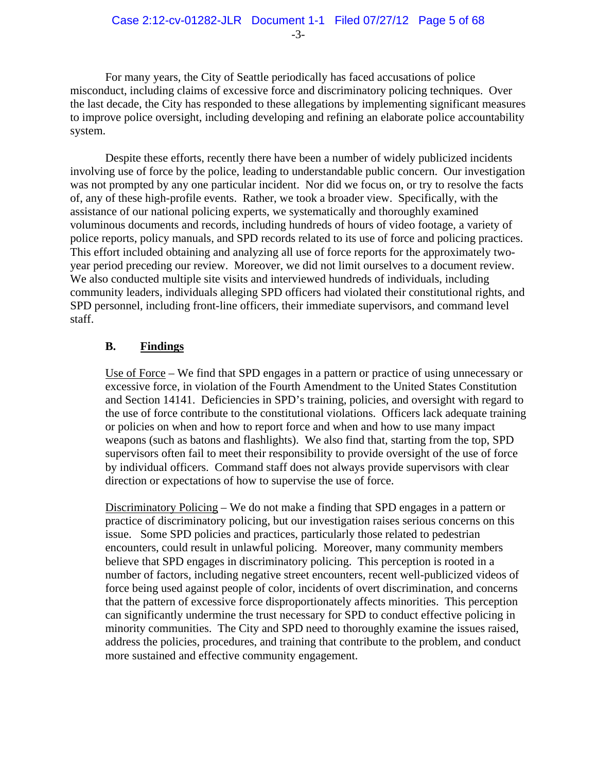For many years, the City of Seattle periodically has faced accusations of police misconduct, including claims of excessive force and discriminatory policing techniques. Over the last decade, the City has responded to these allegations by implementing significant measures to improve police oversight, including developing and refining an elaborate police accountability system.

Despite these efforts, recently there have been a number of widely publicized incidents involving use of force by the police, leading to understandable public concern. Our investigation was not prompted by any one particular incident. Nor did we focus on, or try to resolve the facts of, any of these high-profile events. Rather, we took a broader view. Specifically, with the assistance of our national policing experts, we systematically and thoroughly examined voluminous documents and records, including hundreds of hours of video footage, a variety of police reports, policy manuals, and SPD records related to its use of force and policing practices. This effort included obtaining and analyzing all use of force reports for the approximately two-year period preceding our review. Moreover, we did not limit ourselves to a document review. We also conducted multiple site visits and interviewed hundreds of individuals, including community leaders, individuals alleging SPD officers had violated their constitutional rights, and SPD personnel, including front-line officers, their immediate supervisors, and command level staff.

### B. Findings

Use of Force – We find that SPD engages in a pattern or practice of using unnecessary or excessive force, in violation of the Fourth Amendment to the United States Constitution and Section 14141. Deficiencies in SPD's training, policies, and oversight with regard to the use of force contribute to the constitutional violations. Officers lack adequate training or policies on when and how to report force and when and how to use many impact weapons (such as batons and flashlights). We also find that, starting from the top, SPD supervisors often fail to meet their responsibility to provide oversight of the use of force by individual officers. Command staff does not always provide supervisors with clear direction or expectations of how to supervise the use of force.

Discriminatory Policing – We do not make a finding that SPD engages in a pattern or practice of discriminatory policing, but our investigation raises serious concerns on this issue. Some SPD policies and practices, particularly those related to pedestrian encounters, could result in unlawful policing. Moreover, many community members believe that SPD engages in discriminatory policing. This perception is rooted in a number of factors, including negative street encounters, recent well-publicized videos of force being used against people of color, incidents of overt discrimination, and concerns that the pattern of excessive force disproportionately affects minorities. This perception can significantly undermine the trust necessary for SPD to conduct effective policing in minority communities. The City and SPD need to thoroughly examine the issues raised, address the policies, procedures, and training that contribute to the problem, and conduct more sustained and effective community engagement.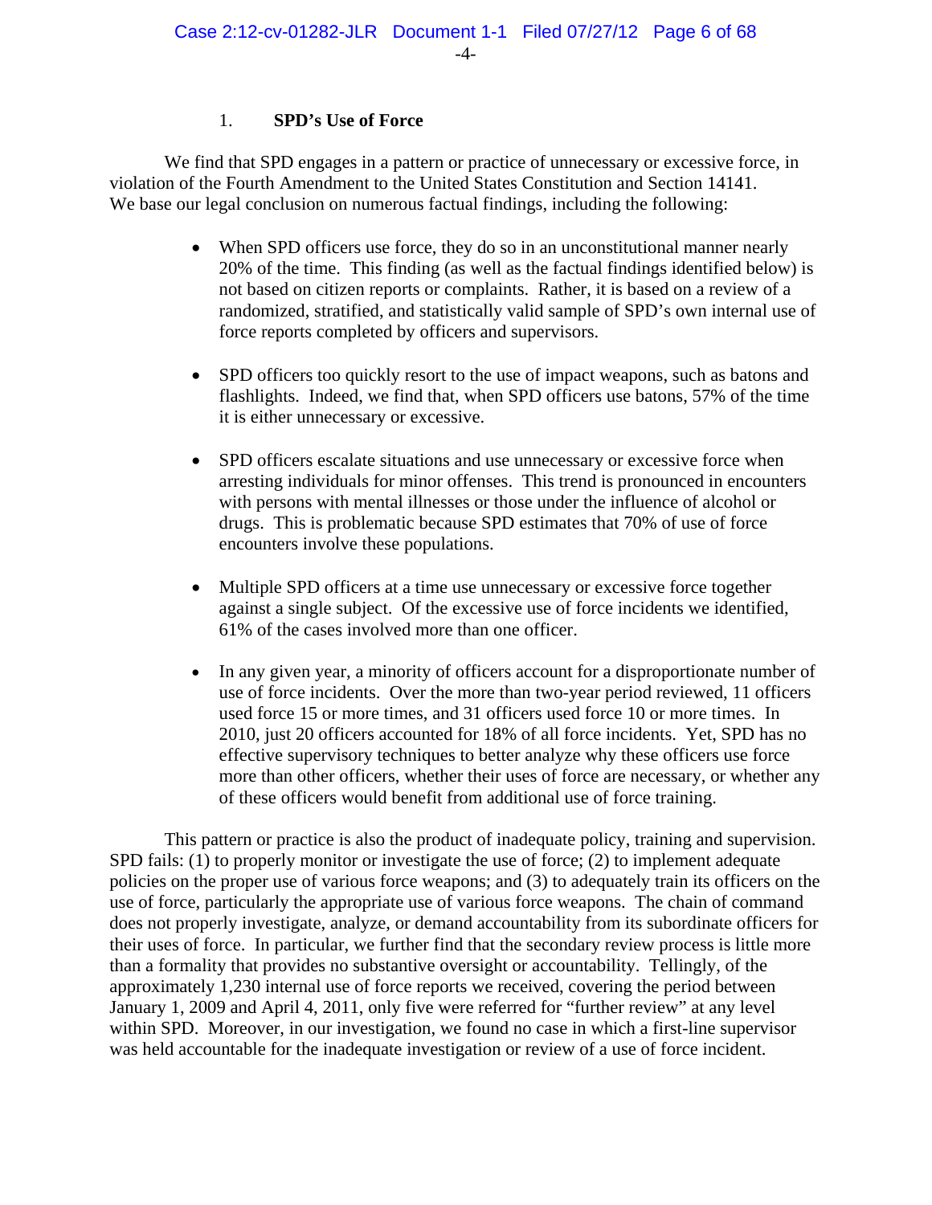### 1. SPD's Use of Force

We find that SPD engages in a pattern or practice of unnecessary or excessive force, in violation of the Fourth Amendment to the United States Constitution and Section 14141. We base our legal conclusion on numerous factual findings, including the following:

- When SPD officers use force, they do so in an unconstitutional manner nearly 20% of the time. This finding (as well as the factual findings identified below) is not based on citizen reports or complaints. Rather, it is based on a review of a randomized, stratified, and statistically valid sample of SPD's own internal use of force reports completed by officers and supervisors.

- SPD officers too quickly resort to the use of impact weapons, such as batons and flashlights. Indeed, we find that, when SPD officers use batons, 57% of the time it is either unnecessary or excessive.

- SPD officers escalate situations and use unnecessary or excessive force when arresting individuals for minor offenses. This trend is pronounced in encounters with persons with mental illnesses or those under the influence of alcohol or drugs. This is problematic because SPD estimates that 70% of use of force encounters involve these populations.

- Multiple SPD officers at a time use unnecessary or excessive force together against a single subject. Of the excessive use of force incidents we identified, 61% of the cases involved more than one officer.

- In any given year, a minority of officers account for a disproportionate number of use of force incidents. Over the more than two-year period reviewed, 11 officers used force 15 or more times, and 31 officers used force 10 or more times. In 2010, just 20 officers accounted for 18% of all force incidents. Yet, SPD has no effective supervisory techniques to better analyze why these officers use force more than other officers, whether their uses of force are necessary, or whether any of these officers would benefit from additional use of force training.

This pattern or practice is also the product of inadequate policy, training and supervision. SPD fails: (1) to properly monitor or investigate the use of force; (2) to implement adequate policies on the proper use of various force weapons; and (3) to adequately train its officers on the use of force, particularly the appropriate use of various force weapons. The chain of command does not properly investigate, analyze, or demand accountability from its subordinate officers for their uses of force. In particular, we further find that the secondary review process is little more than a formality that provides no substantive oversight or accountability. Tellingly, of the approximately 1,230 internal use of force reports we received, covering the period between January 1, 2009 and April 4, 2011, only five were referred for "further review" at any level within SPD. Moreover, in our investigation, we found no case in which a first-line supervisor was held accountable for the inadequate investigation or review of a use of force incident.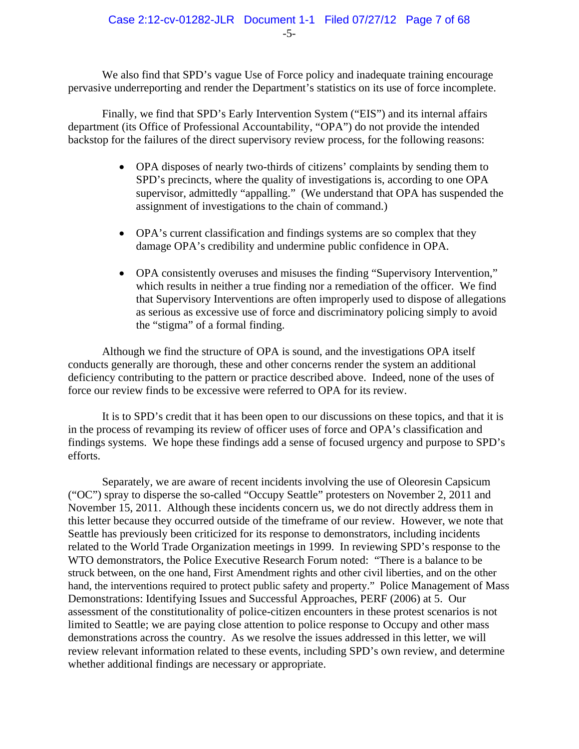We also find that SPD's vague Use of Force policy and inadequate training encourage pervasive underreporting and render the Department's statistics on its use of force incomplete.

Finally, we find that SPD's Early Intervention System ("EIS") and its internal affairs department (its Office of Professional Accountability, "OPA") do not provide the intended backstop for the failures of the direct supervisory review process, for the following reasons:

- OPA disposes of nearly two-thirds of citizens' complaints by sending them to SPD's precincts, where the quality of investigations is, according to one OPA supervisor, admittedly "appalling." (We understand that OPA has suspended the assignment of investigations to the chain of command.)

- OPA's current classification and findings systems are so complex that they damage OPA's credibility and undermine public confidence in OPA.

- OPA consistently overuses and misuses the finding "Supervisory Intervention," which results in neither a true finding nor a remediation of the officer. We find that Supervisory Interventions are often improperly used to dispose of allegations as serious as excessive use of force and discriminatory policing simply to avoid the "stigma" of a formal finding.

Although we find the structure of OPA is sound, and the investigations OPA itself conducts generally are thorough, these and other concerns render the system an additional deficiency contributing to the pattern or practice described above. Indeed, none of the uses of force our review finds to be excessive were referred to OPA for its review.

It is to SPD's credit that it has been open to our discussions on these topics, and that it is in the process of revamping its review of officer uses of force and OPA's classification and findings systems. We hope these findings add a sense of focused urgency and purpose to SPD's efforts.

Separately, we are aware of recent incidents involving the use of Oleoresin Capsicum ("OC") spray to disperse the so-called "Occupy Seattle" protesters on November 2, 2011 and November 15, 2011. Although these incidents concern us, we do not directly address them in this letter because they occurred outside of the timeframe of our review. However, we note that Seattle has previously been criticized for its response to demonstrators, including incidents related to the World Trade Organization meetings in 1999. In reviewing SPD's response to the WTO demonstrators, the Police Executive Research Forum noted: "There is a balance to be struck between, on the one hand, First Amendment rights and other civil liberties, and on the other hand, the interventions required to protect public safety and property." Police Management of Mass Demonstrations: Identifying Issues and Successful Approaches, PERF (2006) at 5. Our assessment of the constitutionality of police-citizen encounters in these protest scenarios is not limited to Seattle; we are paying close attention to police response to Occupy and other mass demonstrations across the country. As we resolve the issues addressed in this letter, we will review relevant information related to these events, including SPD's own review, and determine whether additional findings are necessary or appropriate.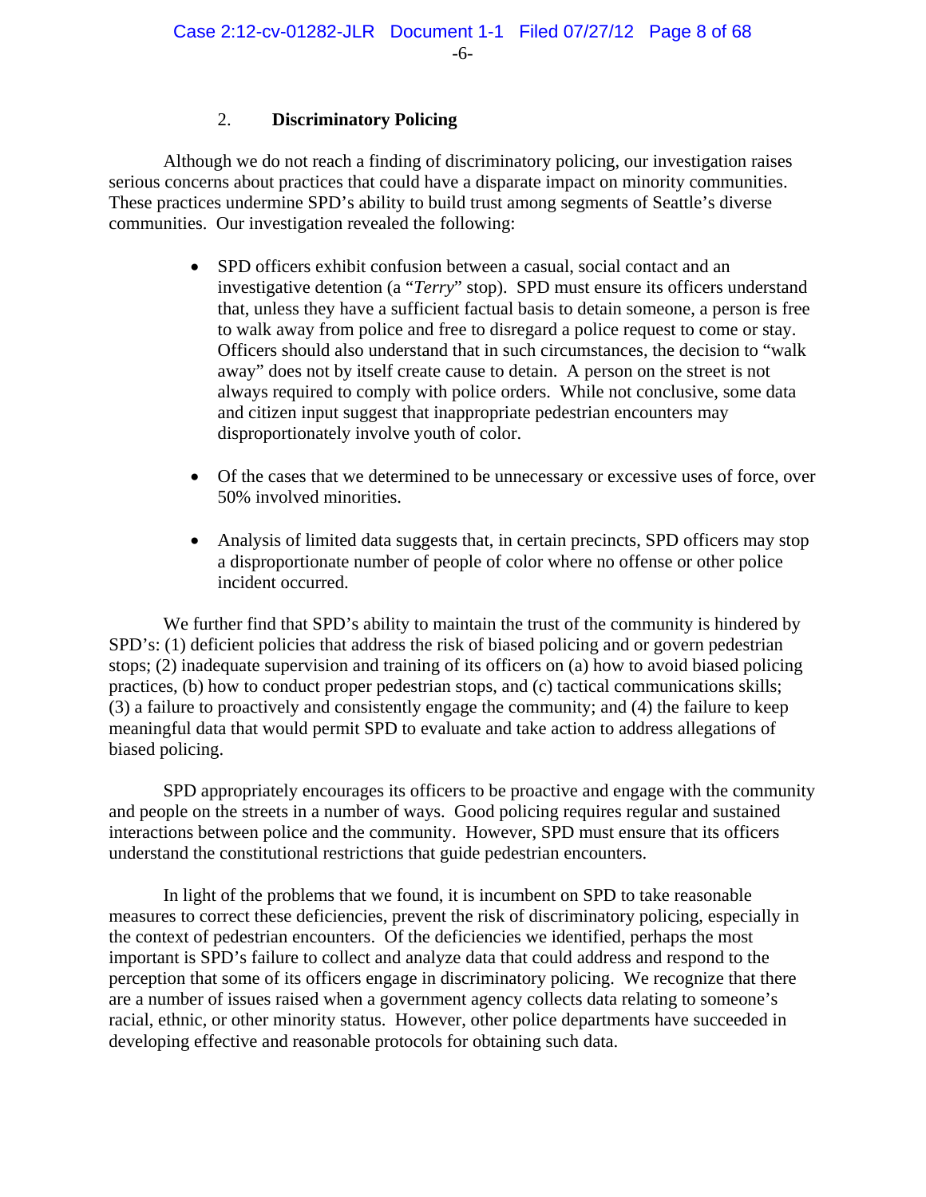### 2. **Discriminatory Policing**

Although we do not reach a finding of discriminatory policing, our investigation raises serious concerns about practices that could have a disparate impact on minority communities. These practices undermine SPD's ability to build trust among segments of Seattle's diverse communities. Our investigation revealed the following:

- SPD officers exhibit confusion between a casual, social contact and an investigative detention (a "*Terry*" stop). SPD must ensure its officers understand that, unless they have a sufficient factual basis to detain someone, a person is free to walk away from police and free to disregard a police request to come or stay. Officers should also understand that in such circumstances, the decision to "walk away" does not by itself create cause to detain. A person on the street is not always required to comply with police orders. While not conclusive, some data and citizen input suggest that inappropriate pedestrian encounters may disproportionately involve youth of color.

- Of the cases that we determined to be unnecessary or excessive uses of force, over 50% involved minorities.

- Analysis of limited data suggests that, in certain precincts, SPD officers may stop a disproportionate number of people of color where no offense or other police incident occurred.

We further find that SPD's ability to maintain the trust of the community is hindered by SPD's: (1) deficient policies that address the risk of biased policing and or govern pedestrian stops; (2) inadequate supervision and training of its officers on (a) how to avoid biased policing practices, (b) how to conduct proper pedestrian stops, and (c) tactical communications skills; (3) a failure to proactively and consistently engage the community; and (4) the failure to keep meaningful data that would permit SPD to evaluate and take action to address allegations of biased policing.

SPD appropriately encourages its officers to be proactive and engage with the community and people on the streets in a number of ways. Good policing requires regular and sustained interactions between police and the community. However, SPD must ensure that its officers understand the constitutional restrictions that guide pedestrian encounters.

In light of the problems that we found, it is incumbent on SPD to take reasonable measures to correct these deficiencies, prevent the risk of discriminatory policing, especially in the context of pedestrian encounters. Of the deficiencies we identified, perhaps the most important is SPD's failure to collect and analyze data that could address and respond to the perception that some of its officers engage in discriminatory policing. We recognize that there are a number of issues raised when a government agency collects data relating to someone's racial, ethnic, or other minority status. However, other police departments have succeeded in developing effective and reasonable protocols for obtaining such data.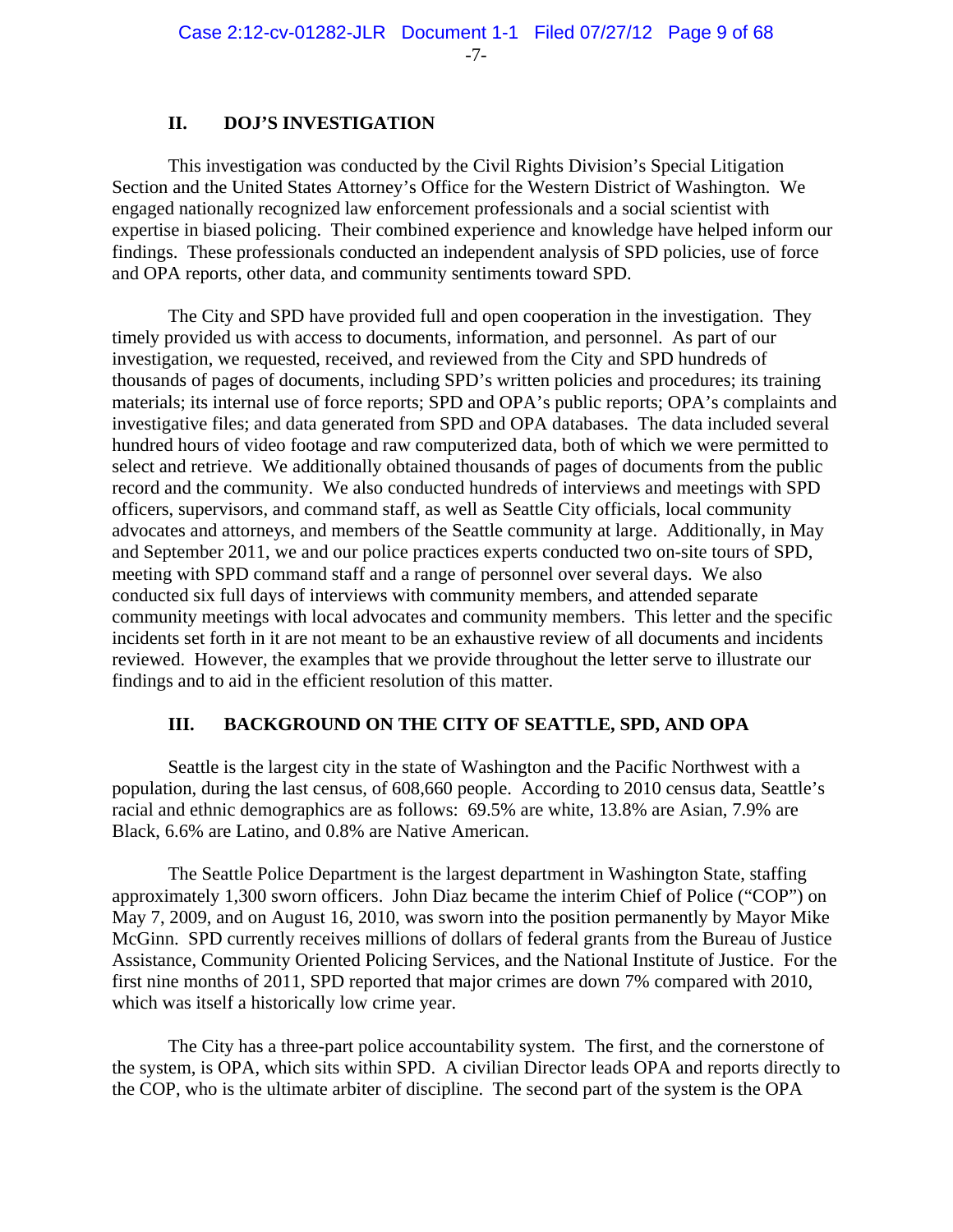## II. DOJ'S INVESTIGATION

This investigation was conducted by the Civil Rights Division's Special Litigation Section and the United States Attorney's Office for the Western District of Washington. We engaged nationally recognized law enforcement professionals and a social scientist with expertise in biased policing. Their combined experience and knowledge have helped inform our findings. These professionals conducted an independent analysis of SPD policies, use of force and OPA reports, other data, and community sentiments toward SPD.

The City and SPD have provided full and open cooperation in the investigation. They timely provided us with access to documents, information, and personnel. As part of our investigation, we requested, received, and reviewed from the City and SPD hundreds of thousands of pages of documents, including SPD's written policies and procedures; its training materials; its internal use of force reports; SPD and OPA's public reports; OPA's complaints and investigative files; and data generated from SPD and OPA databases. The data included several hundred hours of video footage and raw computerized data, both of which we were permitted to select and retrieve. We additionally obtained thousands of pages of documents from the public record and the community. We also conducted hundreds of interviews and meetings with SPD officers, supervisors, and command staff, as well as Seattle City officials, local community advocates and attorneys, and members of the Seattle community at large. Additionally, in May and September 2011, we and our police practices experts conducted two on-site tours of SPD, meeting with SPD command staff and a range of personnel over several days. We also conducted six full days of interviews with community members, and attended separate community meetings with local advocates and community members. This letter and the specific incidents set forth in it are not meant to be an exhaustive review of all documents and incidents reviewed. However, the examples that we provide throughout the letter serve to illustrate our findings and to aid in the efficient resolution of this matter.

## III. BACKGROUND ON THE CITY OF SEATTLE, SPD, AND OPA

Seattle is the largest city in the state of Washington and the Pacific Northwest with a population, during the last census, of 608,660 people. According to 2010 census data, Seattle's racial and ethnic demographics are as follows: 69.5% are white, 13.8% are Asian, 7.9% are Black, 6.6% are Latino, and 0.8% are Native American.

The Seattle Police Department is the largest department in Washington State, staffing approximately 1,300 sworn officers. John Diaz became the interim Chief of Police ("COP") on May 7, 2009, and on August 16, 2010, was sworn into the position permanently by Mayor Mike McGinn. SPD currently receives millions of dollars of federal grants from the Bureau of Justice Assistance, Community Oriented Policing Services, and the National Institute of Justice. For the first nine months of 2011, SPD reported that major crimes are down 7% compared with 2010, which was itself a historically low crime year.

The City has a three-part police accountability system. The first, and the cornerstone of the system, is OPA, which sits within SPD. A civilian Director leads OPA and reports directly to the COP, who is the ultimate arbiter of discipline. The second part of the system is the OPA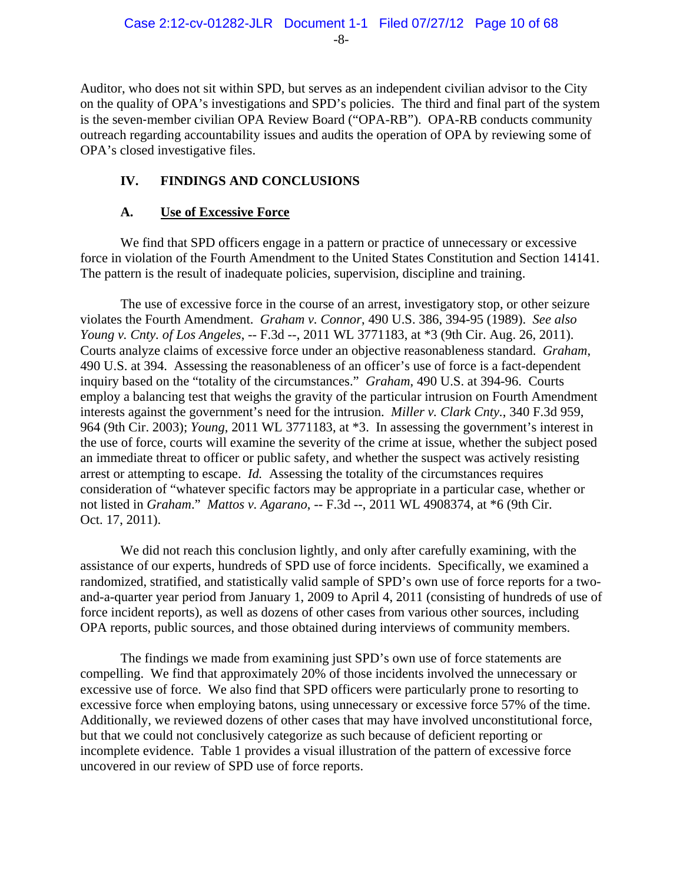Auditor, who does not sit within SPD, but serves as an independent civilian advisor to the City on the quality of OPA's investigations and SPD's policies. The third and final part of the system is the seven-member civilian OPA Review Board ("OPA-RB"). OPA-RB conducts community outreach regarding accountability issues and audits the operation of OPA by reviewing some of OPA's closed investigative files.

## IV. FINDINGS AND CONCLUSIONS

### A. Use of Excessive Force

We find that SPD officers engage in a pattern or practice of unnecessary or excessive force in violation of the Fourth Amendment to the United States Constitution and Section 14141. The pattern is the result of inadequate policies, supervision, discipline and training.

The use of excessive force in the course of an arrest, investigatory stop, or other seizure violates the Fourth Amendment. *Graham v. Connor*, 490 U.S. 386, 394-95 (1989). *See also Young v. Cnty. of Los Angeles*, -- F.3d --, 2011 WL 3771183, at *3 (9th Cir. Aug. 26, 2011). Courts analyze claims of excessive force under an objective reasonableness standard. *Graham*, 490 U.S. at 394. Assessing the reasonableness of an officer's use of force is a fact-dependent inquiry based on the "totality of the circumstances." *Graham*, 490 U.S. at 394-96. Courts employ a balancing test that weighs the gravity of the particular intrusion on Fourth Amendment interests against the government's need for the intrusion. *Miller v. Clark Cnty.*, 340 F.3d 959, 964 (9th Cir. 2003); *Young*, 2011 WL 3771183, at *3. In assessing the government's interest in the use of force, courts will examine the severity of the crime at issue, whether the subject posed an immediate threat to officer or public safety, and whether the suspect was actively resisting arrest or attempting to escape. *Id.* Assessing the totality of the circumstances requires consideration of "whatever specific factors may be appropriate in a particular case, whether or not listed in *Graham*." *Mattos v. Agarano*, -- F.3d --, 2011 WL 4908374, at *6 (9th Cir. Oct. 17, 2011).

We did not reach this conclusion lightly, and only after carefully examining, with the assistance of our experts, hundreds of SPD use of force incidents. Specifically, we examined a randomized, stratified, and statistically valid sample of SPD's own use of force reports for a two-and-a-quarter year period from January 1, 2009 to April 4, 2011 (consisting of hundreds of use of force incident reports), as well as dozens of other cases from various other sources, including OPA reports, public sources, and those obtained during interviews of community members.

The findings we made from examining just SPD's own use of force statements are compelling. We find that approximately 20% of those incidents involved the unnecessary or excessive use of force. We also find that SPD officers were particularly prone to resorting to excessive force when employing batons, using unnecessary or excessive force 57% of the time. Additionally, we reviewed dozens of other cases that may have involved unconstitutional force, but that we could not conclusively categorize as such because of deficient reporting or incomplete evidence. Table 1 provides a visual illustration of the pattern of excessive force uncovered in our review of SPD use of force reports.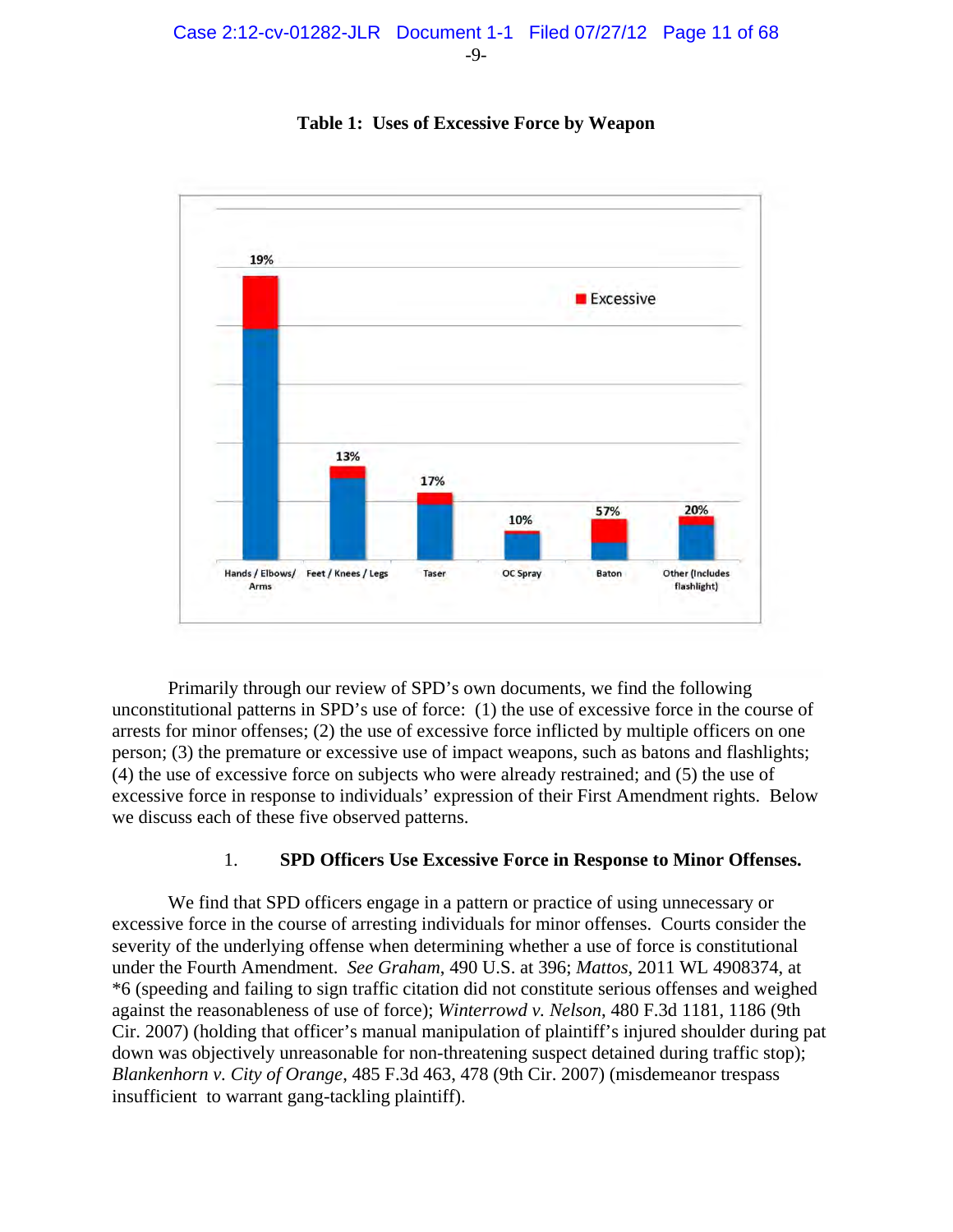**Table 1: Uses of Excessive Force by Weapon**

| Weapon | Excessive |
|---|---|
| Hands / Elbows/ Arms | 19% |
| Feet / Knees / Legs | 13% |
| Taser | 17% |
| OC Spray | 10% |
| Baton | 57% |
| Other (Includes flashlight) | 20% |

Primarily through our review of SPD's own documents, we find the following unconstitutional patterns in SPD's use of force: (1) the use of excessive force in the course of arrests for minor offenses; (2) the use of excessive force inflicted by multiple officers on one person; (3) the premature or excessive use of impact weapons, such as batons and flashlights; (4) the use of excessive force on subjects who were already restrained; and (5) the use of excessive force in response to individuals' expression of their First Amendment rights. Below we discuss each of these five observed patterns.

1. **SPD Officers Use Excessive Force in Response to Minor Offenses.**

We find that SPD officers engage in a pattern or practice of using unnecessary or excessive force in the course of arresting individuals for minor offenses. Courts consider the severity of the underlying offense when determining whether a use of force is constitutional under the Fourth Amendment. *See Graham*, 490 U.S. at 396; *Mattos*, 2011 WL 4908374, at *6 (speeding and failing to sign traffic citation did not constitute serious offenses and weighed against the reasonableness of use of force); *Winterrowd v. Nelson*, 480 F.3d 1181, 1186 (9th Cir. 2007) (holding that officer's manual manipulation of plaintiff's injured shoulder during pat down was objectively unreasonable for non-threatening suspect detained during traffic stop); *Blankenhorn v. City of Orange*, 485 F.3d 463, 478 (9th Cir. 2007) (misdemeanor trespass insufficient to warrant gang-tackling plaintiff).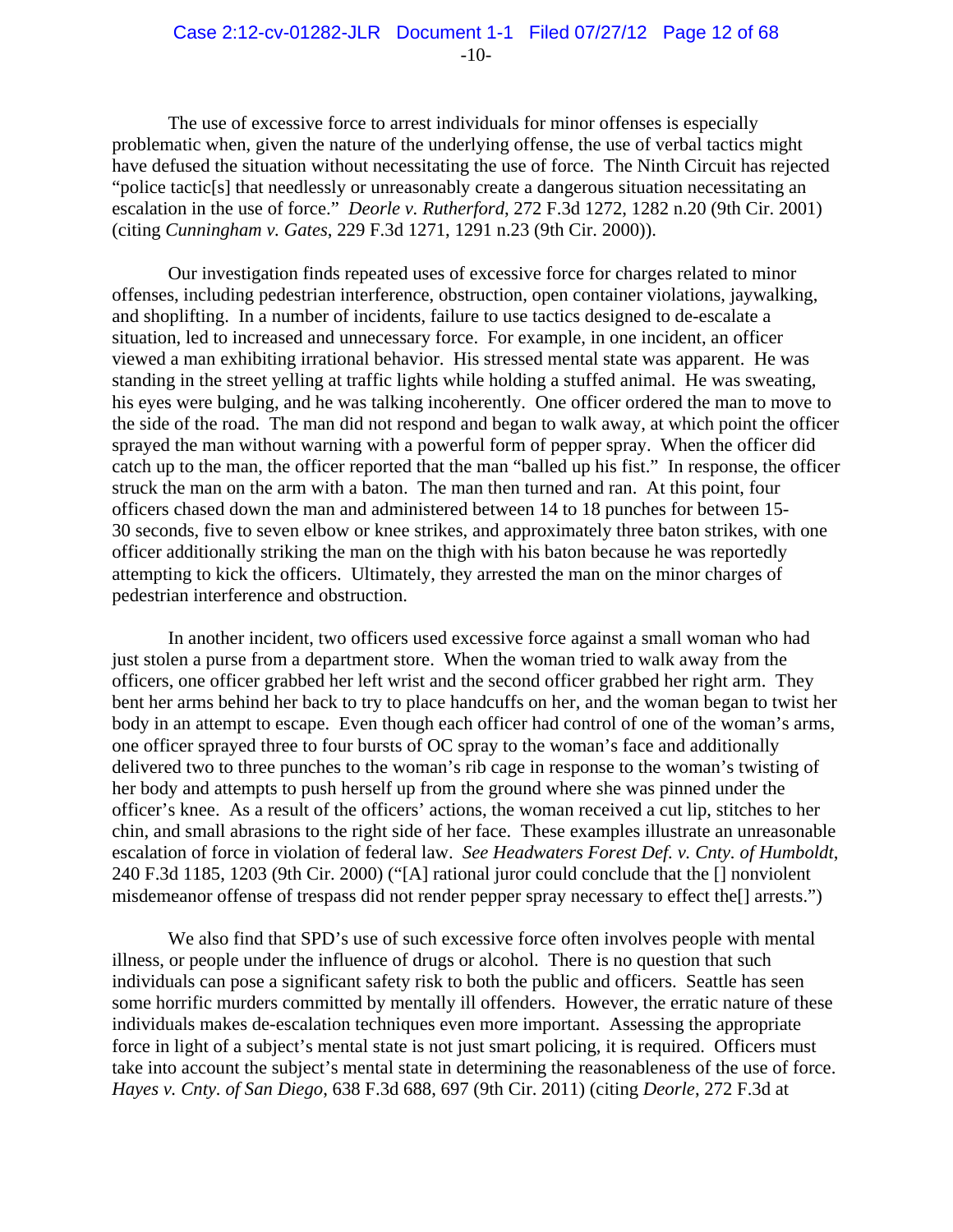The use of excessive force to arrest individuals for minor offenses is especially problematic when, given the nature of the underlying offense, the use of verbal tactics might have defused the situation without necessitating the use of force. The Ninth Circuit has rejected "police tactic[s] that needlessly or unreasonably create a dangerous situation necessitating an escalation in the use of force." *Deorle v. Rutherford*, 272 F.3d 1272, 1282 n.20 (9th Cir. 2001) (citing *Cunningham v. Gates*, 229 F.3d 1271, 1291 n.23 (9th Cir. 2000)).

Our investigation finds repeated uses of excessive force for charges related to minor offenses, including pedestrian interference, obstruction, open container violations, jaywalking, and shoplifting. In a number of incidents, failure to use tactics designed to de-escalate a situation, led to increased and unnecessary force. For example, in one incident, an officer viewed a man exhibiting irrational behavior. His stressed mental state was apparent. He was standing in the street yelling at traffic lights while holding a stuffed animal. He was sweating, his eyes were bulging, and he was talking incoherently. One officer ordered the man to move to the side of the road. The man did not respond and began to walk away, at which point the officer sprayed the man without warning with a powerful form of pepper spray. When the officer did catch up to the man, the officer reported that the man "balled up his fist." In response, the officer struck the man on the arm with a baton. The man then turned and ran. At this point, four officers chased down the man and administered between 14 to 18 punches for between 15-30 seconds, five to seven elbow or knee strikes, and approximately three baton strikes, with one officer additionally striking the man on the thigh with his baton because he was reportedly attempting to kick the officers. Ultimately, they arrested the man on the minor charges of pedestrian interference and obstruction.

In another incident, two officers used excessive force against a small woman who had just stolen a purse from a department store. When the woman tried to walk away from the officers, one officer grabbed her left wrist and the second officer grabbed her right arm. They bent her arms behind her back to try to place handcuffs on her, and the woman began to twist her body in an attempt to escape. Even though each officer had control of one of the woman's arms, one officer sprayed three to four bursts of OC spray to the woman's face and additionally delivered two to three punches to the woman's rib cage in response to the woman's twisting of her body and attempts to push herself up from the ground where she was pinned under the officer's knee. As a result of the officers' actions, the woman received a cut lip, stitches to her chin, and small abrasions to the right side of her face. These examples illustrate an unreasonable escalation of force in violation of federal law. *See Headwaters Forest Def. v. Cnty. of Humboldt*, 240 F.3d 1185, 1203 (9th Cir. 2000) ("[A] rational juror could conclude that the [] nonviolent misdemeanor offense of trespass did not render pepper spray necessary to effect the[] arrests.")

We also find that SPD's use of such excessive force often involves people with mental illness, or people under the influence of drugs or alcohol. There is no question that such individuals can pose a significant safety risk to both the public and officers. Seattle has seen some horrific murders committed by mentally ill offenders. However, the erratic nature of these individuals makes de-escalation techniques even more important. Assessing the appropriate force in light of a subject's mental state is not just smart policing, it is required. Officers must take into account the subject's mental state in determining the reasonableness of the use of force. *Hayes v. Cnty. of San Diego*, 638 F.3d 688, 697 (9th Cir. 2011) (citing *Deorle*, 272 F.3d at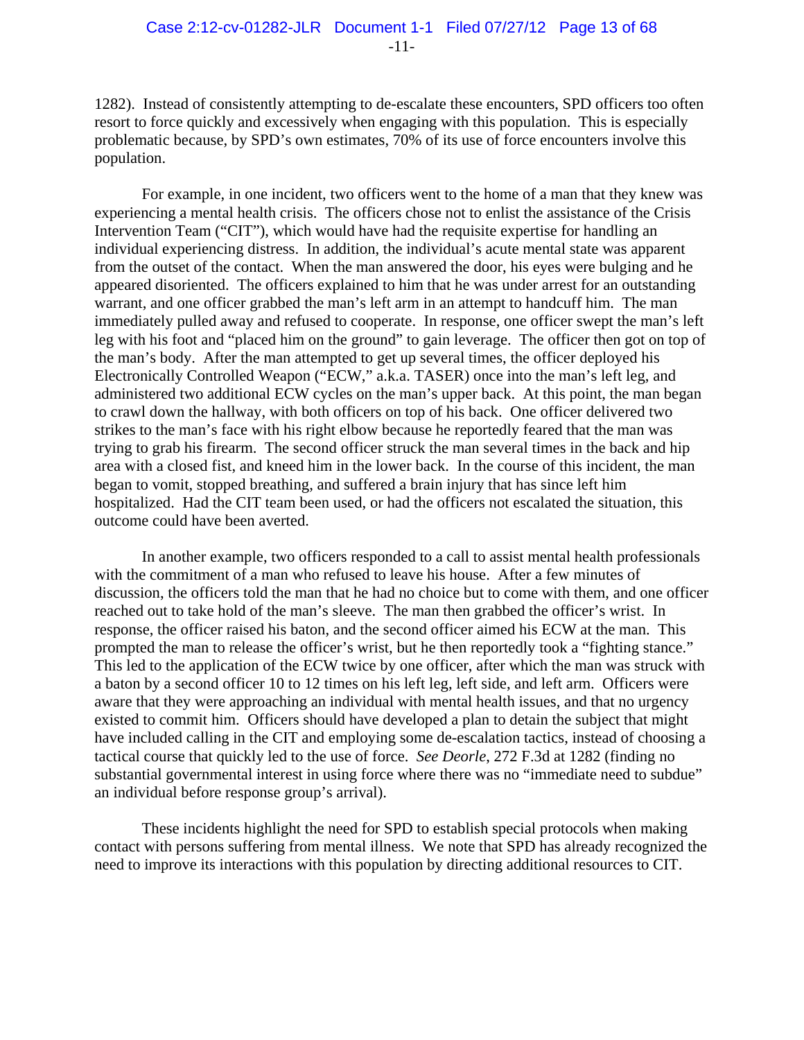1282). Instead of consistently attempting to de-escalate these encounters, SPD officers too often resort to force quickly and excessively when engaging with this population. This is especially problematic because, by SPD's own estimates, 70% of its use of force encounters involve this population.

For example, in one incident, two officers went to the home of a man that they knew was experiencing a mental health crisis. The officers chose not to enlist the assistance of the Crisis Intervention Team ("CIT"), which would have had the requisite expertise for handling an individual experiencing distress. In addition, the individual's acute mental state was apparent from the outset of the contact. When the man answered the door, his eyes were bulging and he appeared disoriented. The officers explained to him that he was under arrest for an outstanding warrant, and one officer grabbed the man's left arm in an attempt to handcuff him. The man immediately pulled away and refused to cooperate. In response, one officer swept the man's left leg with his foot and "placed him on the ground" to gain leverage. The officer then got on top of the man's body. After the man attempted to get up several times, the officer deployed his Electronically Controlled Weapon ("ECW," a.k.a. TASER) once into the man's left leg, and administered two additional ECW cycles on the man's upper back. At this point, the man began to crawl down the hallway, with both officers on top of his back. One officer delivered two strikes to the man's face with his right elbow because he reportedly feared that the man was trying to grab his firearm. The second officer struck the man several times in the back and hip area with a closed fist, and kneed him in the lower back. In the course of this incident, the man began to vomit, stopped breathing, and suffered a brain injury that has since left him hospitalized. Had the CIT team been used, or had the officers not escalated the situation, this outcome could have been averted.

In another example, two officers responded to a call to assist mental health professionals with the commitment of a man who refused to leave his house. After a few minutes of discussion, the officers told the man that he had no choice but to come with them, and one officer reached out to take hold of the man's sleeve. The man then grabbed the officer's wrist. In response, the officer raised his baton, and the second officer aimed his ECW at the man. This prompted the man to release the officer's wrist, but he then reportedly took a "fighting stance." This led to the application of the ECW twice by one officer, after which the man was struck with a baton by a second officer 10 to 12 times on his left leg, left side, and left arm. Officers were aware that they were approaching an individual with mental health issues, and that no urgency existed to commit him. Officers should have developed a plan to detain the subject that might have included calling in the CIT and employing some de-escalation tactics, instead of choosing a tactical course that quickly led to the use of force. *See Deorle*, 272 F.3d at 1282 (finding no substantial governmental interest in using force where there was no "immediate need to subdue" an individual before response group's arrival).

These incidents highlight the need for SPD to establish special protocols when making contact with persons suffering from mental illness. We note that SPD has already recognized the need to improve its interactions with this population by directing additional resources to CIT.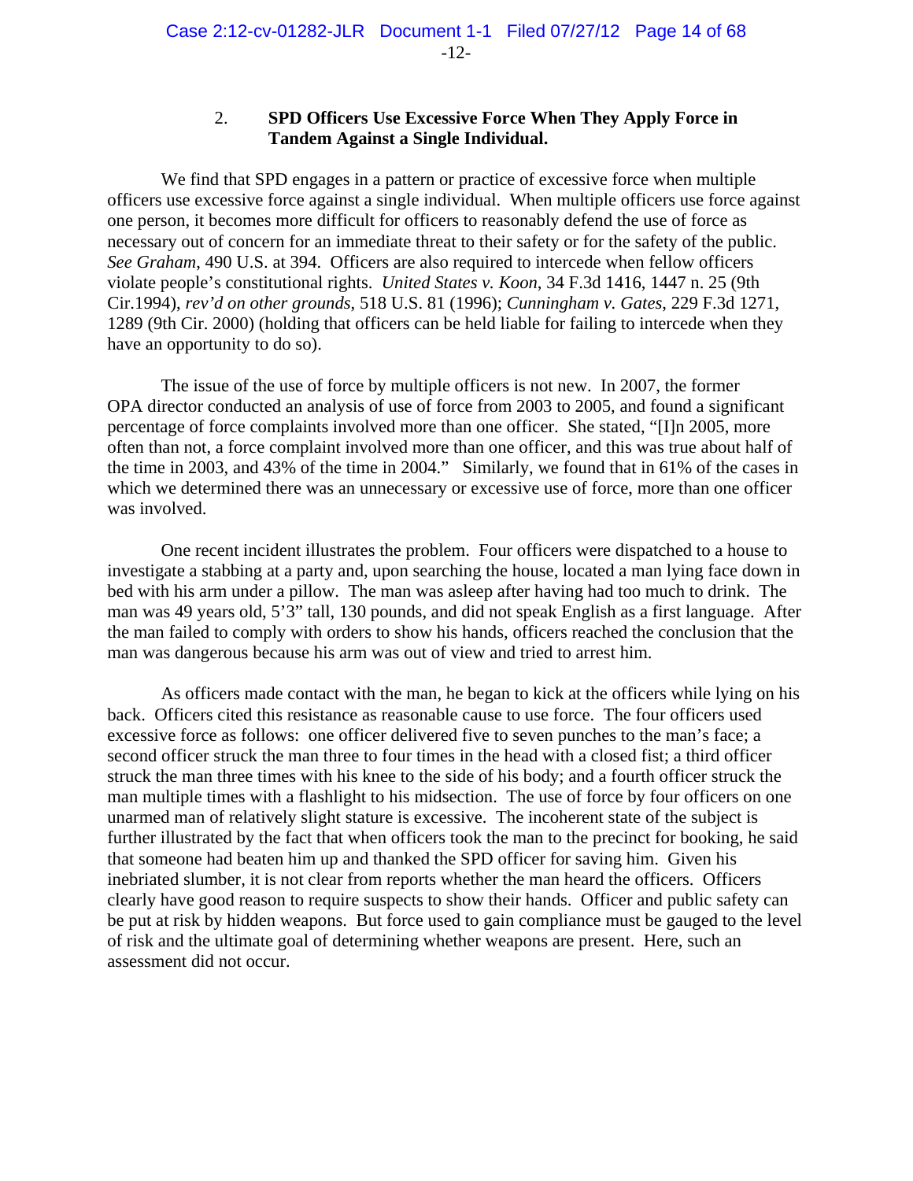### 2. SPD Officers Use Excessive Force When They Apply Force in Tandem Against a Single Individual.

We find that SPD engages in a pattern or practice of excessive force when multiple officers use excessive force against a single individual. When multiple officers use force against one person, it becomes more difficult for officers to reasonably defend the use of force as necessary out of concern for an immediate threat to their safety or for the safety of the public. *See Graham*, 490 U.S. at 394. Officers are also required to intercede when fellow officers violate people's constitutional rights. *United States v. Koon*, 34 F.3d 1416, 1447 n. 25 (9th Cir.1994), *rev'd on other grounds*, 518 U.S. 81 (1996); *Cunningham v. Gates*, 229 F.3d 1271, 1289 (9th Cir. 2000) (holding that officers can be held liable for failing to intercede when they have an opportunity to do so).

The issue of the use of force by multiple officers is not new. In 2007, the former OPA director conducted an analysis of use of force from 2003 to 2005, and found a significant percentage of force complaints involved more than one officer. She stated, "[I]n 2005, more often than not, a force complaint involved more than one officer, and this was true about half of the time in 2003, and 43% of the time in 2004." Similarly, we found that in 61% of the cases in which we determined there was an unnecessary or excessive use of force, more than one officer was involved.

One recent incident illustrates the problem. Four officers were dispatched to a house to investigate a stabbing at a party and, upon searching the house, located a man lying face down in bed with his arm under a pillow. The man was asleep after having had too much to drink. The man was 49 years old, 5'3" tall, 130 pounds, and did not speak English as a first language. After the man failed to comply with orders to show his hands, officers reached the conclusion that the man was dangerous because his arm was out of view and tried to arrest him.

As officers made contact with the man, he began to kick at the officers while lying on his back. Officers cited this resistance as reasonable cause to use force. The four officers used excessive force as follows: one officer delivered five to seven punches to the man's face; a second officer struck the man three to four times in the head with a closed fist; a third officer struck the man three times with his knee to the side of his body; and a fourth officer struck the man multiple times with a flashlight to his midsection. The use of force by four officers on one unarmed man of relatively slight stature is excessive. The incoherent state of the subject is further illustrated by the fact that when officers took the man to the precinct for booking, he said that someone had beaten him up and thanked the SPD officer for saving him. Given his inebriated slumber, it is not clear from reports whether the man heard the officers. Officers clearly have good reason to require suspects to show their hands. Officer and public safety can be put at risk by hidden weapons. But force used to gain compliance must be gauged to the level of risk and the ultimate goal of determining whether weapons are present. Here, such an assessment did not occur.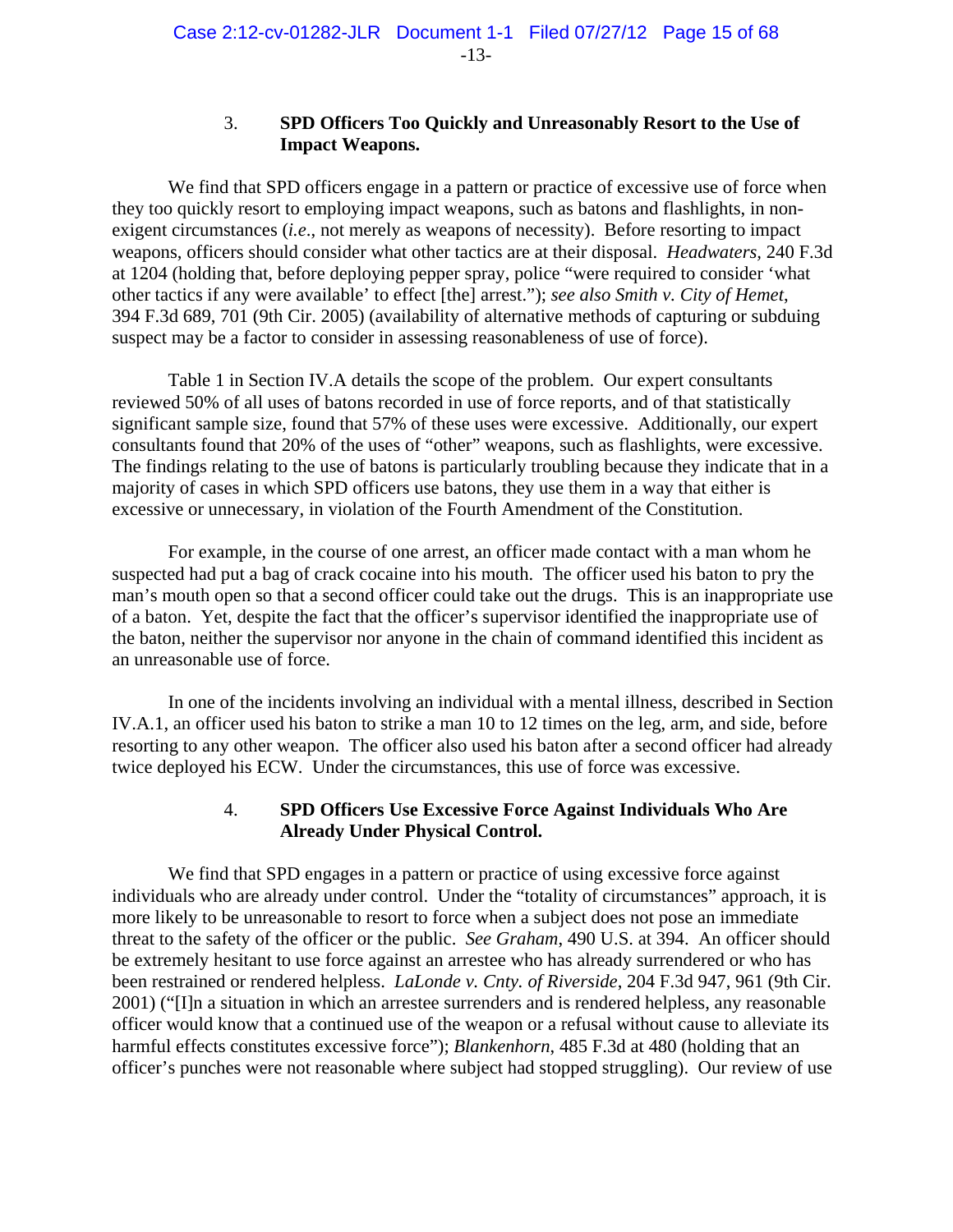### 3. **SPD Officers Too Quickly and Unreasonably Resort to the Use of Impact Weapons.**

We find that SPD officers engage in a pattern or practice of excessive use of force when they too quickly resort to employing impact weapons, such as batons and flashlights, in non-exigent circumstances (*i.e*., not merely as weapons of necessity). Before resorting to impact weapons, officers should consider what other tactics are at their disposal. *Headwaters*, 240 F.3d at 1204 (holding that, before deploying pepper spray, police "were required to consider 'what other tactics if any were available' to effect [the] arrest."); *see also Smith v. City of Hemet*, 394 F.3d 689, 701 (9th Cir. 2005) (availability of alternative methods of capturing or subduing suspect may be a factor to consider in assessing reasonableness of use of force).

Table 1 in Section IV.A details the scope of the problem. Our expert consultants reviewed 50% of all uses of batons recorded in use of force reports, and of that statistically significant sample size, found that 57% of these uses were excessive. Additionally, our expert consultants found that 20% of the uses of "other" weapons, such as flashlights, were excessive. The findings relating to the use of batons is particularly troubling because they indicate that in a majority of cases in which SPD officers use batons, they use them in a way that either is excessive or unnecessary, in violation of the Fourth Amendment of the Constitution.

For example, in the course of one arrest, an officer made contact with a man whom he suspected had put a bag of crack cocaine into his mouth. The officer used his baton to pry the man's mouth open so that a second officer could take out the drugs. This is an inappropriate use of a baton. Yet, despite the fact that the officer's supervisor identified the inappropriate use of the baton, neither the supervisor nor anyone in the chain of command identified this incident as an unreasonable use of force.

In one of the incidents involving an individual with a mental illness, described in Section IV.A.1, an officer used his baton to strike a man 10 to 12 times on the leg, arm, and side, before resorting to any other weapon. The officer also used his baton after a second officer had already twice deployed his ECW. Under the circumstances, this use of force was excessive.

### 4. **SPD Officers Use Excessive Force Against Individuals Who Are Already Under Physical Control.**

We find that SPD engages in a pattern or practice of using excessive force against individuals who are already under control. Under the "totality of circumstances" approach, it is more likely to be unreasonable to resort to force when a subject does not pose an immediate threat to the safety of the officer or the public. *See Graham*, 490 U.S. at 394. An officer should be extremely hesitant to use force against an arrestee who has already surrendered or who has been restrained or rendered helpless. *LaLonde v. Cnty. of Riverside*, 204 F.3d 947, 961 (9th Cir. 2001) ("[I]n a situation in which an arrestee surrenders and is rendered helpless, any reasonable officer would know that a continued use of the weapon or a refusal without cause to alleviate its harmful effects constitutes excessive force"); *Blankenhorn*, 485 F.3d at 480 (holding that an officer's punches were not reasonable where subject had stopped struggling). Our review of use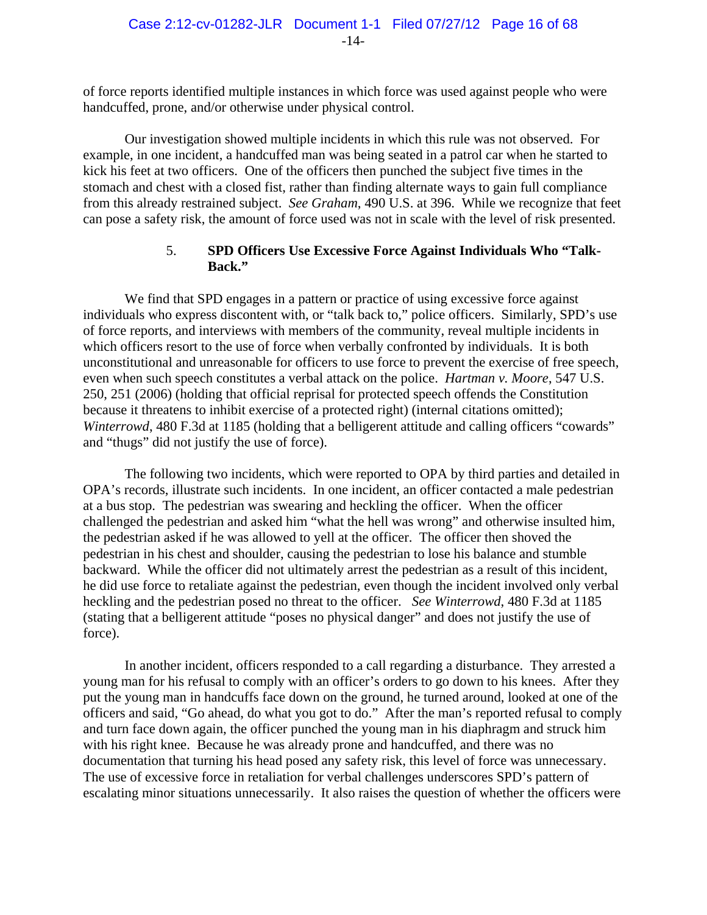of force reports identified multiple instances in which force was used against people who were handcuffed, prone, and/or otherwise under physical control.

Our investigation showed multiple incidents in which this rule was not observed. For example, in one incident, a handcuffed man was being seated in a patrol car when he started to kick his feet at two officers. One of the officers then punched the subject five times in the stomach and chest with a closed fist, rather than finding alternate ways to gain full compliance from this already restrained subject. *See Graham*, 490 U.S. at 396. While we recognize that feet can pose a safety risk, the amount of force used was not in scale with the level of risk presented.

### 5. SPD Officers Use Excessive Force Against Individuals Who "Talk-Back."

We find that SPD engages in a pattern or practice of using excessive force against individuals who express discontent with, or "talk back to," police officers. Similarly, SPD's use of force reports, and interviews with members of the community, reveal multiple incidents in which officers resort to the use of force when verbally confronted by individuals. It is both unconstitutional and unreasonable for officers to use force to prevent the exercise of free speech, even when such speech constitutes a verbal attack on the police. *Hartman v. Moore*, 547 U.S. 250, 251 (2006) (holding that official reprisal for protected speech offends the Constitution because it threatens to inhibit exercise of a protected right) (internal citations omitted); *Winterrowd*, 480 F.3d at 1185 (holding that a belligerent attitude and calling officers "cowards" and "thugs" did not justify the use of force).

The following two incidents, which were reported to OPA by third parties and detailed in OPA's records, illustrate such incidents. In one incident, an officer contacted a male pedestrian at a bus stop. The pedestrian was swearing and heckling the officer. When the officer challenged the pedestrian and asked him "what the hell was wrong" and otherwise insulted him, the pedestrian asked if he was allowed to yell at the officer. The officer then shoved the pedestrian in his chest and shoulder, causing the pedestrian to lose his balance and stumble backward. While the officer did not ultimately arrest the pedestrian as a result of this incident, he did use force to retaliate against the pedestrian, even though the incident involved only verbal heckling and the pedestrian posed no threat to the officer. *See Winterrowd*, 480 F.3d at 1185 (stating that a belligerent attitude "poses no physical danger" and does not justify the use of force).

In another incident, officers responded to a call regarding a disturbance. They arrested a young man for his refusal to comply with an officer's orders to go down to his knees. After they put the young man in handcuffs face down on the ground, he turned around, looked at one of the officers and said, "Go ahead, do what you got to do." After the man's reported refusal to comply and turn face down again, the officer punched the young man in his diaphragm and struck him with his right knee. Because he was already prone and handcuffed, and there was no documentation that turning his head posed any safety risk, this level of force was unnecessary. The use of excessive force in retaliation for verbal challenges underscores SPD's pattern of escalating minor situations unnecessarily. It also raises the question of whether the officers were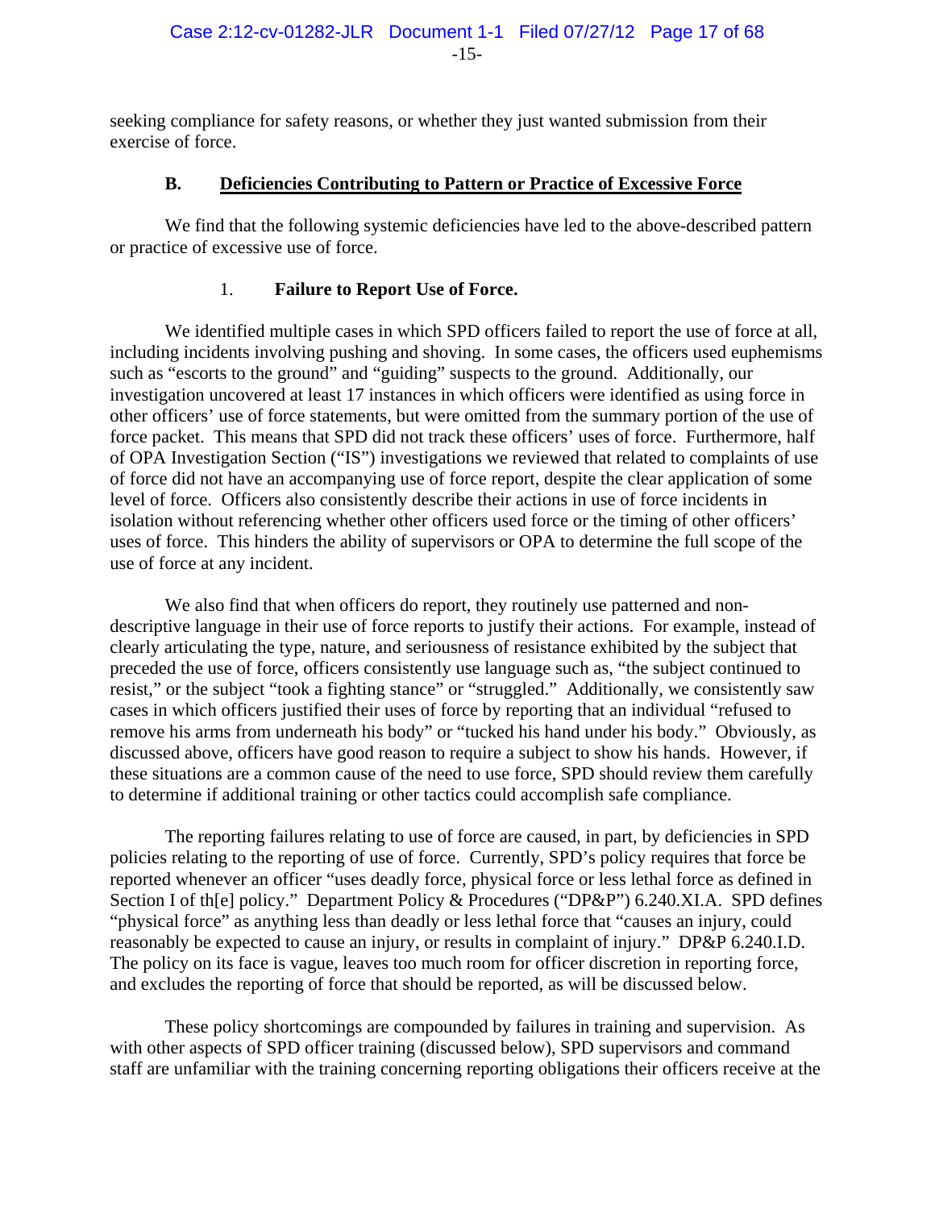seeking compliance for safety reasons, or whether they just wanted submission from their exercise of force.

### B. Deficiencies Contributing to Pattern or Practice of Excessive Force

We find that the following systemic deficiencies have led to the above-described pattern or practice of excessive use of force.

#### 1. Failure to Report Use of Force.

We identified multiple cases in which SPD officers failed to report the use of force at all, including incidents involving pushing and shoving. In some cases, the officers used euphemisms such as "escorts to the ground" and "guiding" suspects to the ground. Additionally, our investigation uncovered at least 17 instances in which officers were identified as using force in other officers' use of force statements, but were omitted from the summary portion of the use of force packet. This means that SPD did not track these officers' uses of force. Furthermore, half of OPA Investigation Section ("IS") investigations we reviewed that related to complaints of use of force did not have an accompanying use of force report, despite the clear application of some level of force. Officers also consistently describe their actions in use of force incidents in isolation without referencing whether other officers used force or the timing of other officers' uses of force. This hinders the ability of supervisors or OPA to determine the full scope of the use of force at any incident.

We also find that when officers do report, they routinely use patterned and non-descriptive language in their use of force reports to justify their actions. For example, instead of clearly articulating the type, nature, and seriousness of resistance exhibited by the subject that preceded the use of force, officers consistently use language such as, "the subject continued to resist," or the subject "took a fighting stance" or "struggled." Additionally, we consistently saw cases in which officers justified their uses of force by reporting that an individual "refused to remove his arms from underneath his body" or "tucked his hand under his body." Obviously, as discussed above, officers have good reason to require a subject to show his hands. However, if these situations are a common cause of the need to use force, SPD should review them carefully to determine if additional training or other tactics could accomplish safe compliance.

The reporting failures relating to use of force are caused, in part, by deficiencies in SPD policies relating to the reporting of use of force. Currently, SPD's policy requires that force be reported whenever an officer "uses deadly force, physical force or less lethal force as defined in Section I of th[e] policy." Department Policy & Procedures ("DP&P") 6.240.XI.A. SPD defines "physical force" as anything less than deadly or less lethal force that "causes an injury, could reasonably be expected to cause an injury, or results in complaint of injury." DP&P 6.240.I.D. The policy on its face is vague, leaves too much room for officer discretion in reporting force, and excludes the reporting of force that should be reported, as will be discussed below.

These policy shortcomings are compounded by failures in training and supervision. As with other aspects of SPD officer training (discussed below), SPD supervisors and command staff are unfamiliar with the training concerning reporting obligations their officers receive at the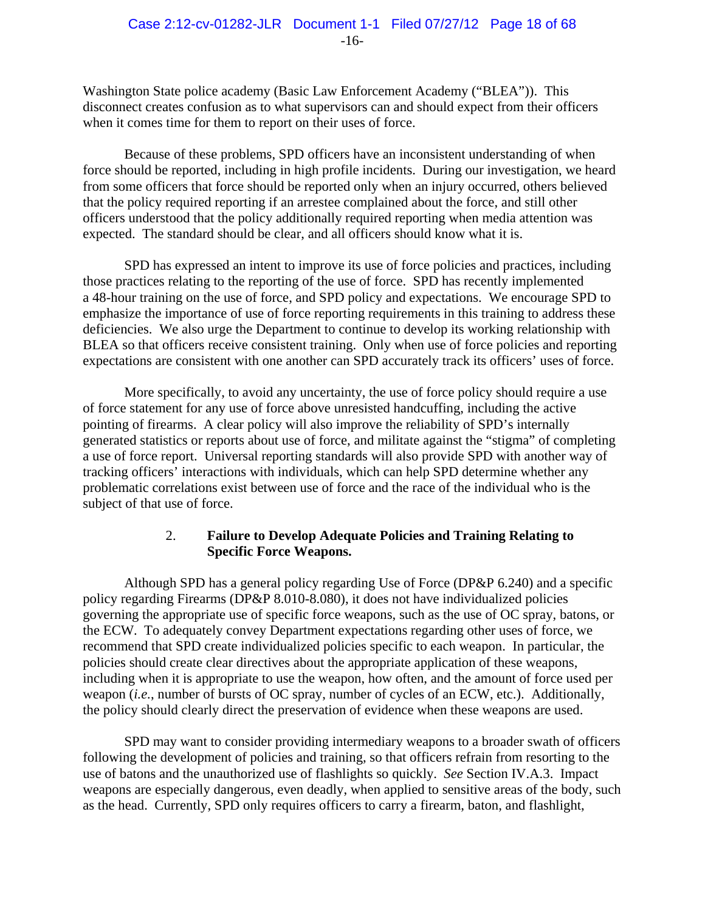Washington State police academy (Basic Law Enforcement Academy ("BLEA")). This disconnect creates confusion as to what supervisors can and should expect from their officers when it comes time for them to report on their uses of force.

Because of these problems, SPD officers have an inconsistent understanding of when force should be reported, including in high profile incidents. During our investigation, we heard from some officers that force should be reported only when an injury occurred, others believed that the policy required reporting if an arrestee complained about the force, and still other officers understood that the policy additionally required reporting when media attention was expected. The standard should be clear, and all officers should know what it is.

SPD has expressed an intent to improve its use of force policies and practices, including those practices relating to the reporting of the use of force. SPD has recently implemented a 48-hour training on the use of force, and SPD policy and expectations. We encourage SPD to emphasize the importance of use of force reporting requirements in this training to address these deficiencies. We also urge the Department to continue to develop its working relationship with BLEA so that officers receive consistent training. Only when use of force policies and reporting expectations are consistent with one another can SPD accurately track its officers' uses of force.

More specifically, to avoid any uncertainty, the use of force policy should require a use of force statement for any use of force above unresisted handcuffing, including the active pointing of firearms. A clear policy will also improve the reliability of SPD's internally generated statistics or reports about use of force, and militate against the "stigma" of completing a use of force report. Universal reporting standards will also provide SPD with another way of tracking officers' interactions with individuals, which can help SPD determine whether any problematic correlations exist between use of force and the race of the individual who is the subject of that use of force.

### 2. Failure to Develop Adequate Policies and Training Relating to Specific Force Weapons.

Although SPD has a general policy regarding Use of Force (DP&P 6.240) and a specific policy regarding Firearms (DP&P 8.010-8.080), it does not have individualized policies governing the appropriate use of specific force weapons, such as the use of OC spray, batons, or the ECW. To adequately convey Department expectations regarding other uses of force, we recommend that SPD create individualized policies specific to each weapon. In particular, the policies should create clear directives about the appropriate application of these weapons, including when it is appropriate to use the weapon, how often, and the amount of force used per weapon (*i.e.*, number of bursts of OC spray, number of cycles of an ECW, etc.). Additionally, the policy should clearly direct the preservation of evidence when these weapons are used.

SPD may want to consider providing intermediary weapons to a broader swath of officers following the development of policies and training, so that officers refrain from resorting to the use of batons and the unauthorized use of flashlights so quickly. *See* Section IV.A.3. Impact weapons are especially dangerous, even deadly, when applied to sensitive areas of the body, such as the head. Currently, SPD only requires officers to carry a firearm, baton, and flashlight,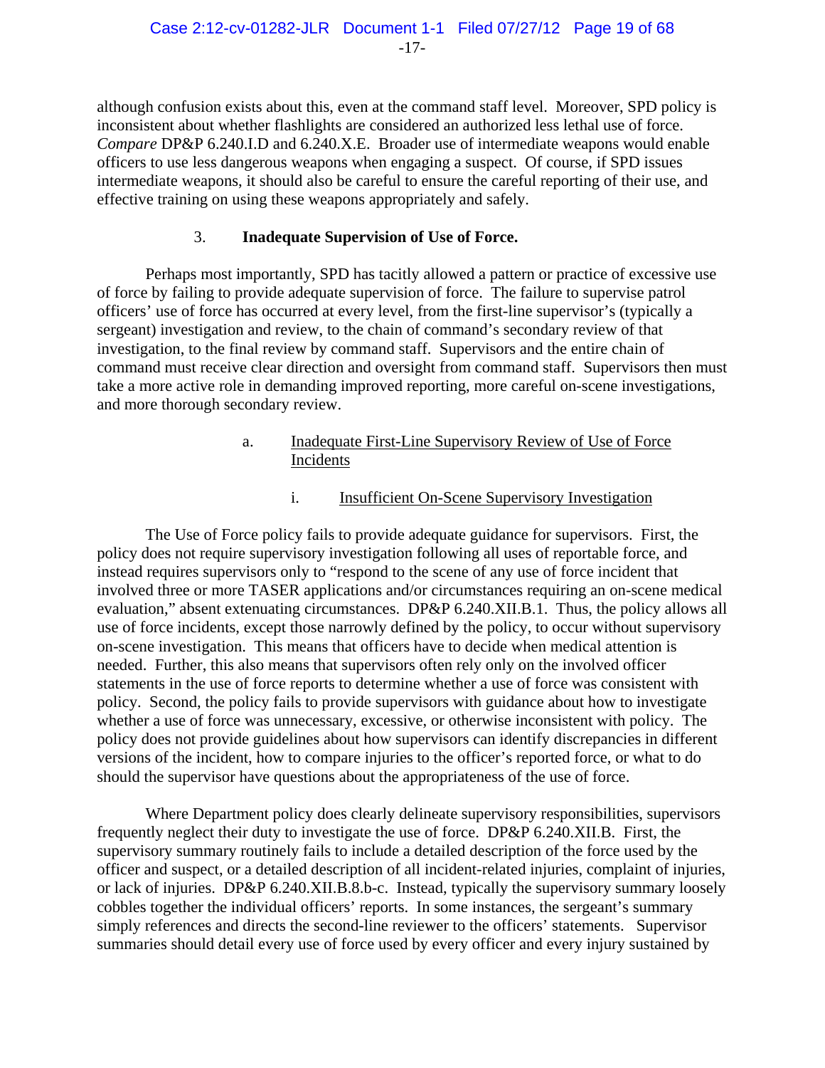although confusion exists about this, even at the command staff level. Moreover, SPD policy is inconsistent about whether flashlights are considered an authorized less lethal use of force. *Compare* DP&P 6.240.I.D and 6.240.X.E. Broader use of intermediate weapons would enable officers to use less dangerous weapons when engaging a suspect. Of course, if SPD issues intermediate weapons, it should also be careful to ensure the careful reporting of their use, and effective training on using these weapons appropriately and safely.

### 3. **Inadequate Supervision of Use of Force.**

Perhaps most importantly, SPD has tacitly allowed a pattern or practice of excessive use of force by failing to provide adequate supervision of force. The failure to supervise patrol officers' use of force has occurred at every level, from the first-line supervisor's (typically a sergeant) investigation and review, to the chain of command's secondary review of that investigation, to the final review by command staff. Supervisors and the entire chain of command must receive clear direction and oversight from command staff. Supervisors then must take a more active role in demanding improved reporting, more careful on-scene investigations, and more thorough secondary review.

#### a. Inadequate First-Line Supervisory Review of Use of Force Incidents

##### i. Insufficient On-Scene Supervisory Investigation

The Use of Force policy fails to provide adequate guidance for supervisors. First, the policy does not require supervisory investigation following all uses of reportable force, and instead requires supervisors only to "respond to the scene of any use of force incident that involved three or more TASER applications and/or circumstances requiring an on-scene medical evaluation," absent extenuating circumstances. DP&P 6.240.XII.B.1. Thus, the policy allows all use of force incidents, except those narrowly defined by the policy, to occur without supervisory on-scene investigation. This means that officers have to decide when medical attention is needed. Further, this also means that supervisors often rely only on the involved officer statements in the use of force reports to determine whether a use of force was consistent with policy. Second, the policy fails to provide supervisors with guidance about how to investigate whether a use of force was unnecessary, excessive, or otherwise inconsistent with policy. The policy does not provide guidelines about how supervisors can identify discrepancies in different versions of the incident, how to compare injuries to the officer's reported force, or what to do should the supervisor have questions about the appropriateness of the use of force.

Where Department policy does clearly delineate supervisory responsibilities, supervisors frequently neglect their duty to investigate the use of force. DP&P 6.240.XII.B. First, the supervisory summary routinely fails to include a detailed description of the force used by the officer and suspect, or a detailed description of all incident-related injuries, complaint of injuries, or lack of injuries. DP&P 6.240.XII.B.8.b-c. Instead, typically the supervisory summary loosely cobbles together the individual officers' reports. In some instances, the sergeant's summary simply references and directs the second-line reviewer to the officers' statements. Supervisor summaries should detail every use of force used by every officer and every injury sustained by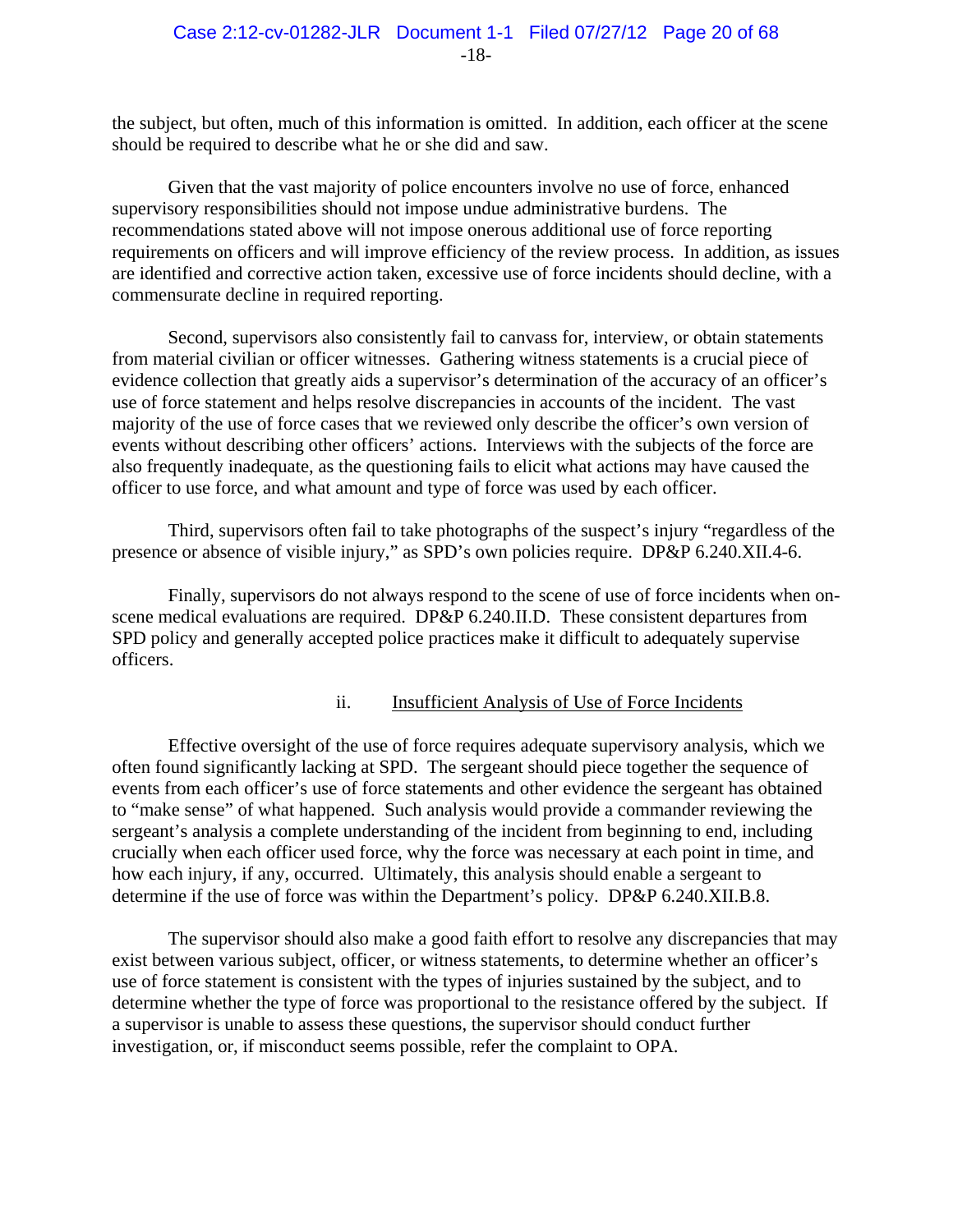the subject, but often, much of this information is omitted. In addition, each officer at the scene should be required to describe what he or she did and saw.

Given that the vast majority of police encounters involve no use of force, enhanced supervisory responsibilities should not impose undue administrative burdens. The recommendations stated above will not impose onerous additional use of force reporting requirements on officers and will improve efficiency of the review process. In addition, as issues are identified and corrective action taken, excessive use of force incidents should decline, with a commensurate decline in required reporting.

Second, supervisors also consistently fail to canvass for, interview, or obtain statements from material civilian or officer witnesses. Gathering witness statements is a crucial piece of evidence collection that greatly aids a supervisor's determination of the accuracy of an officer's use of force statement and helps resolve discrepancies in accounts of the incident. The vast majority of the use of force cases that we reviewed only describe the officer's own version of events without describing other officers' actions. Interviews with the subjects of the force are also frequently inadequate, as the questioning fails to elicit what actions may have caused the officer to use force, and what amount and type of force was used by each officer.

Third, supervisors often fail to take photographs of the suspect's injury "regardless of the presence or absence of visible injury," as SPD's own policies require. DP&P 6.240.XII.4-6.

Finally, supervisors do not always respond to the scene of use of force incidents when on-scene medical evaluations are required. DP&P 6.240.II.D. These consistent departures from SPD policy and generally accepted police practices make it difficult to adequately supervise officers.

### ii. Insufficient Analysis of Use of Force Incidents

Effective oversight of the use of force requires adequate supervisory analysis, which we often found significantly lacking at SPD. The sergeant should piece together the sequence of events from each officer's use of force statements and other evidence the sergeant has obtained to "make sense" of what happened. Such analysis would provide a commander reviewing the sergeant's analysis a complete understanding of the incident from beginning to end, including crucially when each officer used force, why the force was necessary at each point in time, and how each injury, if any, occurred. Ultimately, this analysis should enable a sergeant to determine if the use of force was within the Department's policy. DP&P 6.240.XII.B.8.

The supervisor should also make a good faith effort to resolve any discrepancies that may exist between various subject, officer, or witness statements, to determine whether an officer's use of force statement is consistent with the types of injuries sustained by the subject, and to determine whether the type of force was proportional to the resistance offered by the subject. If a supervisor is unable to assess these questions, the supervisor should conduct further investigation, or, if misconduct seems possible, refer the complaint to OPA.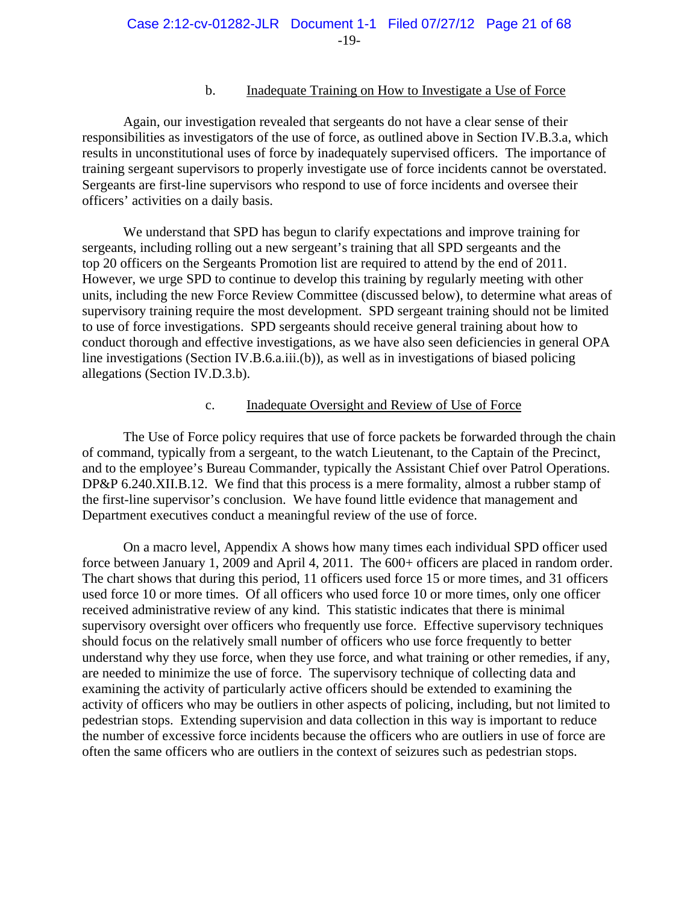### b. Inadequate Training on How to Investigate a Use of Force

Again, our investigation revealed that sergeants do not have a clear sense of their responsibilities as investigators of the use of force, as outlined above in Section IV.B.3.a, which results in unconstitutional uses of force by inadequately supervised officers. The importance of training sergeant supervisors to properly investigate use of force incidents cannot be overstated. Sergeants are first-line supervisors who respond to use of force incidents and oversee their officers' activities on a daily basis.

We understand that SPD has begun to clarify expectations and improve training for sergeants, including rolling out a new sergeant's training that all SPD sergeants and the top 20 officers on the Sergeants Promotion list are required to attend by the end of 2011. However, we urge SPD to continue to develop this training by regularly meeting with other units, including the new Force Review Committee (discussed below), to determine what areas of supervisory training require the most development. SPD sergeant training should not be limited to use of force investigations. SPD sergeants should receive general training about how to conduct thorough and effective investigations, as we have also seen deficiencies in general OPA line investigations (Section IV.B.6.a.iii.(b)), as well as in investigations of biased policing allegations (Section IV.D.3.b).

### c. Inadequate Oversight and Review of Use of Force

The Use of Force policy requires that use of force packets be forwarded through the chain of command, typically from a sergeant, to the watch Lieutenant, to the Captain of the Precinct, and to the employee's Bureau Commander, typically the Assistant Chief over Patrol Operations. DP&P 6.240.XII.B.12. We find that this process is a mere formality, almost a rubber stamp of the first-line supervisor's conclusion. We have found little evidence that management and Department executives conduct a meaningful review of the use of force.

On a macro level, Appendix A shows how many times each individual SPD officer used force between January 1, 2009 and April 4, 2011. The 600+ officers are placed in random order. The chart shows that during this period, 11 officers used force 15 or more times, and 31 officers used force 10 or more times. Of all officers who used force 10 or more times, only one officer received administrative review of any kind. This statistic indicates that there is minimal supervisory oversight over officers who frequently use force. Effective supervisory techniques should focus on the relatively small number of officers who use force frequently to better understand why they use force, when they use force, and what training or other remedies, if any, are needed to minimize the use of force. The supervisory technique of collecting data and examining the activity of particularly active officers should be extended to examining the activity of officers who may be outliers in other aspects of policing, including, but not limited to pedestrian stops. Extending supervision and data collection in this way is important to reduce the number of excessive force incidents because the officers who are outliers in use of force are often the same officers who are outliers in the context of seizures such as pedestrian stops.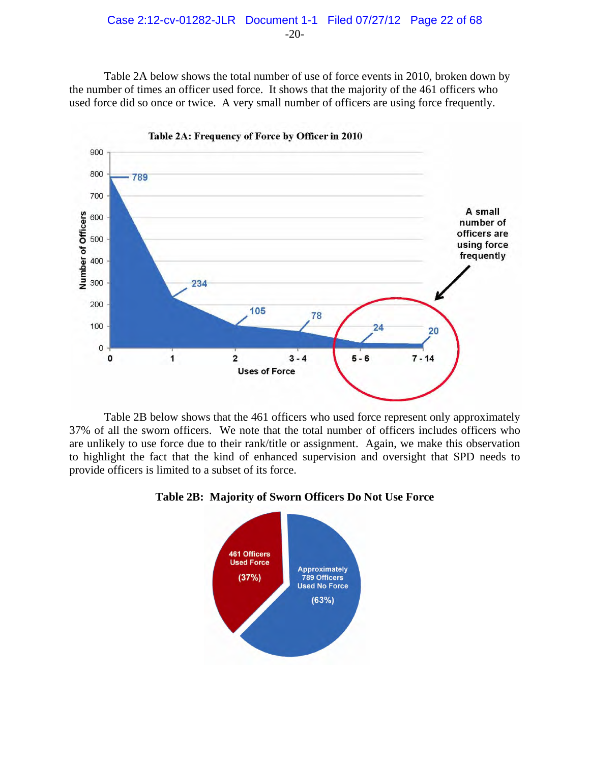Table 2A below shows the total number of use of force events in 2010, broken down by the number of times an officer used force. It shows that the majority of the 461 officers who used force did so once or twice. A very small number of officers are using force frequently.

**Table 2A: Frequency of Force by Officer in 2010**

| Uses of Force | Number of Officers |
|---|---|
| 0 | 789 |
| 1 | 234 |
| 2 | 105 |
| 3 - 4 | 78 |
| 5 - 6 | 24 |
| 7 - 14 | 20 |

A small number of officers are using force frequently

Table 2B below shows that the 461 officers who used force represent only approximately 37% of all the sworn officers. We note that the total number of officers includes officers who are unlikely to use force due to their rank/title or assignment. Again, we make this observation to highlight the fact that the kind of enhanced supervision and oversight that SPD needs to provide officers is limited to a subset of its force.

**Table 2B: Majority of Sworn Officers Do Not Use Force**

| Category | Share |
|---|---|
| 461 Officers Used Force | (37%) |
| Approximately 789 Officers Used No Force | (63%) |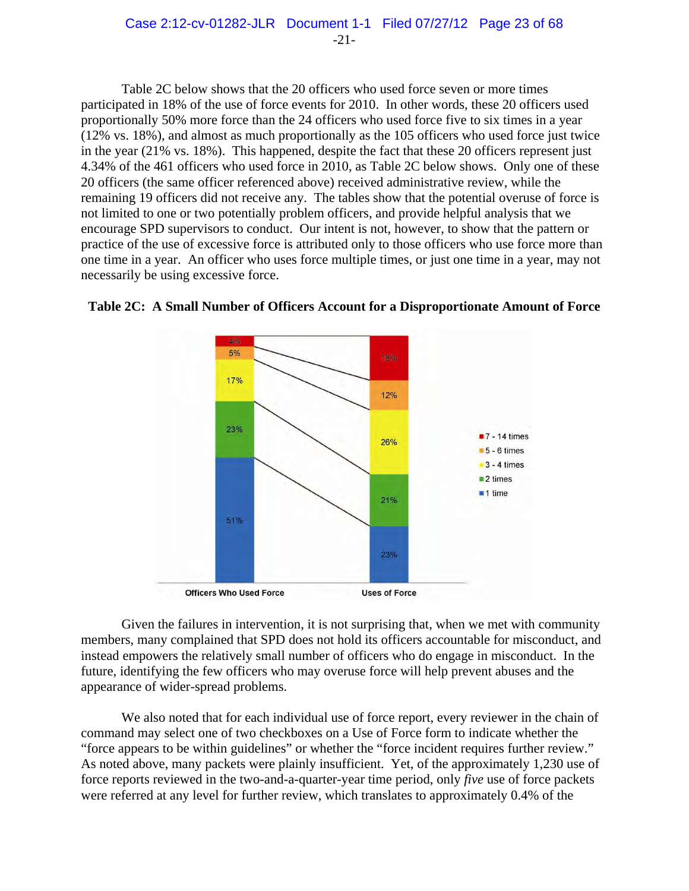Table 2C below shows that the 20 officers who used force seven or more times participated in 18% of the use of force events for 2010. In other words, these 20 officers used proportionally 50% more force than the 24 officers who used force five to six times in a year (12% vs. 18%), and almost as much proportionally as the 105 officers who used force just twice in the year (21% vs. 18%). This happened, despite the fact that these 20 officers represent just 4.34% of the 461 officers who used force in 2010, as Table 2C below shows. Only one of these 20 officers (the same officer referenced above) received administrative review, while the remaining 19 officers did not receive any. The tables show that the potential overuse of force is not limited to one or two potentially problem officers, and provide helpful analysis that we encourage SPD supervisors to conduct. Our intent is not, however, to show that the pattern or practice of the use of excessive force is attributed only to those officers who use force more than one time in a year. An officer who uses force multiple times, or just one time in a year, may not necessarily be using excessive force.

**Table 2C: A Small Number of Officers Account for a Disproportionate Amount of Force**

| | Officers Who Used Force | Uses of Force |
|---|---|---|
| 7 - 14 times | 4% | 18% |
| 5 - 6 times | 5% | 12% |
| 3 - 4 times | 17% | 26% |
| 2 times | 23% | 21% |
| 1 time | 51% | 23% |

Given the failures in intervention, it is not surprising that, when we met with community members, many complained that SPD does not hold its officers accountable for misconduct, and instead empowers the relatively small number of officers who do engage in misconduct. In the future, identifying the few officers who may overuse force will help prevent abuses and the appearance of wider-spread problems.

We also noted that for each individual use of force report, every reviewer in the chain of command may select one of two checkboxes on a Use of Force form to indicate whether the "force appears to be within guidelines" or whether the "force incident requires further review." As noted above, many packets were plainly insufficient. Yet, of the approximately 1,230 use of force reports reviewed in the two-and-a-quarter-year time period, only *five* use of force packets were referred at any level for further review, which translates to approximately 0.4% of the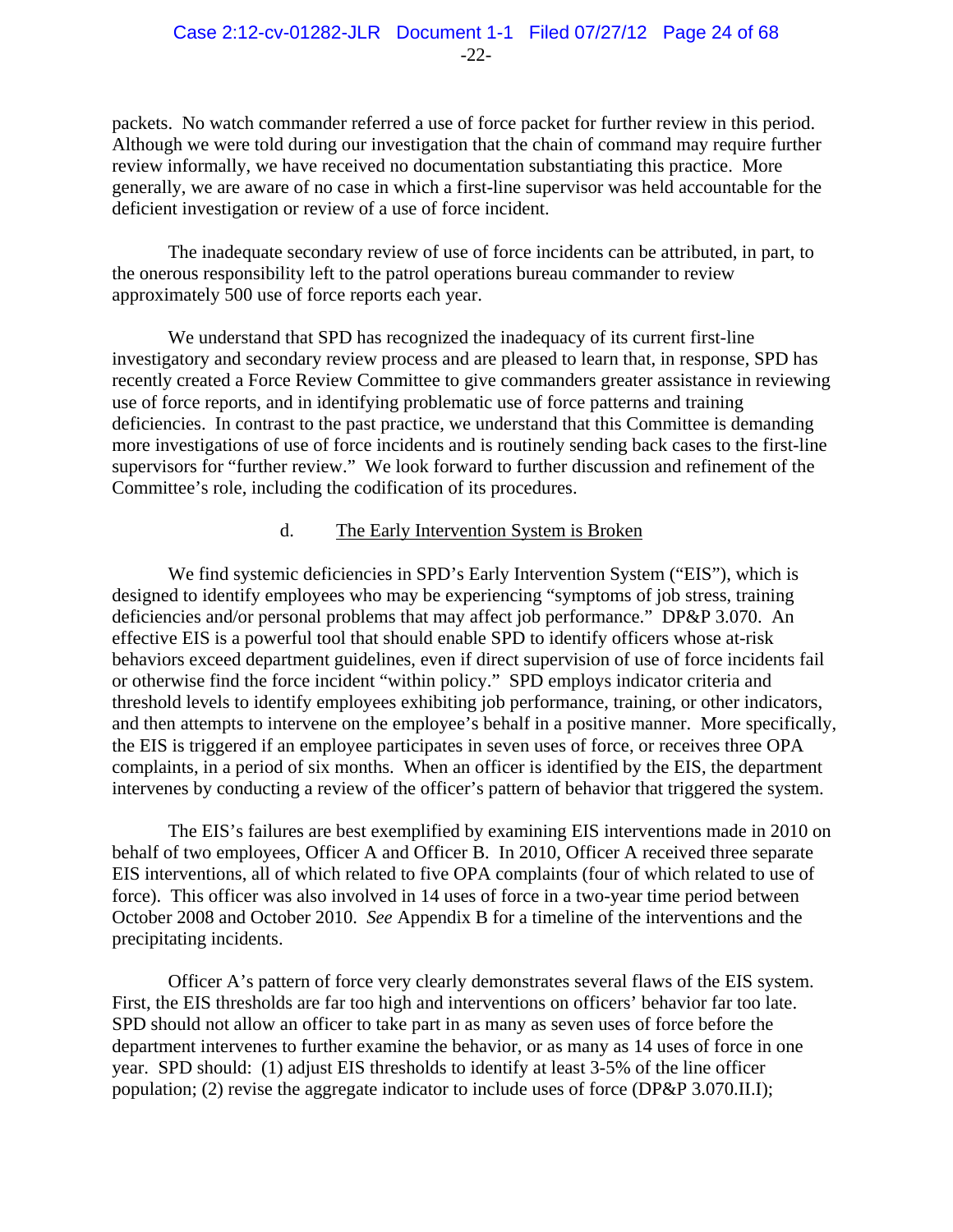packets. No watch commander referred a use of force packet for further review in this period. Although we were told during our investigation that the chain of command may require further review informally, we have received no documentation substantiating this practice. More generally, we are aware of no case in which a first-line supervisor was held accountable for the deficient investigation or review of a use of force incident.

The inadequate secondary review of use of force incidents can be attributed, in part, to the onerous responsibility left to the patrol operations bureau commander to review approximately 500 use of force reports each year.

We understand that SPD has recognized the inadequacy of its current first-line investigatory and secondary review process and are pleased to learn that, in response, SPD has recently created a Force Review Committee to give commanders greater assistance in reviewing use of force reports, and in identifying problematic use of force patterns and training deficiencies. In contrast to the past practice, we understand that this Committee is demanding more investigations of use of force incidents and is routinely sending back cases to the first-line supervisors for "further review." We look forward to further discussion and refinement of the Committee's role, including the codification of its procedures.

d. The Early Intervention System is Broken

We find systemic deficiencies in SPD's Early Intervention System ("EIS"), which is designed to identify employees who may be experiencing "symptoms of job stress, training deficiencies and/or personal problems that may affect job performance." DP&P 3.070. An effective EIS is a powerful tool that should enable SPD to identify officers whose at-risk behaviors exceed department guidelines, even if direct supervision of use of force incidents fail or otherwise find the force incident "within policy." SPD employs indicator criteria and threshold levels to identify employees exhibiting job performance, training, or other indicators, and then attempts to intervene on the employee's behalf in a positive manner. More specifically, the EIS is triggered if an employee participates in seven uses of force, or receives three OPA complaints, in a period of six months. When an officer is identified by the EIS, the department intervenes by conducting a review of the officer's pattern of behavior that triggered the system.

The EIS's failures are best exemplified by examining EIS interventions made in 2010 on behalf of two employees, Officer A and Officer B. In 2010, Officer A received three separate EIS interventions, all of which related to five OPA complaints (four of which related to use of force). This officer was also involved in 14 uses of force in a two-year time period between October 2008 and October 2010. *See* Appendix B for a timeline of the interventions and the precipitating incidents.

Officer A's pattern of force very clearly demonstrates several flaws of the EIS system. First, the EIS thresholds are far too high and interventions on officers' behavior far too late. SPD should not allow an officer to take part in as many as seven uses of force before the department intervenes to further examine the behavior, or as many as 14 uses of force in one year. SPD should: (1) adjust EIS thresholds to identify at least 3-5% of the line officer population; (2) revise the aggregate indicator to include uses of force (DP&P 3.070.II.I);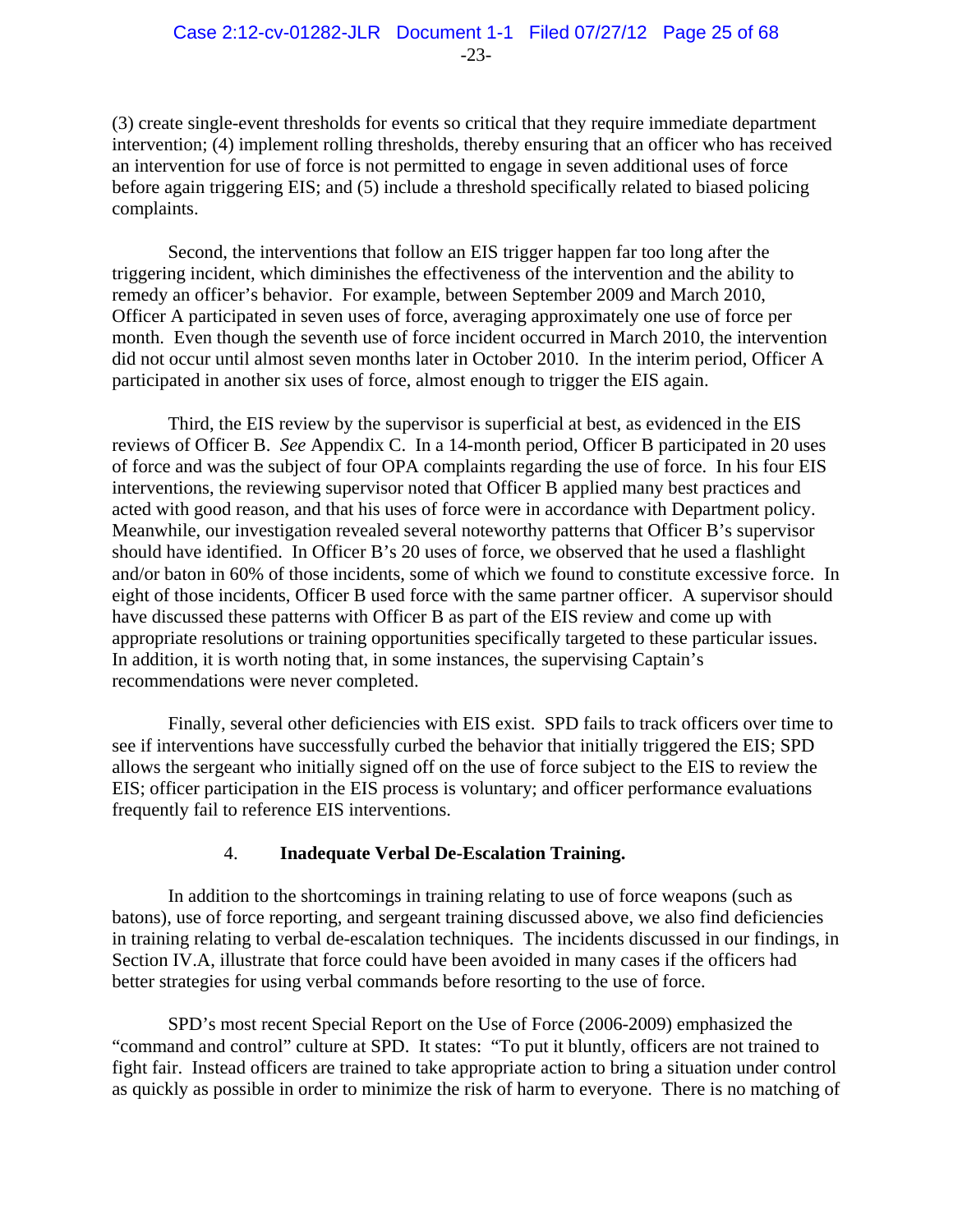(3) create single-event thresholds for events so critical that they require immediate department intervention; (4) implement rolling thresholds, thereby ensuring that an officer who has received an intervention for use of force is not permitted to engage in seven additional uses of force before again triggering EIS; and (5) include a threshold specifically related to biased policing complaints.

Second, the interventions that follow an EIS trigger happen far too long after the triggering incident, which diminishes the effectiveness of the intervention and the ability to remedy an officer's behavior. For example, between September 2009 and March 2010, Officer A participated in seven uses of force, averaging approximately one use of force per month. Even though the seventh use of force incident occurred in March 2010, the intervention did not occur until almost seven months later in October 2010. In the interim period, Officer A participated in another six uses of force, almost enough to trigger the EIS again.

Third, the EIS review by the supervisor is superficial at best, as evidenced in the EIS reviews of Officer B. *See* Appendix C. In a 14-month period, Officer B participated in 20 uses of force and was the subject of four OPA complaints regarding the use of force. In his four EIS interventions, the reviewing supervisor noted that Officer B applied many best practices and acted with good reason, and that his uses of force were in accordance with Department policy. Meanwhile, our investigation revealed several noteworthy patterns that Officer B's supervisor should have identified. In Officer B's 20 uses of force, we observed that he used a flashlight and/or baton in 60% of those incidents, some of which we found to constitute excessive force. In eight of those incidents, Officer B used force with the same partner officer. A supervisor should have discussed these patterns with Officer B as part of the EIS review and come up with appropriate resolutions or training opportunities specifically targeted to these particular issues. In addition, it is worth noting that, in some instances, the supervising Captain's recommendations were never completed.

Finally, several other deficiencies with EIS exist. SPD fails to track officers over time to see if interventions have successfully curbed the behavior that initially triggered the EIS; SPD allows the sergeant who initially signed off on the use of force subject to the EIS to review the EIS; officer participation in the EIS process is voluntary; and officer performance evaluations frequently fail to reference EIS interventions.

#### 4. **Inadequate Verbal De-Escalation Training.**

In addition to the shortcomings in training relating to use of force weapons (such as batons), use of force reporting, and sergeant training discussed above, we also find deficiencies in training relating to verbal de-escalation techniques. The incidents discussed in our findings, in Section IV.A, illustrate that force could have been avoided in many cases if the officers had better strategies for using verbal commands before resorting to the use of force.

SPD's most recent Special Report on the Use of Force (2006-2009) emphasized the "command and control" culture at SPD. It states: "To put it bluntly, officers are not trained to fight fair. Instead officers are trained to take appropriate action to bring a situation under control as quickly as possible in order to minimize the risk of harm to everyone. There is no matching of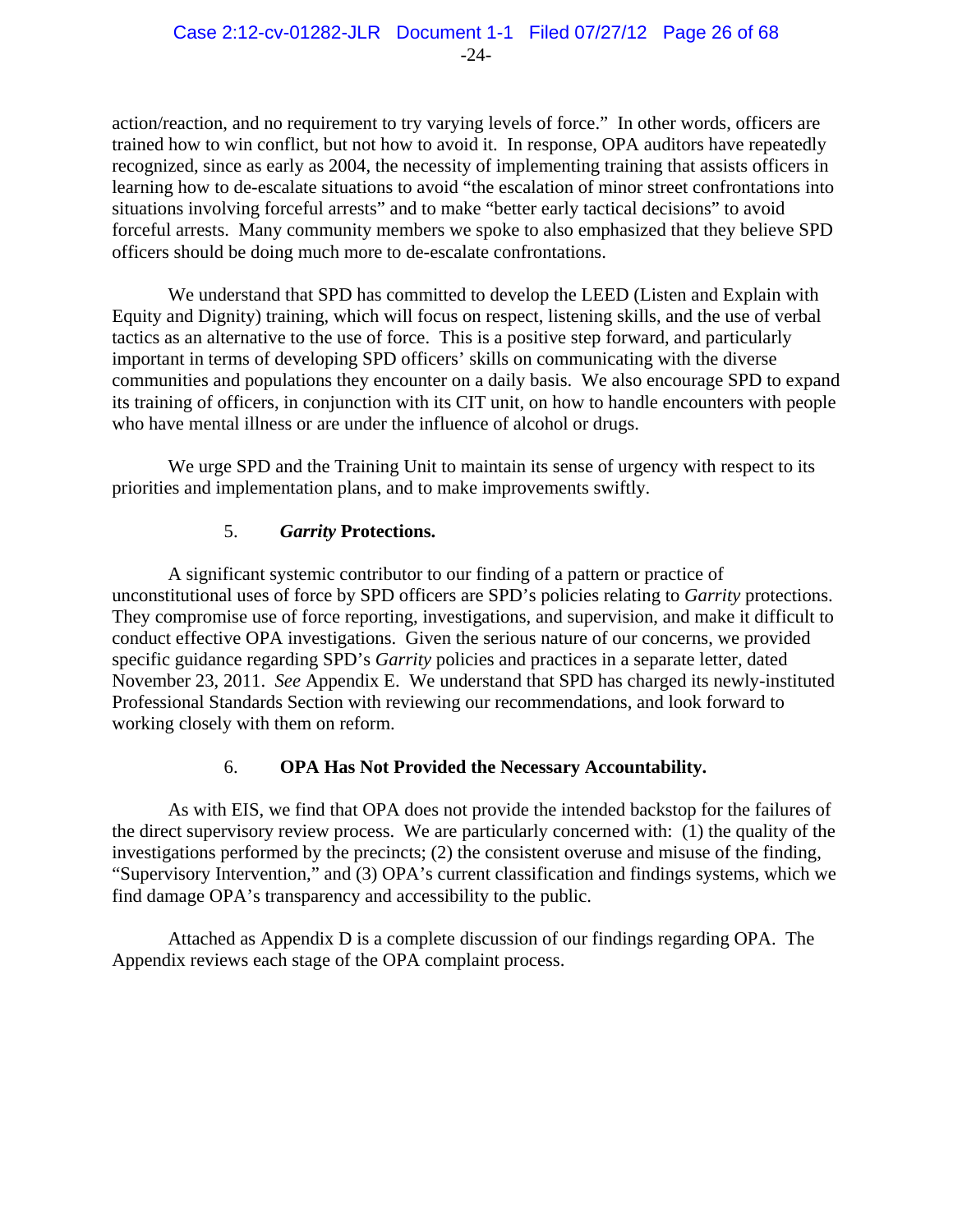action/reaction, and no requirement to try varying levels of force." In other words, officers are trained how to win conflict, but not how to avoid it. In response, OPA auditors have repeatedly recognized, since as early as 2004, the necessity of implementing training that assists officers in learning how to de-escalate situations to avoid "the escalation of minor street confrontations into situations involving forceful arrests" and to make "better early tactical decisions" to avoid forceful arrests. Many community members we spoke to also emphasized that they believe SPD officers should be doing much more to de-escalate confrontations.

We understand that SPD has committed to develop the LEED (Listen and Explain with Equity and Dignity) training, which will focus on respect, listening skills, and the use of verbal tactics as an alternative to the use of force. This is a positive step forward, and particularly important in terms of developing SPD officers' skills on communicating with the diverse communities and populations they encounter on a daily basis. We also encourage SPD to expand its training of officers, in conjunction with its CIT unit, on how to handle encounters with people who have mental illness or are under the influence of alcohol or drugs.

We urge SPD and the Training Unit to maintain its sense of urgency with respect to its priorities and implementation plans, and to make improvements swiftly.

### 5. *Garrity* Protections.

A significant systemic contributor to our finding of a pattern or practice of unconstitutional uses of force by SPD officers are SPD's policies relating to *Garrity* protections. They compromise use of force reporting, investigations, and supervision, and make it difficult to conduct effective OPA investigations. Given the serious nature of our concerns, we provided specific guidance regarding SPD's *Garrity* policies and practices in a separate letter, dated November 23, 2011. *See* Appendix E. We understand that SPD has charged its newly-instituted Professional Standards Section with reviewing our recommendations, and look forward to working closely with them on reform.

### 6. OPA Has Not Provided the Necessary Accountability.

As with EIS, we find that OPA does not provide the intended backstop for the failures of the direct supervisory review process. We are particularly concerned with: (1) the quality of the investigations performed by the precincts; (2) the consistent overuse and misuse of the finding, "Supervisory Intervention," and (3) OPA's current classification and findings systems, which we find damage OPA's transparency and accessibility to the public.

Attached as Appendix D is a complete discussion of our findings regarding OPA. The Appendix reviews each stage of the OPA complaint process.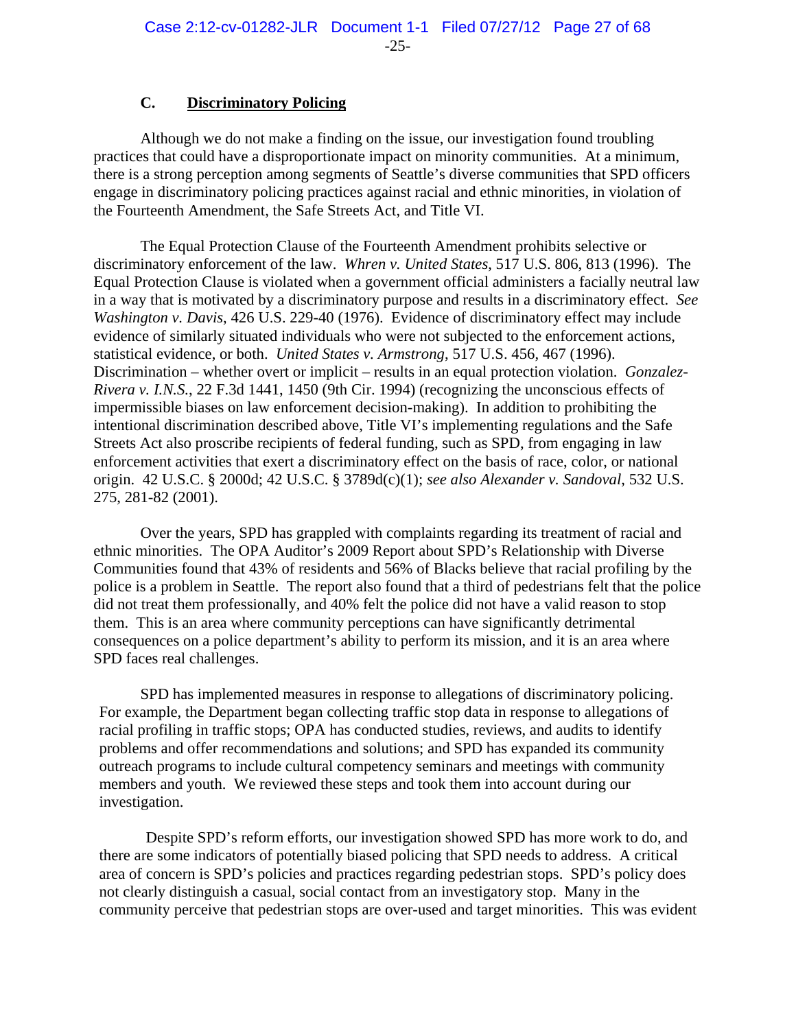### C. **Discriminatory Policing**

Although we do not make a finding on the issue, our investigation found troubling practices that could have a disproportionate impact on minority communities. At a minimum, there is a strong perception among segments of Seattle's diverse communities that SPD officers engage in discriminatory policing practices against racial and ethnic minorities, in violation of the Fourteenth Amendment, the Safe Streets Act, and Title VI.

The Equal Protection Clause of the Fourteenth Amendment prohibits selective or discriminatory enforcement of the law. *Whren v. United States*, 517 U.S. 806, 813 (1996). The Equal Protection Clause is violated when a government official administers a facially neutral law in a way that is motivated by a discriminatory purpose and results in a discriminatory effect. *See Washington v. Davis*, 426 U.S. 229-40 (1976). Evidence of discriminatory effect may include evidence of similarly situated individuals who were not subjected to the enforcement actions, statistical evidence, or both. *United States v. Armstrong*, 517 U.S. 456, 467 (1996). Discrimination – whether overt or implicit – results in an equal protection violation. *Gonzalez-Rivera v. I.N.S.*, 22 F.3d 1441, 1450 (9th Cir. 1994) (recognizing the unconscious effects of impermissible biases on law enforcement decision-making). In addition to prohibiting the intentional discrimination described above, Title VI's implementing regulations and the Safe Streets Act also proscribe recipients of federal funding, such as SPD, from engaging in law enforcement activities that exert a discriminatory effect on the basis of race, color, or national origin. 42 U.S.C. § 2000d; 42 U.S.C. § 3789d(c)(1); *see also Alexander v. Sandoval*, 532 U.S. 275, 281-82 (2001).

Over the years, SPD has grappled with complaints regarding its treatment of racial and ethnic minorities. The OPA Auditor's 2009 Report about SPD's Relationship with Diverse Communities found that 43% of residents and 56% of Blacks believe that racial profiling by the police is a problem in Seattle. The report also found that a third of pedestrians felt that the police did not treat them professionally, and 40% felt the police did not have a valid reason to stop them. This is an area where community perceptions can have significantly detrimental consequences on a police department's ability to perform its mission, and it is an area where SPD faces real challenges.

SPD has implemented measures in response to allegations of discriminatory policing. For example, the Department began collecting traffic stop data in response to allegations of racial profiling in traffic stops; OPA has conducted studies, reviews, and audits to identify problems and offer recommendations and solutions; and SPD has expanded its community outreach programs to include cultural competency seminars and meetings with community members and youth. We reviewed these steps and took them into account during our investigation.

Despite SPD's reform efforts, our investigation showed SPD has more work to do, and there are some indicators of potentially biased policing that SPD needs to address. A critical area of concern is SPD's policies and practices regarding pedestrian stops. SPD's policy does not clearly distinguish a casual, social contact from an investigatory stop. Many in the community perceive that pedestrian stops are over-used and target minorities. This was evident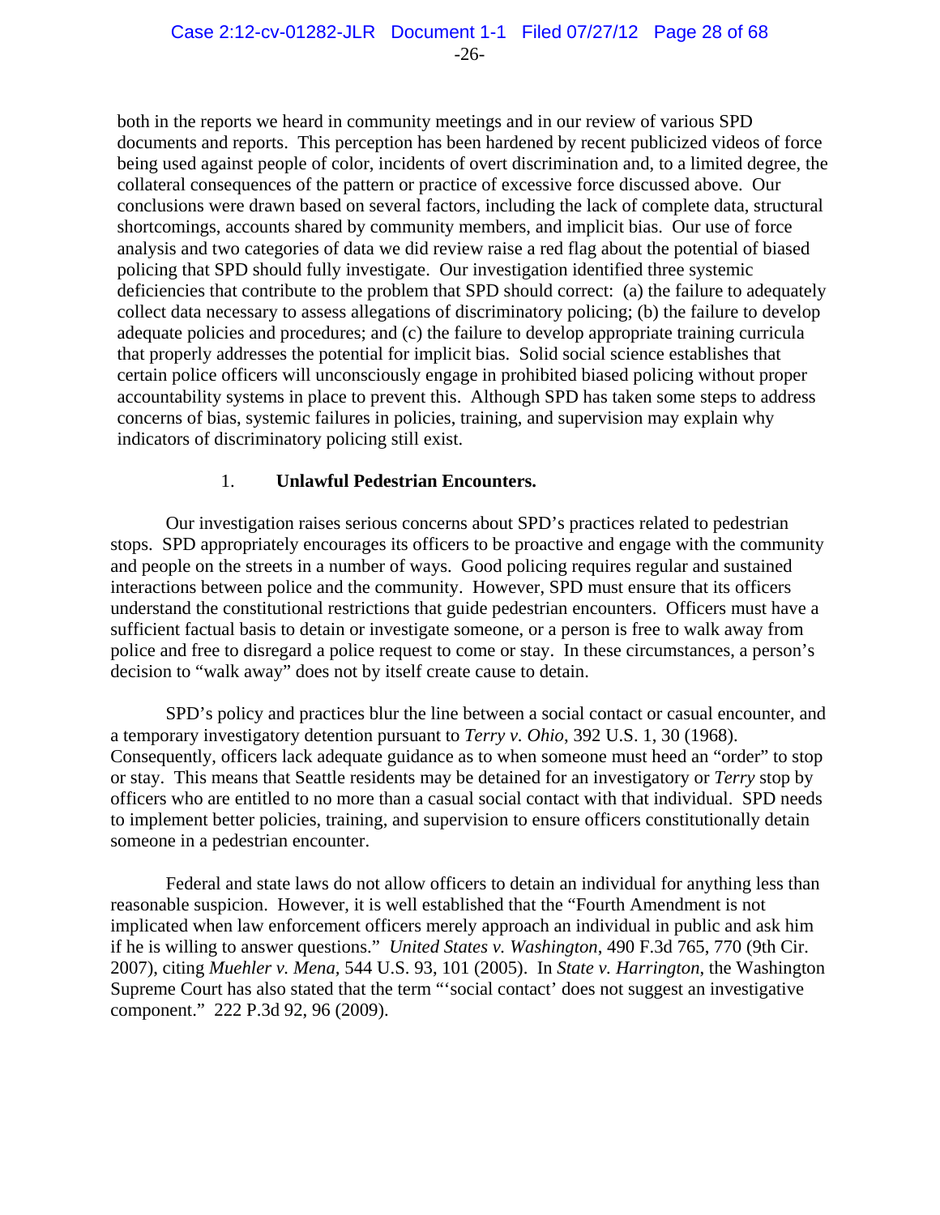both in the reports we heard in community meetings and in our review of various SPD documents and reports. This perception has been hardened by recent publicized videos of force being used against people of color, incidents of overt discrimination and, to a limited degree, the collateral consequences of the pattern or practice of excessive force discussed above. Our conclusions were drawn based on several factors, including the lack of complete data, structural shortcomings, accounts shared by community members, and implicit bias. Our use of force analysis and two categories of data we did review raise a red flag about the potential of biased policing that SPD should fully investigate. Our investigation identified three systemic deficiencies that contribute to the problem that SPD should correct: (a) the failure to adequately collect data necessary to assess allegations of discriminatory policing; (b) the failure to develop adequate policies and procedures; and (c) the failure to develop appropriate training curricula that properly addresses the potential for implicit bias. Solid social science establishes that certain police officers will unconsciously engage in prohibited biased policing without proper accountability systems in place to prevent this. Although SPD has taken some steps to address concerns of bias, systemic failures in policies, training, and supervision may explain why indicators of discriminatory policing still exist.

### 1. **Unlawful Pedestrian Encounters.**

Our investigation raises serious concerns about SPD's practices related to pedestrian stops. SPD appropriately encourages its officers to be proactive and engage with the community and people on the streets in a number of ways. Good policing requires regular and sustained interactions between police and the community. However, SPD must ensure that its officers understand the constitutional restrictions that guide pedestrian encounters. Officers must have a sufficient factual basis to detain or investigate someone, or a person is free to walk away from police and free to disregard a police request to come or stay. In these circumstances, a person's decision to "walk away" does not by itself create cause to detain.

SPD's policy and practices blur the line between a social contact or casual encounter, and a temporary investigatory detention pursuant to *Terry v. Ohio*, 392 U.S. 1, 30 (1968). Consequently, officers lack adequate guidance as to when someone must heed an "order" to stop or stay. This means that Seattle residents may be detained for an investigatory or *Terry* stop by officers who are entitled to no more than a casual social contact with that individual. SPD needs to implement better policies, training, and supervision to ensure officers constitutionally detain someone in a pedestrian encounter.

Federal and state laws do not allow officers to detain an individual for anything less than reasonable suspicion. However, it is well established that the "Fourth Amendment is not implicated when law enforcement officers merely approach an individual in public and ask him if he is willing to answer questions." *United States v. Washington*, 490 F.3d 765, 770 (9th Cir. 2007), citing *Muehler v. Mena,* 544 U.S. 93, 101 (2005). In *State v. Harrington*, the Washington Supreme Court has also stated that the term "'social contact' does not suggest an investigative component." 222 P.3d 92, 96 (2009).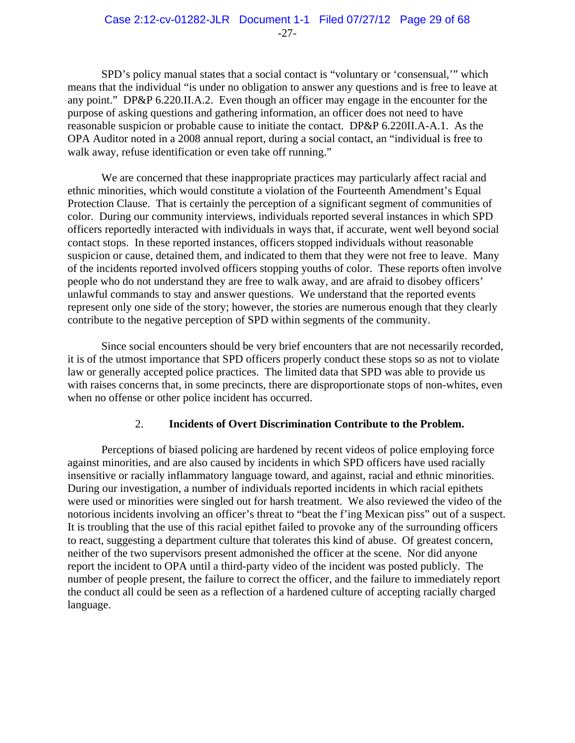SPD's policy manual states that a social contact is "voluntary or 'consensual,'" which means that the individual "is under no obligation to answer any questions and is free to leave at any point." DP&P 6.220.II.A.2. Even though an officer may engage in the encounter for the purpose of asking questions and gathering information, an officer does not need to have reasonable suspicion or probable cause to initiate the contact. DP&P 6.220II.A-A.1. As the OPA Auditor noted in a 2008 annual report, during a social contact, an "individual is free to walk away, refuse identification or even take off running."

We are concerned that these inappropriate practices may particularly affect racial and ethnic minorities, which would constitute a violation of the Fourteenth Amendment's Equal Protection Clause. That is certainly the perception of a significant segment of communities of color. During our community interviews, individuals reported several instances in which SPD officers reportedly interacted with individuals in ways that, if accurate, went well beyond social contact stops. In these reported instances, officers stopped individuals without reasonable suspicion or cause, detained them, and indicated to them that they were not free to leave. Many of the incidents reported involved officers stopping youths of color. These reports often involve people who do not understand they are free to walk away, and are afraid to disobey officers' unlawful commands to stay and answer questions. We understand that the reported events represent only one side of the story; however, the stories are numerous enough that they clearly contribute to the negative perception of SPD within segments of the community.

Since social encounters should be very brief encounters that are not necessarily recorded, it is of the utmost importance that SPD officers properly conduct these stops so as not to violate law or generally accepted police practices. The limited data that SPD was able to provide us with raises concerns that, in some precincts, there are disproportionate stops of non-whites, even when no offense or other police incident has occurred.

### 2. Incidents of Overt Discrimination Contribute to the Problem.

Perceptions of biased policing are hardened by recent videos of police employing force against minorities, and are also caused by incidents in which SPD officers have used racially insensitive or racially inflammatory language toward, and against, racial and ethnic minorities. During our investigation, a number of individuals reported incidents in which racial epithets were used or minorities were singled out for harsh treatment. We also reviewed the video of the notorious incidents involving an officer's threat to "beat the f'ing Mexican piss" out of a suspect. It is troubling that the use of this racial epithet failed to provoke any of the surrounding officers to react, suggesting a department culture that tolerates this kind of abuse. Of greatest concern, neither of the two supervisors present admonished the officer at the scene. Nor did anyone report the incident to OPA until a third-party video of the incident was posted publicly. The number of people present, the failure to correct the officer, and the failure to immediately report the conduct all could be seen as a reflection of a hardened culture of accepting racially charged language.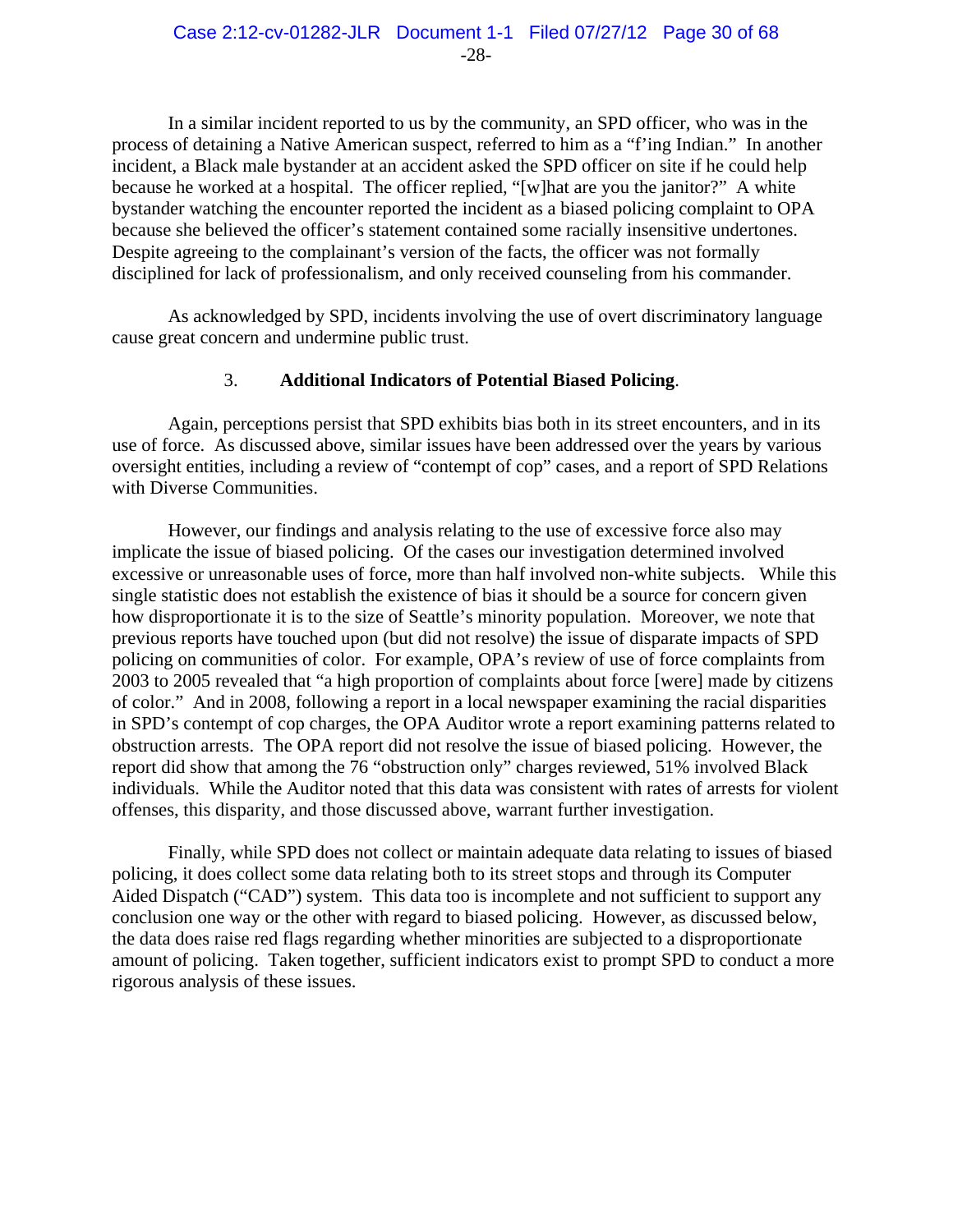In a similar incident reported to us by the community, an SPD officer, who was in the process of detaining a Native American suspect, referred to him as a "f'ing Indian." In another incident, a Black male bystander at an accident asked the SPD officer on site if he could help because he worked at a hospital. The officer replied, "[w]hat are you the janitor?" A white bystander watching the encounter reported the incident as a biased policing complaint to OPA because she believed the officer's statement contained some racially insensitive undertones. Despite agreeing to the complainant's version of the facts, the officer was not formally disciplined for lack of professionalism, and only received counseling from his commander.

As acknowledged by SPD, incidents involving the use of overt discriminatory language cause great concern and undermine public trust.

### 3. **Additional Indicators of Potential Biased Policing**.

Again, perceptions persist that SPD exhibits bias both in its street encounters, and in its use of force. As discussed above, similar issues have been addressed over the years by various oversight entities, including a review of "contempt of cop" cases, and a report of SPD Relations with Diverse Communities.

However, our findings and analysis relating to the use of excessive force also may implicate the issue of biased policing. Of the cases our investigation determined involved excessive or unreasonable uses of force, more than half involved non-white subjects. While this single statistic does not establish the existence of bias it should be a source for concern given how disproportionate it is to the size of Seattle's minority population. Moreover, we note that previous reports have touched upon (but did not resolve) the issue of disparate impacts of SPD policing on communities of color. For example, OPA's review of use of force complaints from 2003 to 2005 revealed that "a high proportion of complaints about force [were] made by citizens of color." And in 2008, following a report in a local newspaper examining the racial disparities in SPD's contempt of cop charges, the OPA Auditor wrote a report examining patterns related to obstruction arrests. The OPA report did not resolve the issue of biased policing. However, the report did show that among the 76 "obstruction only" charges reviewed, 51% involved Black individuals. While the Auditor noted that this data was consistent with rates of arrests for violent offenses, this disparity, and those discussed above, warrant further investigation.

Finally, while SPD does not collect or maintain adequate data relating to issues of biased policing, it does collect some data relating both to its street stops and through its Computer Aided Dispatch ("CAD") system. This data too is incomplete and not sufficient to support any conclusion one way or the other with regard to biased policing. However, as discussed below, the data does raise red flags regarding whether minorities are subjected to a disproportionate amount of policing. Taken together, sufficient indicators exist to prompt SPD to conduct a more rigorous analysis of these issues.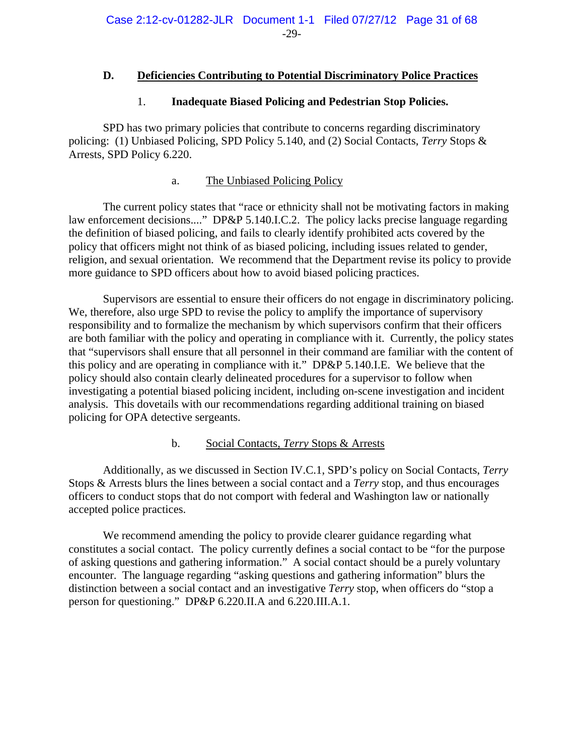## D. Deficiencies Contributing to Potential Discriminatory Police Practices

### 1. Inadequate Biased Policing and Pedestrian Stop Policies.

SPD has two primary policies that contribute to concerns regarding discriminatory policing: (1) Unbiased Policing, SPD Policy 5.140, and (2) Social Contacts, *Terry* Stops & Arrests, SPD Policy 6.220.

#### a. The Unbiased Policing Policy

The current policy states that "race or ethnicity shall not be motivating factors in making law enforcement decisions...." DP&P 5.140.I.C.2. The policy lacks precise language regarding the definition of biased policing, and fails to clearly identify prohibited acts covered by the policy that officers might not think of as biased policing, including issues related to gender, religion, and sexual orientation. We recommend that the Department revise its policy to provide more guidance to SPD officers about how to avoid biased policing practices.

Supervisors are essential to ensure their officers do not engage in discriminatory policing. We, therefore, also urge SPD to revise the policy to amplify the importance of supervisory responsibility and to formalize the mechanism by which supervisors confirm that their officers are both familiar with the policy and operating in compliance with it. Currently, the policy states that "supervisors shall ensure that all personnel in their command are familiar with the content of this policy and are operating in compliance with it." DP&P 5.140.I.E. We believe that the policy should also contain clearly delineated procedures for a supervisor to follow when investigating a potential biased policing incident, including on-scene investigation and incident analysis. This dovetails with our recommendations regarding additional training on biased policing for OPA detective sergeants.

#### b. Social Contacts, *Terry* Stops & Arrests

Additionally, as we discussed in Section IV.C.1, SPD's policy on Social Contacts, *Terry* Stops & Arrests blurs the lines between a social contact and a *Terry* stop, and thus encourages officers to conduct stops that do not comport with federal and Washington law or nationally accepted police practices.

We recommend amending the policy to provide clearer guidance regarding what constitutes a social contact. The policy currently defines a social contact to be "for the purpose of asking questions and gathering information." A social contact should be a purely voluntary encounter. The language regarding "asking questions and gathering information" blurs the distinction between a social contact and an investigative *Terry* stop, when officers do "stop a person for questioning." DP&P 6.220.II.A and 6.220.III.A.1.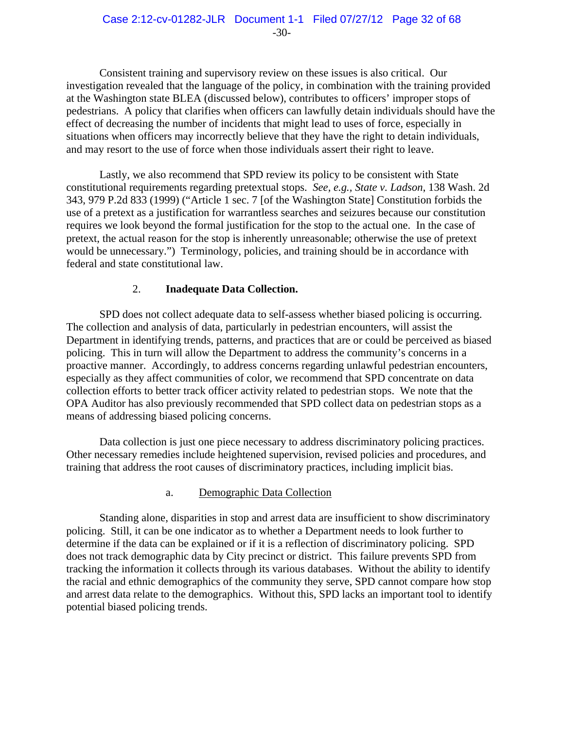Consistent training and supervisory review on these issues is also critical. Our investigation revealed that the language of the policy, in combination with the training provided at the Washington state BLEA (discussed below), contributes to officers' improper stops of pedestrians. A policy that clarifies when officers can lawfully detain individuals should have the effect of decreasing the number of incidents that might lead to uses of force, especially in situations when officers may incorrectly believe that they have the right to detain individuals, and may resort to the use of force when those individuals assert their right to leave.

Lastly, we also recommend that SPD review its policy to be consistent with State constitutional requirements regarding pretextual stops. *See, e.g.*, *State v. Ladson*, 138 Wash. 2d 343, 979 P.2d 833 (1999) ("Article 1 sec. 7 [of the Washington State] Constitution forbids the use of a pretext as a justification for warrantless searches and seizures because our constitution requires we look beyond the formal justification for the stop to the actual one. In the case of pretext, the actual reason for the stop is inherently unreasonable; otherwise the use of pretext would be unnecessary.") Terminology, policies, and training should be in accordance with federal and state constitutional law.

### 2. **Inadequate Data Collection.**

SPD does not collect adequate data to self-assess whether biased policing is occurring. The collection and analysis of data, particularly in pedestrian encounters, will assist the Department in identifying trends, patterns, and practices that are or could be perceived as biased policing. This in turn will allow the Department to address the community's concerns in a proactive manner. Accordingly, to address concerns regarding unlawful pedestrian encounters, especially as they affect communities of color, we recommend that SPD concentrate on data collection efforts to better track officer activity related to pedestrian stops. We note that the OPA Auditor has also previously recommended that SPD collect data on pedestrian stops as a means of addressing biased policing concerns.

Data collection is just one piece necessary to address discriminatory policing practices. Other necessary remedies include heightened supervision, revised policies and procedures, and training that address the root causes of discriminatory practices, including implicit bias.

#### a. Demographic Data Collection

Standing alone, disparities in stop and arrest data are insufficient to show discriminatory policing. Still, it can be one indicator as to whether a Department needs to look further to determine if the data can be explained or if it is a reflection of discriminatory policing. SPD does not track demographic data by City precinct or district. This failure prevents SPD from tracking the information it collects through its various databases. Without the ability to identify the racial and ethnic demographics of the community they serve, SPD cannot compare how stop and arrest data relate to the demographics. Without this, SPD lacks an important tool to identify potential biased policing trends.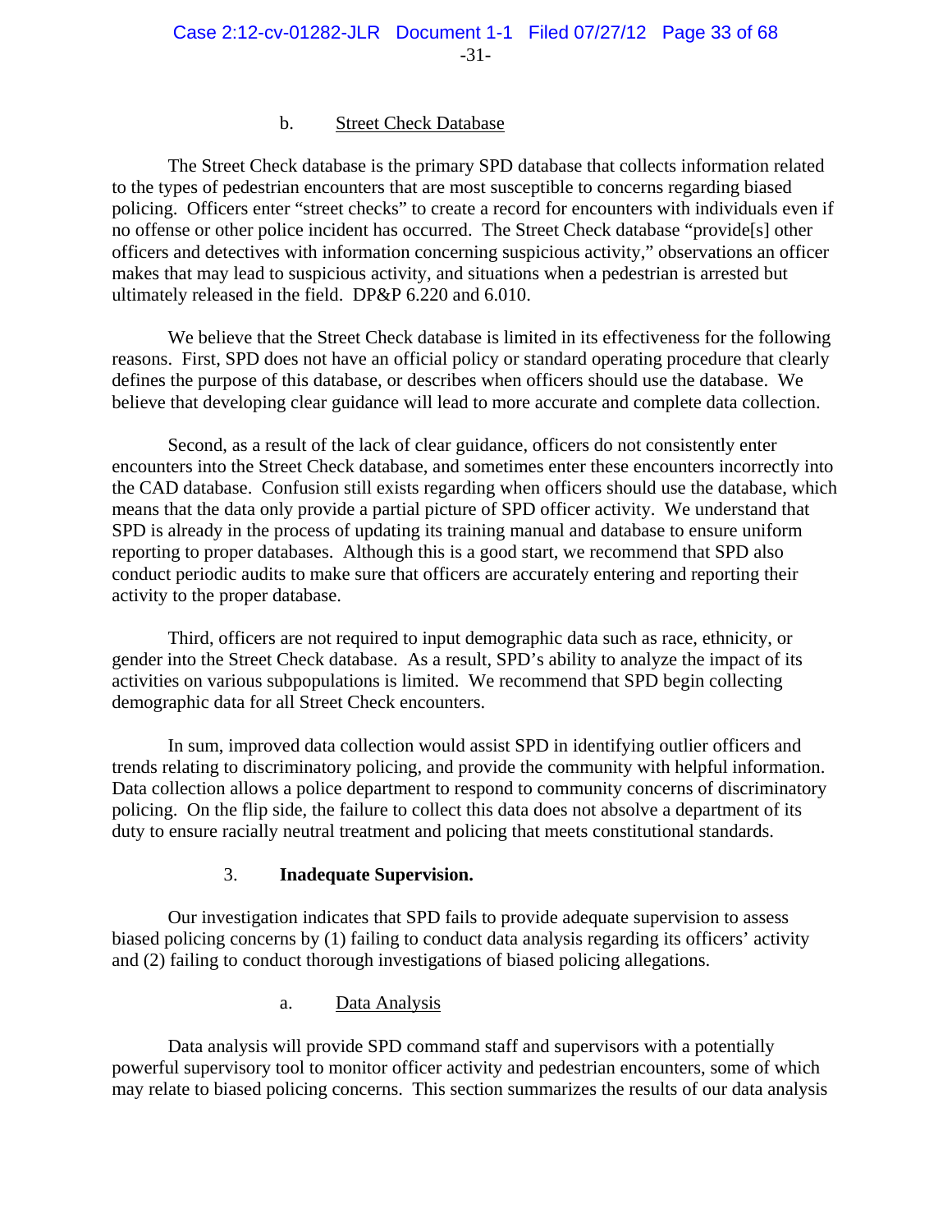b. Street Check Database

The Street Check database is the primary SPD database that collects information related to the types of pedestrian encounters that are most susceptible to concerns regarding biased policing. Officers enter "street checks" to create a record for encounters with individuals even if no offense or other police incident has occurred. The Street Check database "provide[s] other officers and detectives with information concerning suspicious activity," observations an officer makes that may lead to suspicious activity, and situations when a pedestrian is arrested but ultimately released in the field. DP&P 6.220 and 6.010.

We believe that the Street Check database is limited in its effectiveness for the following reasons. First, SPD does not have an official policy or standard operating procedure that clearly defines the purpose of this database, or describes when officers should use the database. We believe that developing clear guidance will lead to more accurate and complete data collection.

Second, as a result of the lack of clear guidance, officers do not consistently enter encounters into the Street Check database, and sometimes enter these encounters incorrectly into the CAD database. Confusion still exists regarding when officers should use the database, which means that the data only provide a partial picture of SPD officer activity. We understand that SPD is already in the process of updating its training manual and database to ensure uniform reporting to proper databases. Although this is a good start, we recommend that SPD also conduct periodic audits to make sure that officers are accurately entering and reporting their activity to the proper database.

Third, officers are not required to input demographic data such as race, ethnicity, or gender into the Street Check database. As a result, SPD's ability to analyze the impact of its activities on various subpopulations is limited. We recommend that SPD begin collecting demographic data for all Street Check encounters.

In sum, improved data collection would assist SPD in identifying outlier officers and trends relating to discriminatory policing, and provide the community with helpful information. Data collection allows a police department to respond to community concerns of discriminatory policing. On the flip side, the failure to collect this data does not absolve a department of its duty to ensure racially neutral treatment and policing that meets constitutional standards.

3. **Inadequate Supervision.**

Our investigation indicates that SPD fails to provide adequate supervision to assess biased policing concerns by (1) failing to conduct data analysis regarding its officers' activity and (2) failing to conduct thorough investigations of biased policing allegations.

a. Data Analysis

Data analysis will provide SPD command staff and supervisors with a potentially powerful supervisory tool to monitor officer activity and pedestrian encounters, some of which may relate to biased policing concerns. This section summarizes the results of our data analysis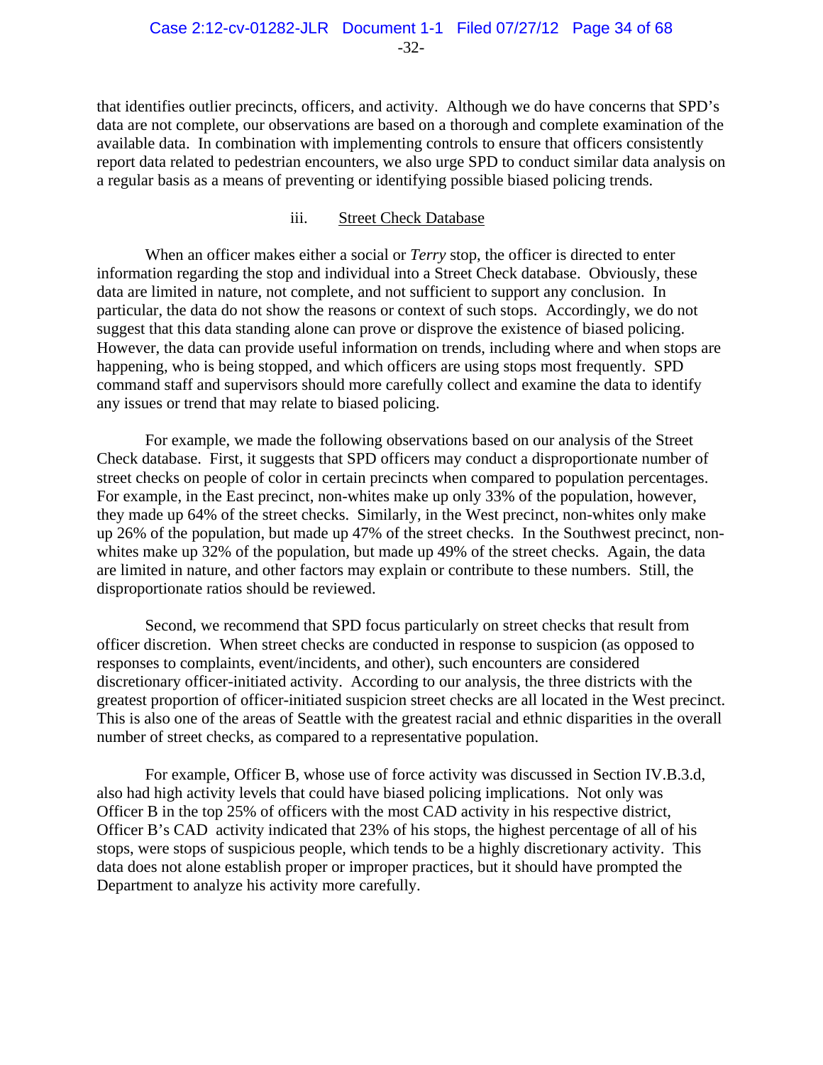that identifies outlier precincts, officers, and activity. Although we do have concerns that SPD's data are not complete, our observations are based on a thorough and complete examination of the available data. In combination with implementing controls to ensure that officers consistently report data related to pedestrian encounters, we also urge SPD to conduct similar data analysis on a regular basis as a means of preventing or identifying possible biased policing trends.

#### iii. Street Check Database

When an officer makes either a social or *Terry* stop, the officer is directed to enter information regarding the stop and individual into a Street Check database. Obviously, these data are limited in nature, not complete, and not sufficient to support any conclusion. In particular, the data do not show the reasons or context of such stops. Accordingly, we do not suggest that this data standing alone can prove or disprove the existence of biased policing. However, the data can provide useful information on trends, including where and when stops are happening, who is being stopped, and which officers are using stops most frequently. SPD command staff and supervisors should more carefully collect and examine the data to identify any issues or trend that may relate to biased policing.

For example, we made the following observations based on our analysis of the Street Check database. First, it suggests that SPD officers may conduct a disproportionate number of street checks on people of color in certain precincts when compared to population percentages. For example, in the East precinct, non-whites make up only 33% of the population, however, they made up 64% of the street checks. Similarly, in the West precinct, non-whites only make up 26% of the population, but made up 47% of the street checks. In the Southwest precinct, non-whites make up 32% of the population, but made up 49% of the street checks. Again, the data are limited in nature, and other factors may explain or contribute to these numbers. Still, the disproportionate ratios should be reviewed.

Second, we recommend that SPD focus particularly on street checks that result from officer discretion. When street checks are conducted in response to suspicion (as opposed to responses to complaints, event/incidents, and other), such encounters are considered discretionary officer-initiated activity. According to our analysis, the three districts with the greatest proportion of officer-initiated suspicion street checks are all located in the West precinct. This is also one of the areas of Seattle with the greatest racial and ethnic disparities in the overall number of street checks, as compared to a representative population.

For example, Officer B, whose use of force activity was discussed in Section IV.B.3.d, also had high activity levels that could have biased policing implications. Not only was Officer B in the top 25% of officers with the most CAD activity in his respective district, Officer B's CAD activity indicated that 23% of his stops, the highest percentage of all of his stops, were stops of suspicious people, which tends to be a highly discretionary activity. This data does not alone establish proper or improper practices, but it should have prompted the Department to analyze his activity more carefully.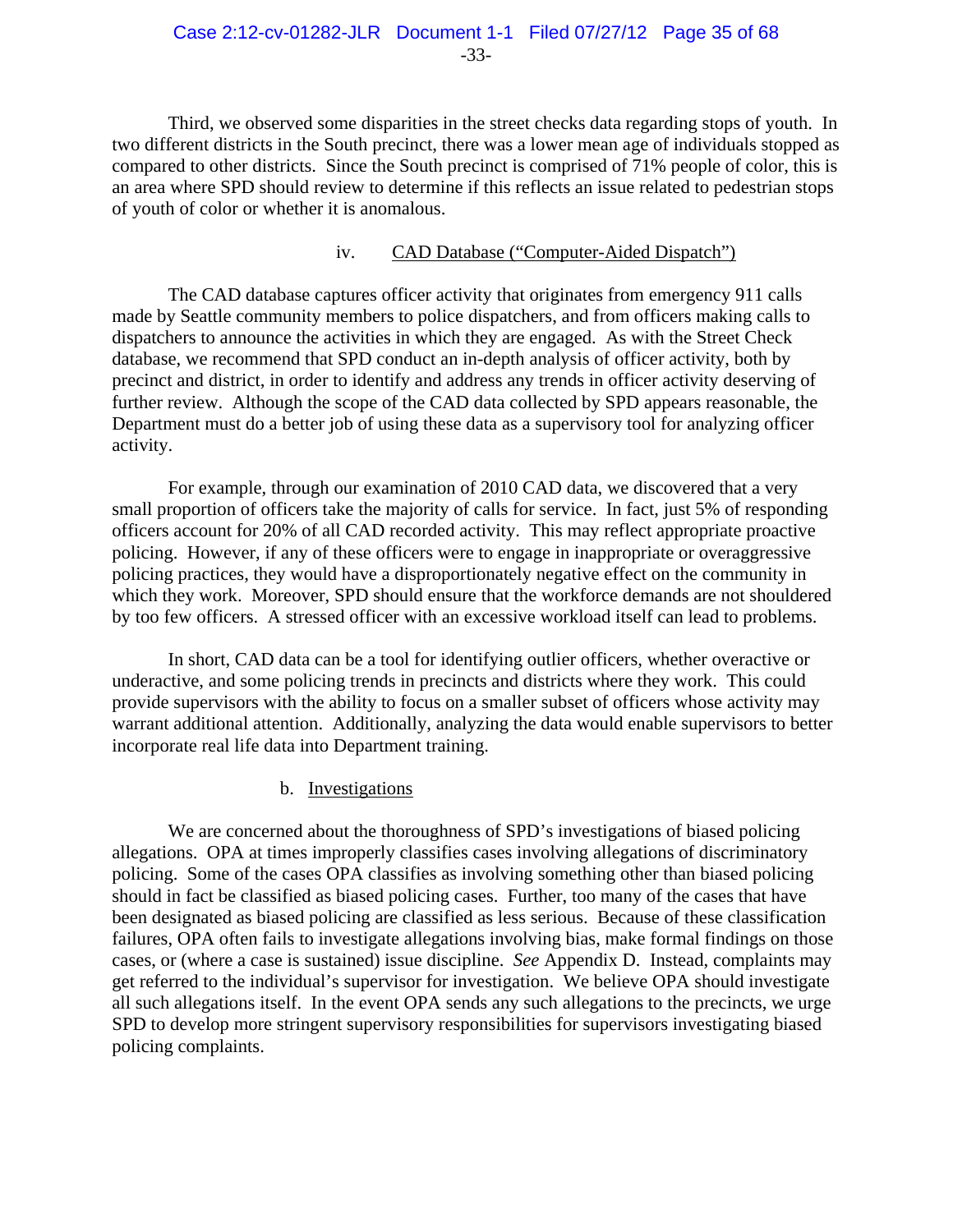Third, we observed some disparities in the street checks data regarding stops of youth. In two different districts in the South precinct, there was a lower mean age of individuals stopped as compared to other districts. Since the South precinct is comprised of 71% people of color, this is an area where SPD should review to determine if this reflects an issue related to pedestrian stops of youth of color or whether it is anomalous.

#### iv. CAD Database ("Computer-Aided Dispatch")

The CAD database captures officer activity that originates from emergency 911 calls made by Seattle community members to police dispatchers, and from officers making calls to dispatchers to announce the activities in which they are engaged. As with the Street Check database, we recommend that SPD conduct an in-depth analysis of officer activity, both by precinct and district, in order to identify and address any trends in officer activity deserving of further review. Although the scope of the CAD data collected by SPD appears reasonable, the Department must do a better job of using these data as a supervisory tool for analyzing officer activity.

For example, through our examination of 2010 CAD data, we discovered that a very small proportion of officers take the majority of calls for service. In fact, just 5% of responding officers account for 20% of all CAD recorded activity. This may reflect appropriate proactive policing. However, if any of these officers were to engage in inappropriate or overaggressive policing practices, they would have a disproportionately negative effect on the community in which they work. Moreover, SPD should ensure that the workforce demands are not shouldered by too few officers. A stressed officer with an excessive workload itself can lead to problems.

In short, CAD data can be a tool for identifying outlier officers, whether overactive or underactive, and some policing trends in precincts and districts where they work. This could provide supervisors with the ability to focus on a smaller subset of officers whose activity may warrant additional attention. Additionally, analyzing the data would enable supervisors to better incorporate real life data into Department training.

### b. Investigations

We are concerned about the thoroughness of SPD's investigations of biased policing allegations. OPA at times improperly classifies cases involving allegations of discriminatory policing. Some of the cases OPA classifies as involving something other than biased policing should in fact be classified as biased policing cases. Further, too many of the cases that have been designated as biased policing are classified as less serious. Because of these classification failures, OPA often fails to investigate allegations involving bias, make formal findings on those cases, or (where a case is sustained) issue discipline. *See* Appendix D. Instead, complaints may get referred to the individual's supervisor for investigation. We believe OPA should investigate all such allegations itself. In the event OPA sends any such allegations to the precincts, we urge SPD to develop more stringent supervisory responsibilities for supervisors investigating biased policing complaints.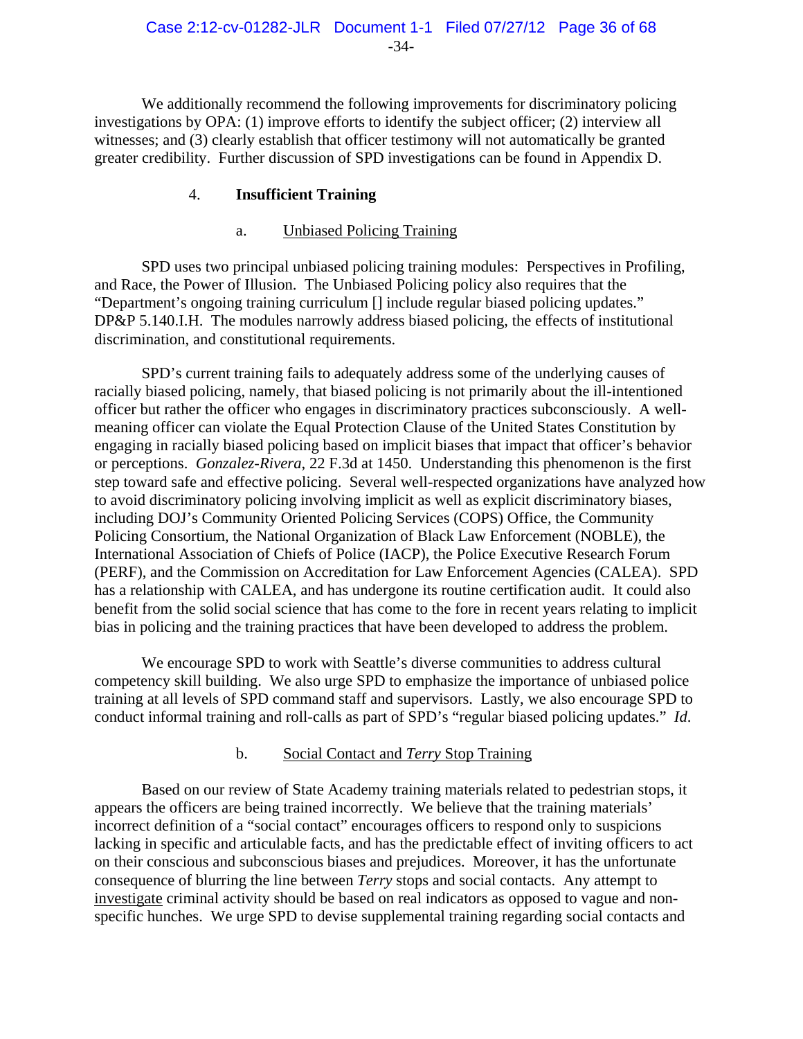We additionally recommend the following improvements for discriminatory policing investigations by OPA: (1) improve efforts to identify the subject officer; (2) interview all witnesses; and (3) clearly establish that officer testimony will not automatically be granted greater credibility. Further discussion of SPD investigations can be found in Appendix D.

### 4. **Insufficient Training**

#### a. Unbiased Policing Training

SPD uses two principal unbiased policing training modules: Perspectives in Profiling, and Race, the Power of Illusion. The Unbiased Policing policy also requires that the "Department's ongoing training curriculum [] include regular biased policing updates." DP&P 5.140.I.H. The modules narrowly address biased policing, the effects of institutional discrimination, and constitutional requirements.

SPD's current training fails to adequately address some of the underlying causes of racially biased policing, namely, that biased policing is not primarily about the ill-intentioned officer but rather the officer who engages in discriminatory practices subconsciously. A well-meaning officer can violate the Equal Protection Clause of the United States Constitution by engaging in racially biased policing based on implicit biases that impact that officer's behavior or perceptions. *Gonzalez-Rivera*, 22 F.3d at 1450. Understanding this phenomenon is the first step toward safe and effective policing. Several well-respected organizations have analyzed how to avoid discriminatory policing involving implicit as well as explicit discriminatory biases, including DOJ's Community Oriented Policing Services (COPS) Office, the Community Policing Consortium, the National Organization of Black Law Enforcement (NOBLE), the International Association of Chiefs of Police (IACP), the Police Executive Research Forum (PERF), and the Commission on Accreditation for Law Enforcement Agencies (CALEA). SPD has a relationship with CALEA, and has undergone its routine certification audit. It could also benefit from the solid social science that has come to the fore in recent years relating to implicit bias in policing and the training practices that have been developed to address the problem.

We encourage SPD to work with Seattle's diverse communities to address cultural competency skill building. We also urge SPD to emphasize the importance of unbiased police training at all levels of SPD command staff and supervisors. Lastly, we also encourage SPD to conduct informal training and roll-calls as part of SPD's "regular biased policing updates." *Id.*

#### b. Social Contact and *Terry* Stop Training

Based on our review of State Academy training materials related to pedestrian stops, it appears the officers are being trained incorrectly. We believe that the training materials' incorrect definition of a "social contact" encourages officers to respond only to suspicions lacking in specific and articulable facts, and has the predictable effect of inviting officers to act on their conscious and subconscious biases and prejudices. Moreover, it has the unfortunate consequence of blurring the line between *Terry* stops and social contacts. Any attempt to investigate criminal activity should be based on real indicators as opposed to vague and non-specific hunches. We urge SPD to devise supplemental training regarding social contacts and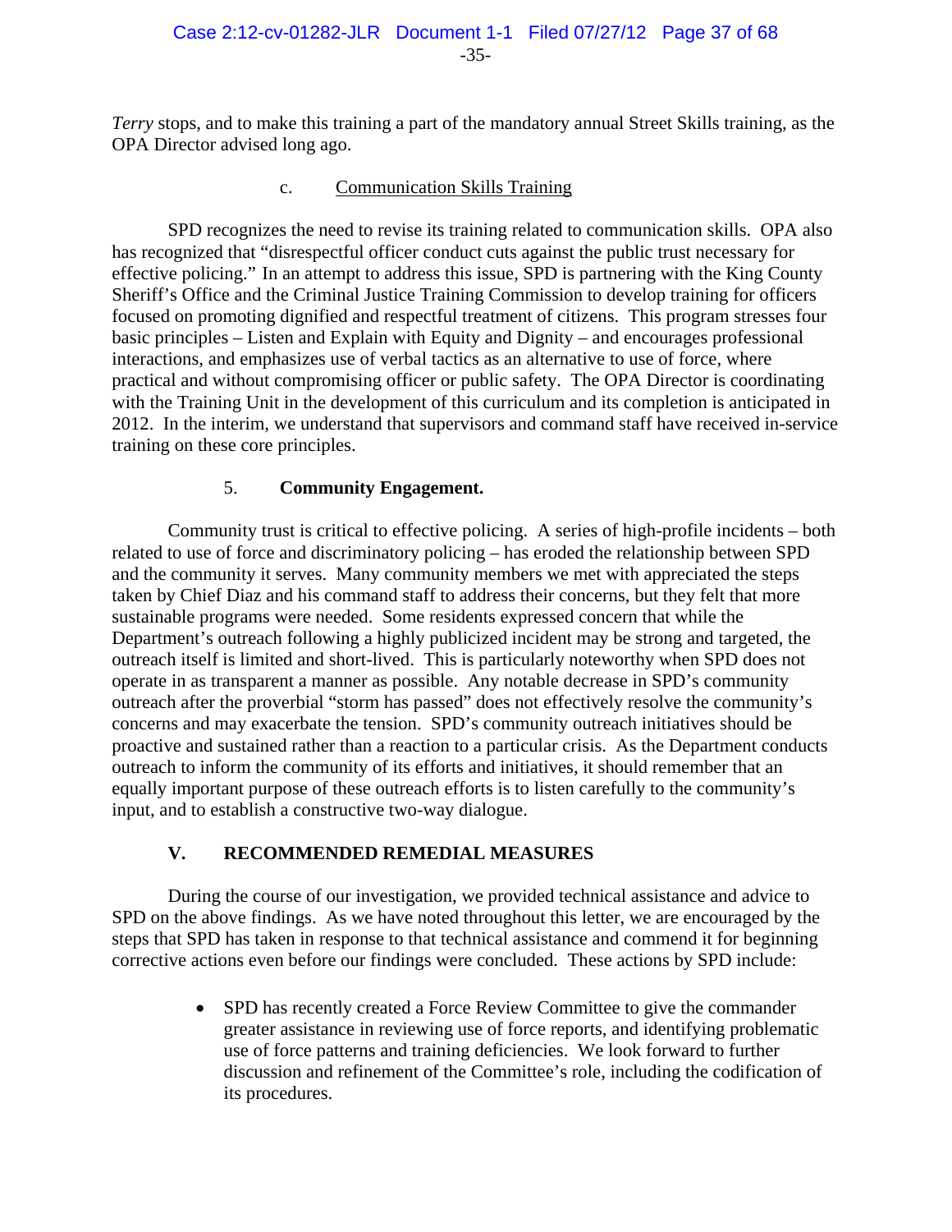*Terry* stops, and to make this training a part of the mandatory annual Street Skills training, as the OPA Director advised long ago.

#### c. Communication Skills Training

SPD recognizes the need to revise its training related to communication skills. OPA also has recognized that "disrespectful officer conduct cuts against the public trust necessary for effective policing." In an attempt to address this issue, SPD is partnering with the King County Sheriff's Office and the Criminal Justice Training Commission to develop training for officers focused on promoting dignified and respectful treatment of citizens. This program stresses four basic principles – Listen and Explain with Equity and Dignity – and encourages professional interactions, and emphasizes use of verbal tactics as an alternative to use of force, where practical and without compromising officer or public safety. The OPA Director is coordinating with the Training Unit in the development of this curriculum and its completion is anticipated in 2012. In the interim, we understand that supervisors and command staff have received in-service training on these core principles.

### 5. Community Engagement.

Community trust is critical to effective policing. A series of high-profile incidents – both related to use of force and discriminatory policing – has eroded the relationship between SPD and the community it serves. Many community members we met with appreciated the steps taken by Chief Diaz and his command staff to address their concerns, but they felt that more sustainable programs were needed. Some residents expressed concern that while the Department's outreach following a highly publicized incident may be strong and targeted, the outreach itself is limited and short-lived. This is particularly noteworthy when SPD does not operate in as transparent a manner as possible. Any notable decrease in SPD's community outreach after the proverbial "storm has passed" does not effectively resolve the community's concerns and may exacerbate the tension. SPD's community outreach initiatives should be proactive and sustained rather than a reaction to a particular crisis. As the Department conducts outreach to inform the community of its efforts and initiatives, it should remember that an equally important purpose of these outreach efforts is to listen carefully to the community's input, and to establish a constructive two-way dialogue.

## V. RECOMMENDED REMEDIAL MEASURES

During the course of our investigation, we provided technical assistance and advice to SPD on the above findings. As we have noted throughout this letter, we are encouraged by the steps that SPD has taken in response to that technical assistance and commend it for beginning corrective actions even before our findings were concluded. These actions by SPD include:

- SPD has recently created a Force Review Committee to give the commander greater assistance in reviewing use of force reports, and identifying problematic use of force patterns and training deficiencies. We look forward to further discussion and refinement of the Committee's role, including the codification of its procedures.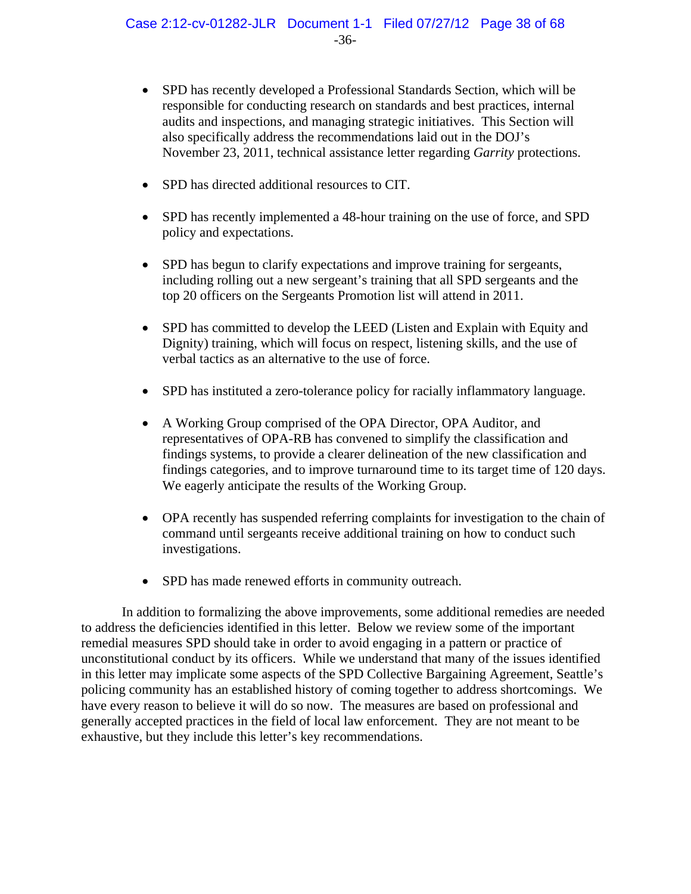- SPD has recently developed a Professional Standards Section, which will be responsible for conducting research on standards and best practices, internal audits and inspections, and managing strategic initiatives. This Section will also specifically address the recommendations laid out in the DOJ's November 23, 2011, technical assistance letter regarding *Garrity* protections.

- SPD has directed additional resources to CIT.

- SPD has recently implemented a 48-hour training on the use of force, and SPD policy and expectations.

- SPD has begun to clarify expectations and improve training for sergeants, including rolling out a new sergeant's training that all SPD sergeants and the top 20 officers on the Sergeants Promotion list will attend in 2011.

- SPD has committed to develop the LEED (Listen and Explain with Equity and Dignity) training, which will focus on respect, listening skills, and the use of verbal tactics as an alternative to the use of force.

- SPD has instituted a zero-tolerance policy for racially inflammatory language.

- A Working Group comprised of the OPA Director, OPA Auditor, and representatives of OPA-RB has convened to simplify the classification and findings systems, to provide a clearer delineation of the new classification and findings categories, and to improve turnaround time to its target time of 120 days. We eagerly anticipate the results of the Working Group.

- OPA recently has suspended referring complaints for investigation to the chain of command until sergeants receive additional training on how to conduct such investigations.

- SPD has made renewed efforts in community outreach.

In addition to formalizing the above improvements, some additional remedies are needed to address the deficiencies identified in this letter. Below we review some of the important remedial measures SPD should take in order to avoid engaging in a pattern or practice of unconstitutional conduct by its officers. While we understand that many of the issues identified in this letter may implicate some aspects of the SPD Collective Bargaining Agreement, Seattle's policing community has an established history of coming together to address shortcomings. We have every reason to believe it will do so now. The measures are based on professional and generally accepted practices in the field of local law enforcement. They are not meant to be exhaustive, but they include this letter's key recommendations.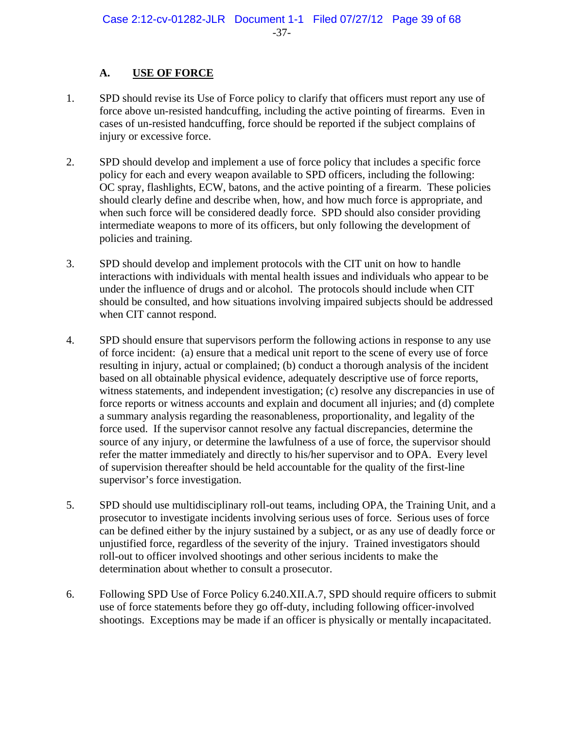### A. USE OF FORCE

1. SPD should revise its Use of Force policy to clarify that officers must report any use of force above un-resisted handcuffing, including the active pointing of firearms. Even in cases of un-resisted handcuffing, force should be reported if the subject complains of injury or excessive force.

2. SPD should develop and implement a use of force policy that includes a specific force policy for each and every weapon available to SPD officers, including the following: OC spray, flashlights, ECW, batons, and the active pointing of a firearm. These policies should clearly define and describe when, how, and how much force is appropriate, and when such force will be considered deadly force. SPD should also consider providing intermediate weapons to more of its officers, but only following the development of policies and training.

3. SPD should develop and implement protocols with the CIT unit on how to handle interactions with individuals with mental health issues and individuals who appear to be under the influence of drugs and or alcohol. The protocols should include when CIT should be consulted, and how situations involving impaired subjects should be addressed when CIT cannot respond.

4. SPD should ensure that supervisors perform the following actions in response to any use of force incident: (a) ensure that a medical unit report to the scene of every use of force resulting in injury, actual or complained; (b) conduct a thorough analysis of the incident based on all obtainable physical evidence, adequately descriptive use of force reports, witness statements, and independent investigation; (c) resolve any discrepancies in use of force reports or witness accounts and explain and document all injuries; and (d) complete a summary analysis regarding the reasonableness, proportionality, and legality of the force used. If the supervisor cannot resolve any factual discrepancies, determine the source of any injury, or determine the lawfulness of a use of force, the supervisor should refer the matter immediately and directly to his/her supervisor and to OPA. Every level of supervision thereafter should be held accountable for the quality of the first-line supervisor's force investigation.

5. SPD should use multidisciplinary roll-out teams, including OPA, the Training Unit, and a prosecutor to investigate incidents involving serious uses of force. Serious uses of force can be defined either by the injury sustained by a subject, or as any use of deadly force or unjustified force, regardless of the severity of the injury. Trained investigators should roll-out to officer involved shootings and other serious incidents to make the determination about whether to consult a prosecutor.

6. Following SPD Use of Force Policy 6.240.XII.A.7, SPD should require officers to submit use of force statements before they go off-duty, including following officer-involved shootings. Exceptions may be made if an officer is physically or mentally incapacitated.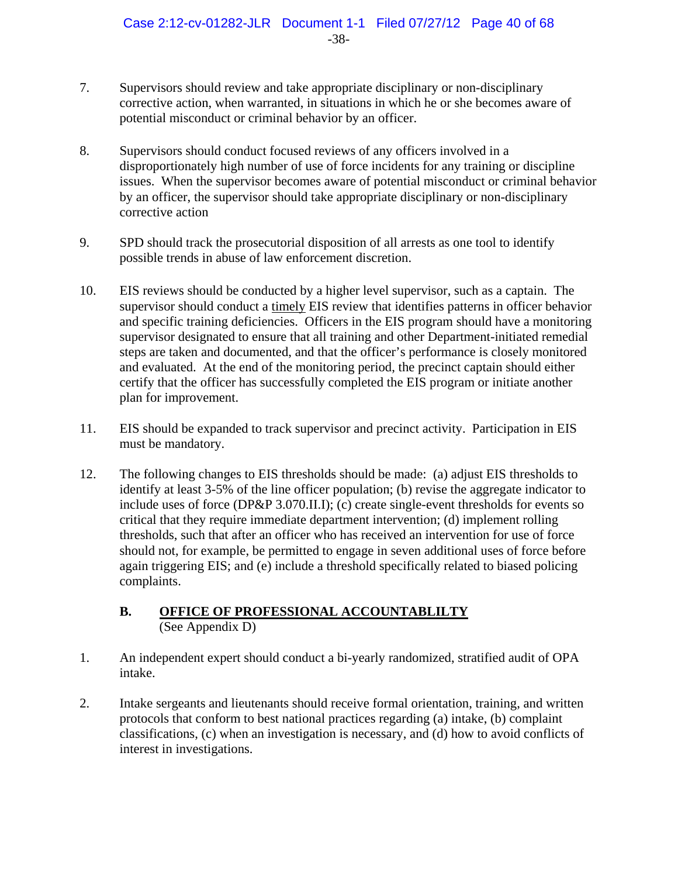7. Supervisors should review and take appropriate disciplinary or non-disciplinary corrective action, when warranted, in situations in which he or she becomes aware of potential misconduct or criminal behavior by an officer.

8. Supervisors should conduct focused reviews of any officers involved in a disproportionately high number of use of force incidents for any training or discipline issues. When the supervisor becomes aware of potential misconduct or criminal behavior by an officer, the supervisor should take appropriate disciplinary or non-disciplinary corrective action

9. SPD should track the prosecutorial disposition of all arrests as one tool to identify possible trends in abuse of law enforcement discretion.

10. EIS reviews should be conducted by a higher level supervisor, such as a captain. The supervisor should conduct a <u>timely</u> EIS review that identifies patterns in officer behavior and specific training deficiencies. Officers in the EIS program should have a monitoring supervisor designated to ensure that all training and other Department-initiated remedial steps are taken and documented, and that the officer's performance is closely monitored and evaluated. At the end of the monitoring period, the precinct captain should either certify that the officer has successfully completed the EIS program or initiate another plan for improvement.

11. EIS should be expanded to track supervisor and precinct activity. Participation in EIS must be mandatory.

12. The following changes to EIS thresholds should be made: (a) adjust EIS thresholds to identify at least 3-5% of the line officer population; (b) revise the aggregate indicator to include uses of force (DP&P 3.070.II.I); (c) create single-event thresholds for events so critical that they require immediate department intervention; (d) implement rolling thresholds, such that after an officer who has received an intervention for use of force should not, for example, be permitted to engage in seven additional uses of force before again triggering EIS; and (e) include a threshold specifically related to biased policing complaints.

### B. <u>OFFICE OF PROFESSIONAL ACCOUNTABLILTY</u>

(See Appendix D)

1. An independent expert should conduct a bi-yearly randomized, stratified audit of OPA intake.

2. Intake sergeants and lieutenants should receive formal orientation, training, and written protocols that conform to best national practices regarding (a) intake, (b) complaint classifications, (c) when an investigation is necessary, and (d) how to avoid conflicts of interest in investigations.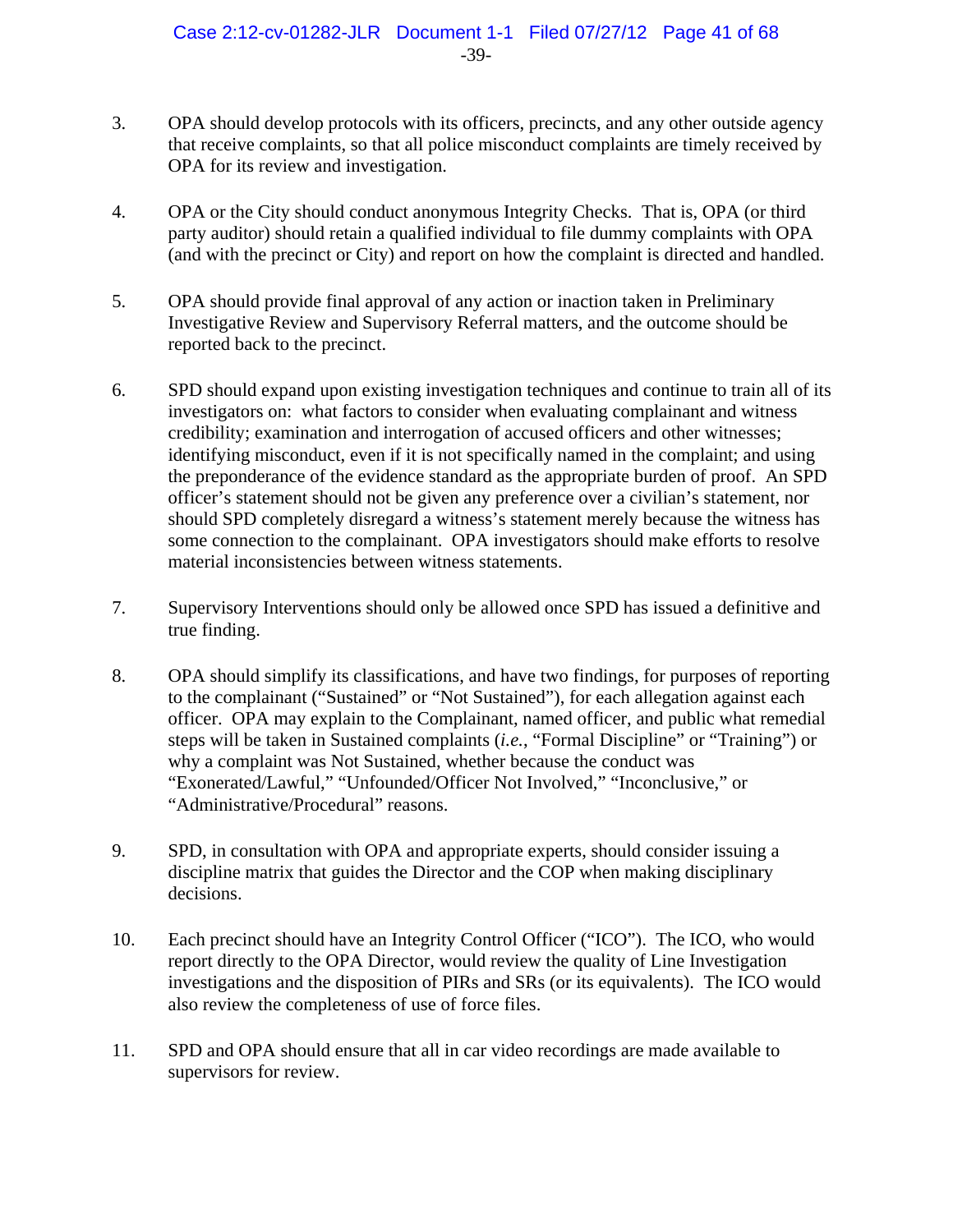3. OPA should develop protocols with its officers, precincts, and any other outside agency that receive complaints, so that all police misconduct complaints are timely received by OPA for its review and investigation.

4. OPA or the City should conduct anonymous Integrity Checks. That is, OPA (or third party auditor) should retain a qualified individual to file dummy complaints with OPA (and with the precinct or City) and report on how the complaint is directed and handled.

5. OPA should provide final approval of any action or inaction taken in Preliminary Investigative Review and Supervisory Referral matters, and the outcome should be reported back to the precinct.

6. SPD should expand upon existing investigation techniques and continue to train all of its investigators on: what factors to consider when evaluating complainant and witness credibility; examination and interrogation of accused officers and other witnesses; identifying misconduct, even if it is not specifically named in the complaint; and using the preponderance of the evidence standard as the appropriate burden of proof. An SPD officer's statement should not be given any preference over a civilian's statement, nor should SPD completely disregard a witness's statement merely because the witness has some connection to the complainant. OPA investigators should make efforts to resolve material inconsistencies between witness statements.

7. Supervisory Interventions should only be allowed once SPD has issued a definitive and true finding.

8. OPA should simplify its classifications, and have two findings, for purposes of reporting to the complainant ("Sustained" or "Not Sustained"), for each allegation against each officer. OPA may explain to the Complainant, named officer, and public what remedial steps will be taken in Sustained complaints (*i.e.*, "Formal Discipline" or "Training") or why a complaint was Not Sustained, whether because the conduct was "Exonerated/Lawful," "Unfounded/Officer Not Involved," "Inconclusive," or "Administrative/Procedural" reasons.

9. SPD, in consultation with OPA and appropriate experts, should consider issuing a discipline matrix that guides the Director and the COP when making disciplinary decisions.

10. Each precinct should have an Integrity Control Officer ("ICO"). The ICO, who would report directly to the OPA Director, would review the quality of Line Investigation investigations and the disposition of PIRs and SRs (or its equivalents). The ICO would also review the completeness of use of force files.

11. SPD and OPA should ensure that all in car video recordings are made available to supervisors for review.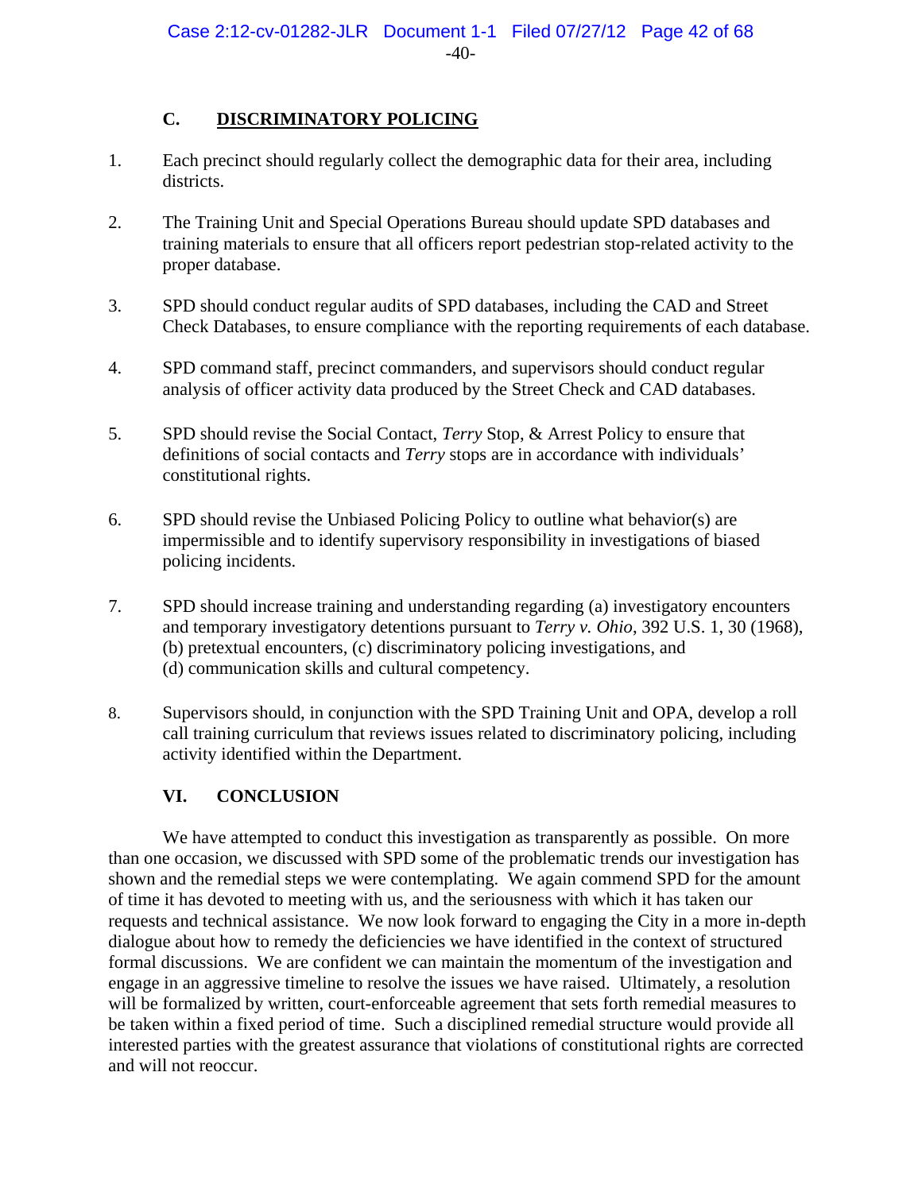### C. DISCRIMINATORY POLICING

1. Each precinct should regularly collect the demographic data for their area, including districts.

2. The Training Unit and Special Operations Bureau should update SPD databases and training materials to ensure that all officers report pedestrian stop-related activity to the proper database.

3. SPD should conduct regular audits of SPD databases, including the CAD and Street Check Databases, to ensure compliance with the reporting requirements of each database.

4. SPD command staff, precinct commanders, and supervisors should conduct regular analysis of officer activity data produced by the Street Check and CAD databases.

5. SPD should revise the Social Contact, *Terry* Stop, & Arrest Policy to ensure that definitions of social contacts and *Terry* stops are in accordance with individuals' constitutional rights.

6. SPD should revise the Unbiased Policing Policy to outline what behavior(s) are impermissible and to identify supervisory responsibility in investigations of biased policing incidents.

7. SPD should increase training and understanding regarding (a) investigatory encounters and temporary investigatory detentions pursuant to *Terry v. Ohio*, 392 U.S. 1, 30 (1968), (b) pretextual encounters, (c) discriminatory policing investigations, and (d) communication skills and cultural competency.

8. Supervisors should, in conjunction with the SPD Training Unit and OPA, develop a roll call training curriculum that reviews issues related to discriminatory policing, including activity identified within the Department.

## VI. CONCLUSION

We have attempted to conduct this investigation as transparently as possible. On more than one occasion, we discussed with SPD some of the problematic trends our investigation has shown and the remedial steps we were contemplating. We again commend SPD for the amount of time it has devoted to meeting with us, and the seriousness with which it has taken our requests and technical assistance. We now look forward to engaging the City in a more in-depth dialogue about how to remedy the deficiencies we have identified in the context of structured formal discussions. We are confident we can maintain the momentum of the investigation and engage in an aggressive timeline to resolve the issues we have raised. Ultimately, a resolution will be formalized by written, court-enforceable agreement that sets forth remedial measures to be taken within a fixed period of time. Such a disciplined remedial structure would provide all interested parties with the greatest assurance that violations of constitutional rights are corrected and will not reoccur.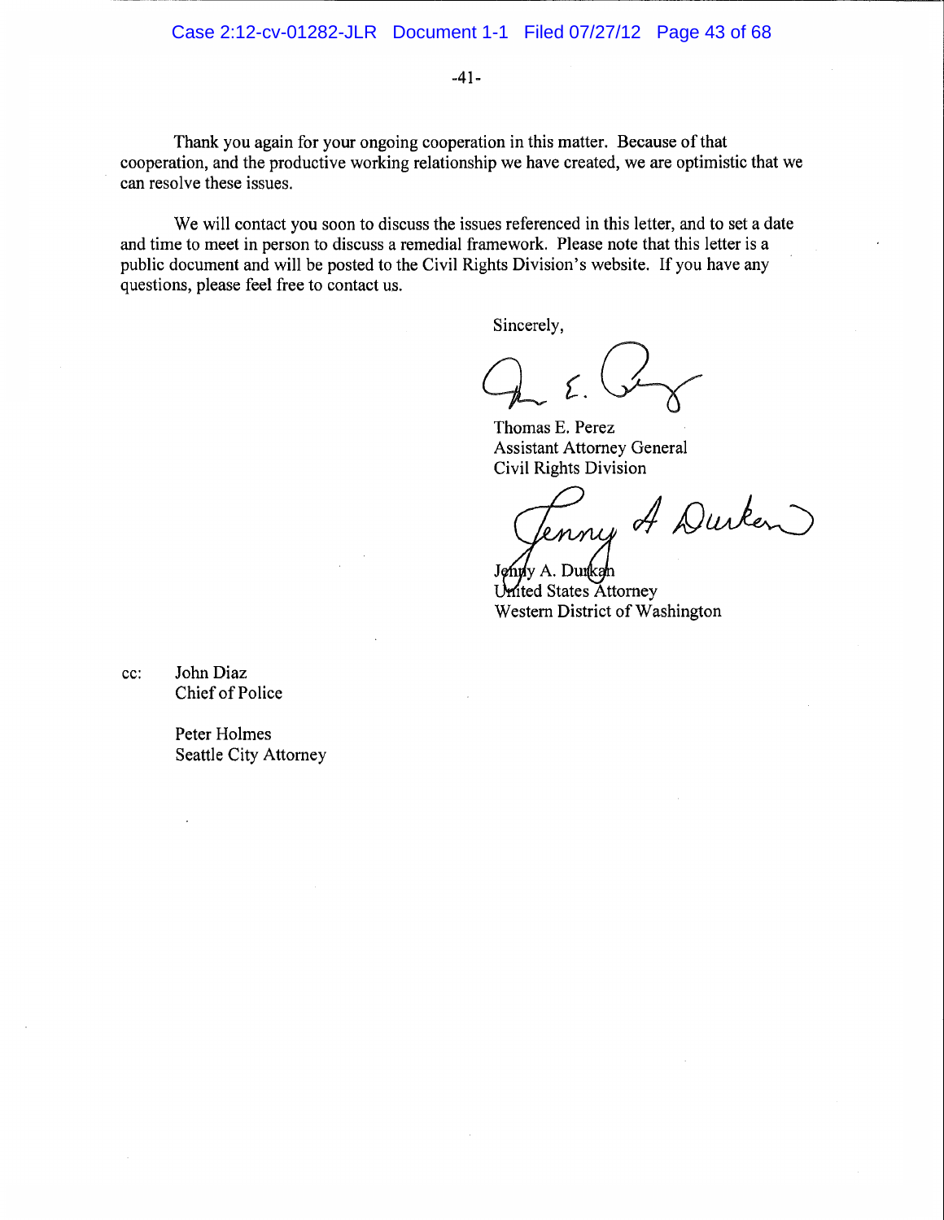Thank you again for your ongoing cooperation in this matter. Because of that cooperation, and the productive working relationship we have created, we are optimistic that we can resolve these issues.

We will contact you soon to discuss the issues referenced in this letter, and to set a date and time to meet in person to discuss a remedial framework. Please note that this letter is a public document and will be posted to the Civil Rights Division's website. If you have any questions, please feel free to contact us.

Sincerely,

Thomas E. Perez
Assistant Attorney General
Civil Rights Division

Jenny A. Durkan
United States Attorney
Western District of Washington

cc: John Diaz
Chief of Police

Peter Holmes
Seattle City Attorney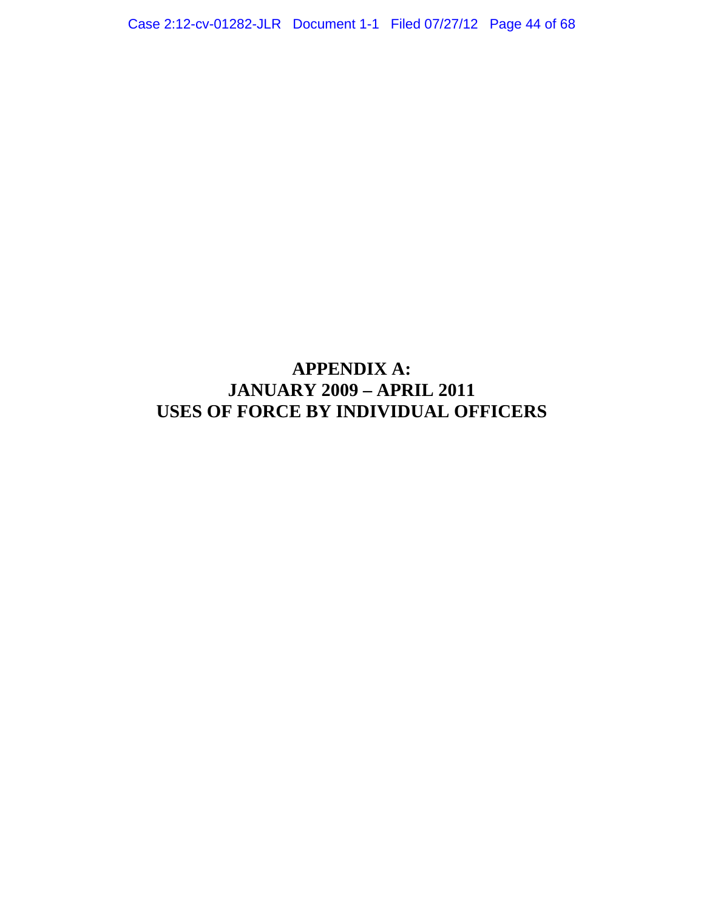# APPENDIX A:
# JANUARY 2009 – APRIL 2011
# USES OF FORCE BY INDIVIDUAL OFFICERS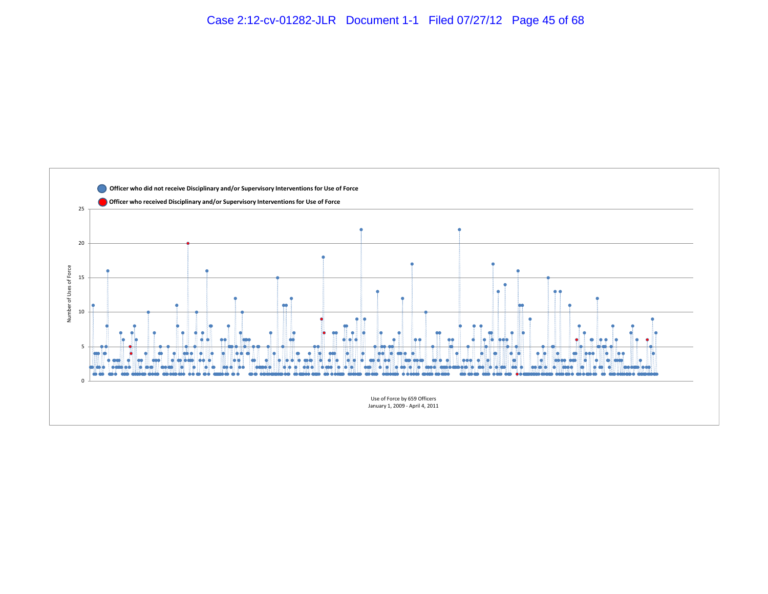Officer who did not receive Disciplinary and/or Supervisory Interventions for Use of Force

Officer who received Disciplinary and/or Supervisory Interventions for Use of Force

Number of Uses of Force

Use of Force by 659 Officers
January 1, 2009 - April 4, 2011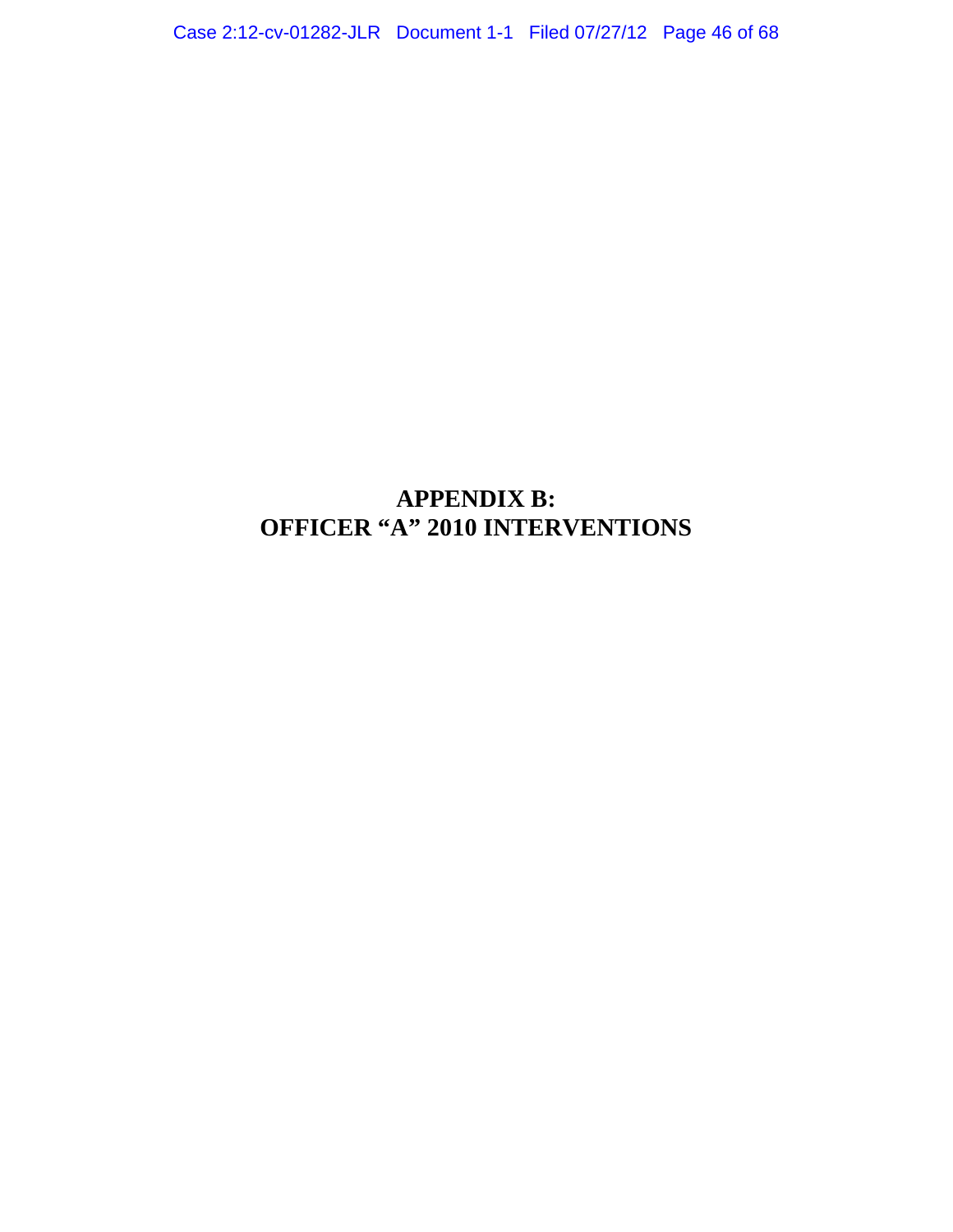# APPENDIX B:
# OFFICER "A" 2010 INTERVENTIONS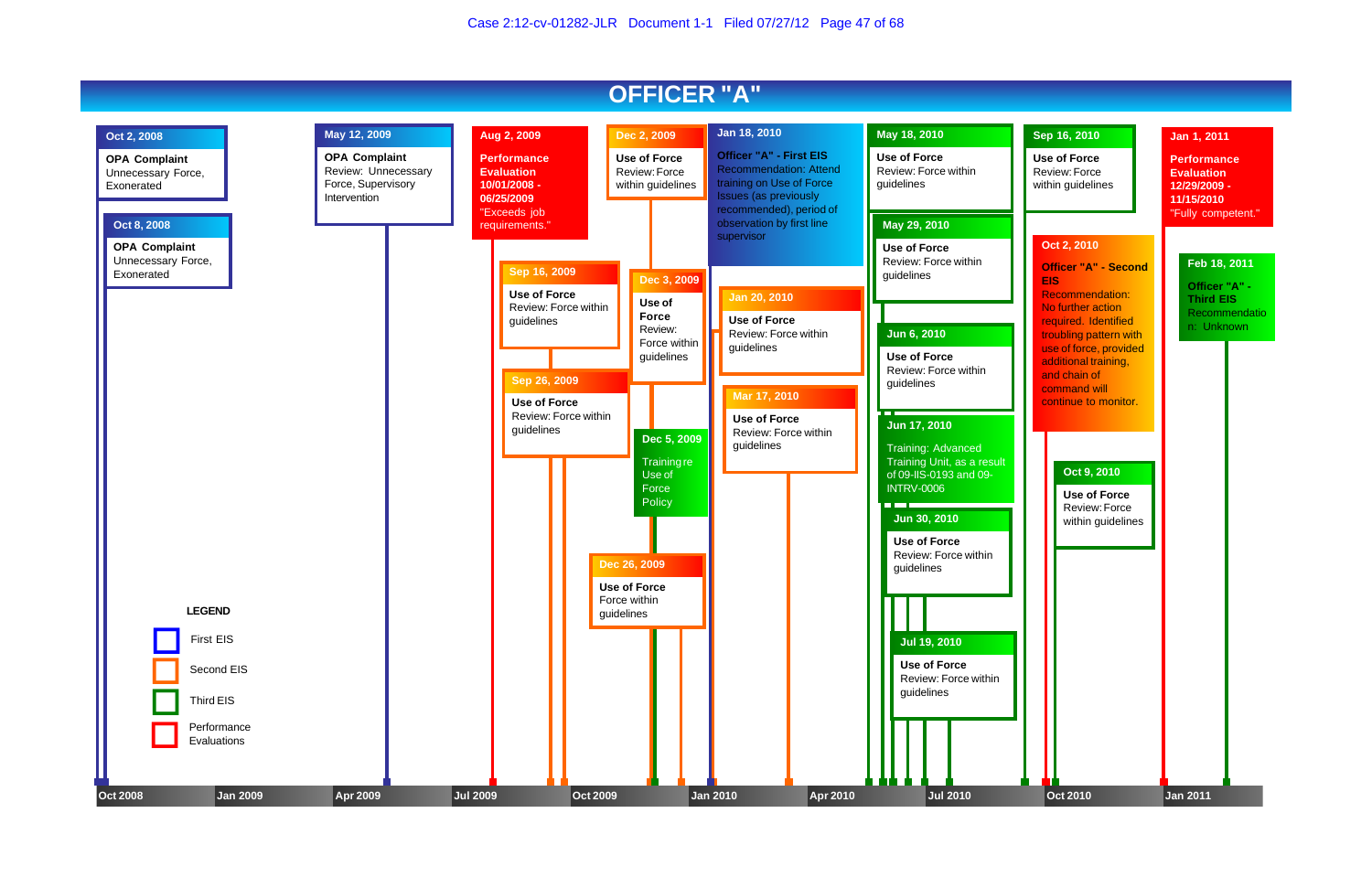# OFFICER "A"

**Oct 2, 2008**
**OPA Complaint**
Unnecessary Force, Exonerated

**Oct 8, 2008**
**OPA Complaint**
Unnecessary Force, Exonerated

**May 12, 2009**
**OPA Complaint**
Review: Unnecessary Force, Supervisory Intervention

**Aug 2, 2009**
**Performance Evaluation 10/01/2008 - 06/25/2009**
"Exceeds job requirements."

**Sep 16, 2009**
**Use of Force**
Review: Force within guidelines

**Sep 26, 2009**
**Use of Force**
Review: Force within guidelines

**Dec 2, 2009**
**Use of Force**
Review: Force within guidelines

**Dec 3, 2009**
**Use of Force**
Review: Force within guidelines

**Dec 5, 2009**
Training re Use of Force Policy

**Dec 26, 2009**
**Use of Force**
Force within guidelines

**Jan 18, 2010**
**Officer "A" - First EIS**
Recommendation: Attend training on Use of Force Issues (as previously recommended), period of observation by first line supervisor

**Jan 20, 2010**
**Use of Force**
Review: Force within guidelines

**Mar 17, 2010**
**Use of Force**
Review: Force within guidelines

**May 18, 2010**
**Use of Force**
Review: Force within guidelines

**May 29, 2010**
**Use of Force**
Review: Force within guidelines

**Jun 6, 2010**
**Use of Force**
Review: Force within guidelines

**Jun 17, 2010**
Training: Advanced Training Unit, as a result of 09-IIS-0193 and 09-INTRV-0006

**Jun 30, 2010**
**Use of Force**
Review: Force within guidelines

**Jul 19, 2010**
**Use of Force**
Review: Force within guidelines

**Sep 16, 2010**
**Use of Force**
Review: Force within guidelines

**Oct 2, 2010**
**Officer "A" - Second EIS**
Recommendation: No further action required. Identified troubling pattern with use of force, provided additional training, and chain of command will continue to monitor.

**Oct 9, 2010**
**Use of Force**
Review: Force within guidelines

**Jan 1, 2011**
**Performance Evaluation 12/29/2009 - 11/15/2010**
"Fully competent."

**Feb 18, 2011**
**Officer "A" - Third EIS**
Recommendation: Unknown

Timeline: Oct 2008 | Jan 2009 | Apr 2009 | Jul 2009 | Oct 2009 | Jan 2010 | Apr 2010 | Jul 2010 | Oct 2010 | Jan 2011

**LEGEND**
- First EIS
- Second EIS
- Third EIS
- Performance Evaluations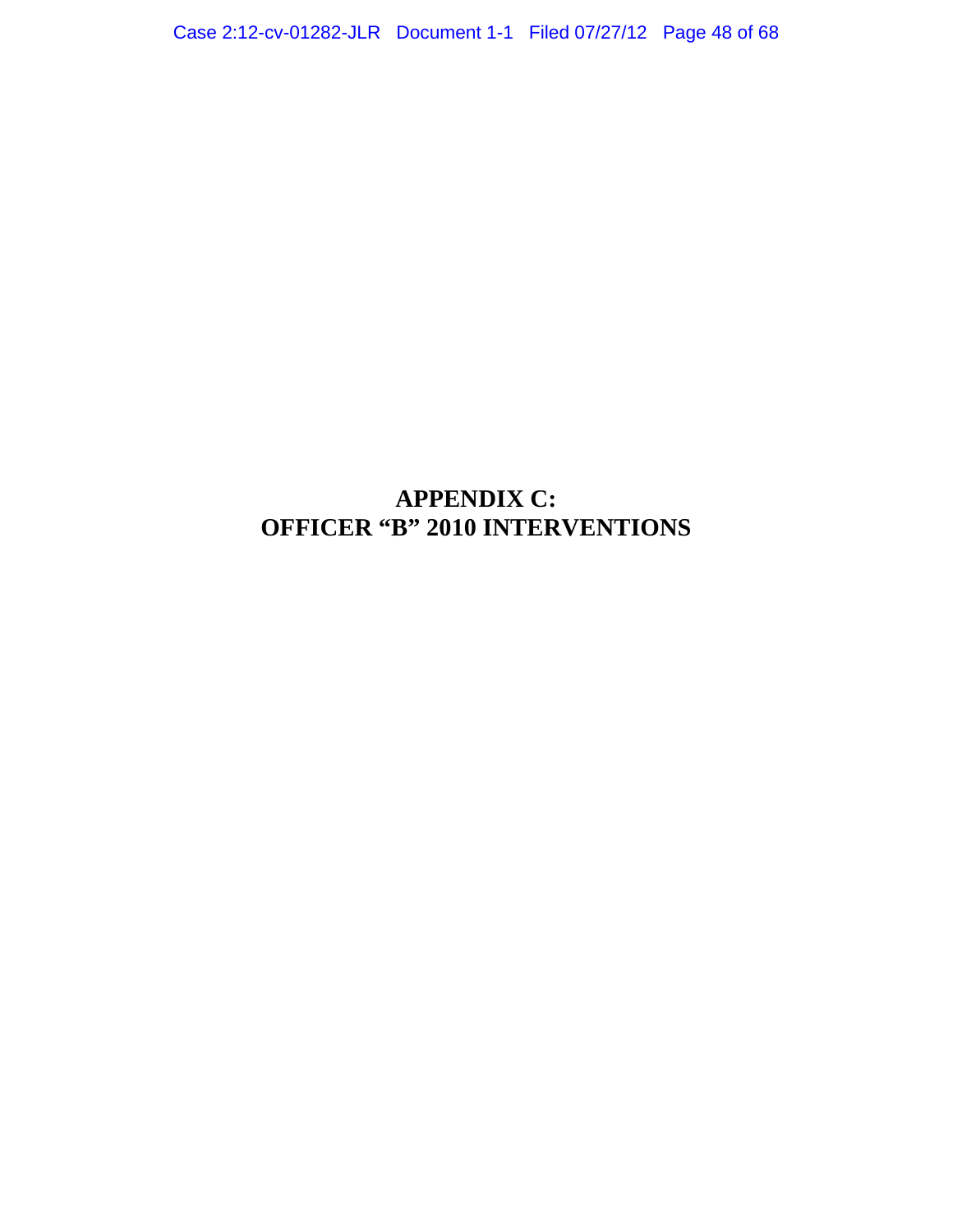# APPENDIX C:
# OFFICER “B” 2010 INTERVENTIONS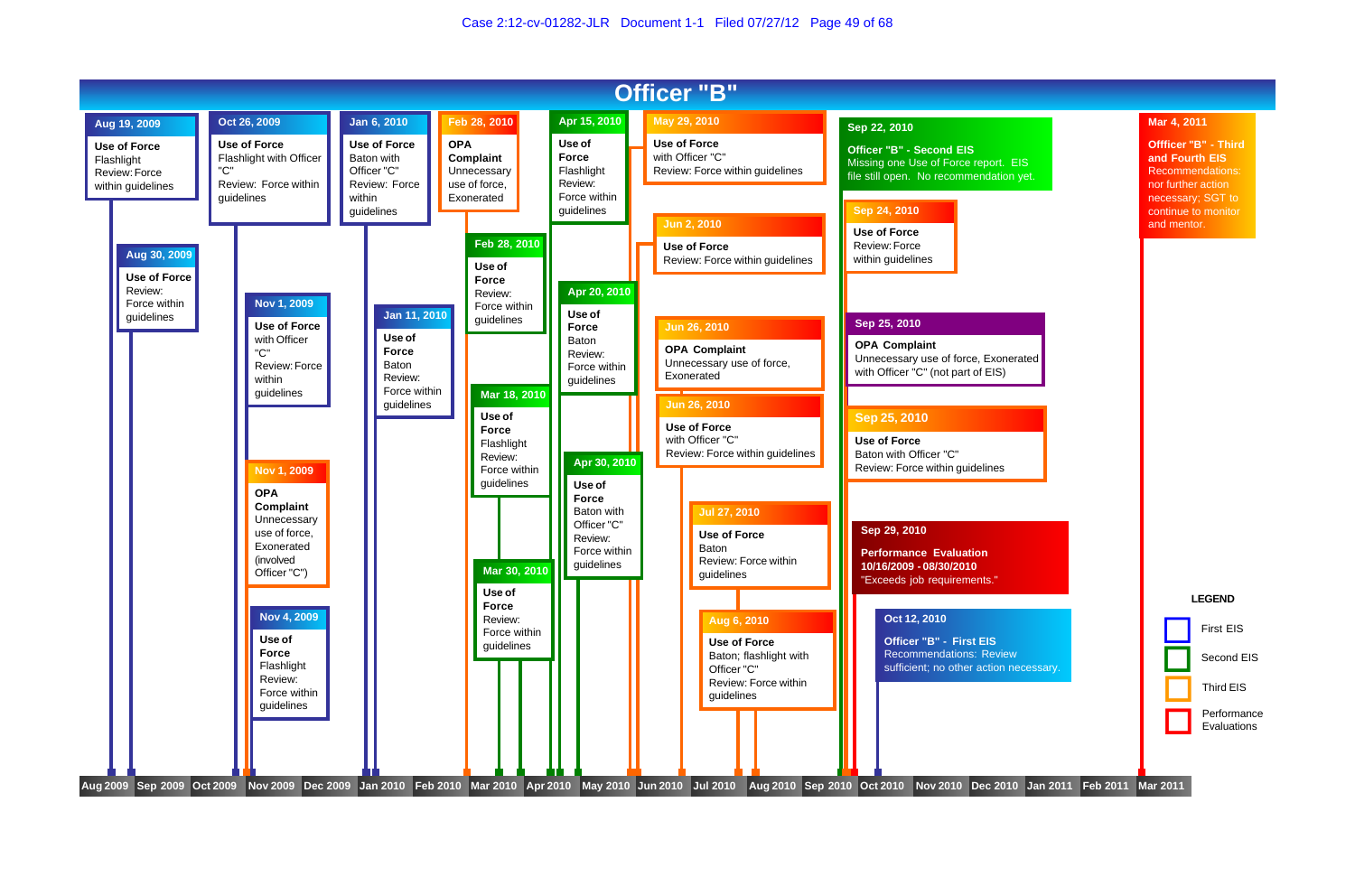# Officer "B"

**Aug 19, 2009**
**Use of Force**
Flashlight
Review: Force within guidelines

**Aug 30, 2009**
**Use of Force**
Review: Force within guidelines

**Oct 26, 2009**
**Use of Force**
Flashlight with Officer "C"
Review: Force within guidelines

**Nov 1, 2009**
**Use of Force**
with Officer "C"
Review: Force within guidelines

**Nov 1, 2009**
**OPA Complaint**
Unnecessary use of force, Exonerated (involved Officer "C")

**Nov 4, 2009**
**Use of Force**
Flashlight
Review: Force within guidelines

**Jan 6, 2010**
**Use of Force**
Baton with Officer "C"
Review: Force within guidelines

**Jan 11, 2010**
**Use of Force**
Baton
Review: Force within guidelines

**Feb 28, 2010**
**OPA Complaint**
Unnecessary use of force, Exonerated

**Feb 28, 2010**
**Use of Force**
Review: Force within guidelines

**Mar 18, 2010**
**Use of Force**
Flashlight
Review: Force within guidelines

**Mar 30, 2010**
**Use of Force**
Review: Force within guidelines

**Apr 15, 2010**
**Use of Force**
Flashlight
Review: Force within guidelines

**Apr 20, 2010**
**Use of Force**
Baton
Review: Force within guidelines

**Apr 30, 2010**
**Use of Force**
Baton with Officer "C"
Review: Force within guidelines

**May 29, 2010**
**Use of Force**
with Officer "C"
Review: Force within guidelines

**Jun 2, 2010**
**Use of Force**
Review: Force within guidelines

**Jun 26, 2010**
**OPA Complaint**
Unnecessary use of force, Exonerated

**Jun 26, 2010**
**Use of Force**
with Officer "C"
Review: Force within guidelines

**Jul 27, 2010**
**Use of Force**
Baton
Review: Force within guidelines

**Aug 6, 2010**
**Use of Force**
Baton; flashlight with Officer "C"
Review: Force within guidelines

**Sep 22, 2010**
**Officer "B" - Second EIS**
Missing one Use of Force report. EIS file still open. No recommendation yet.

**Sep 24, 2010**
**Use of Force**
Review: Force within guidelines

**Sep 25, 2010**
**OPA Complaint**
Unnecessary use of force, Exonerated with Officer "C" (not part of EIS)

**Sep 25, 2010**
**Use of Force**
Baton with Officer "C"
Review: Force within guidelines

**Sep 29, 2010**
**Performance Evaluation 10/16/2009 - 08/30/2010**
"Exceeds job requirements."

**Oct 12, 2010**
**Officer "B" - First EIS**
Recommendations: Review sufficient; no other action necessary.

**Mar 4, 2011**
**Offficer "B" - Third and Fourth EIS**
Recommendations: nor further action necessary; SGT to continue to monitor and mentor.

Aug 2009 | Sep 2009 | Oct 2009 | Nov 2009 | Dec 2009 | Jan 2010 | Feb 2010 | Mar 2010 | Apr 2010 | May 2010 | Jun 2010 | Jul 2010 | Aug 2010 | Sep 2010 | Oct 2010 | Nov 2010 | Dec 2010 | Jan 2011 | Feb 2011 | Mar 2011

**LEGEND**
- First EIS
- Second EIS
- Third EIS
- Performance Evaluations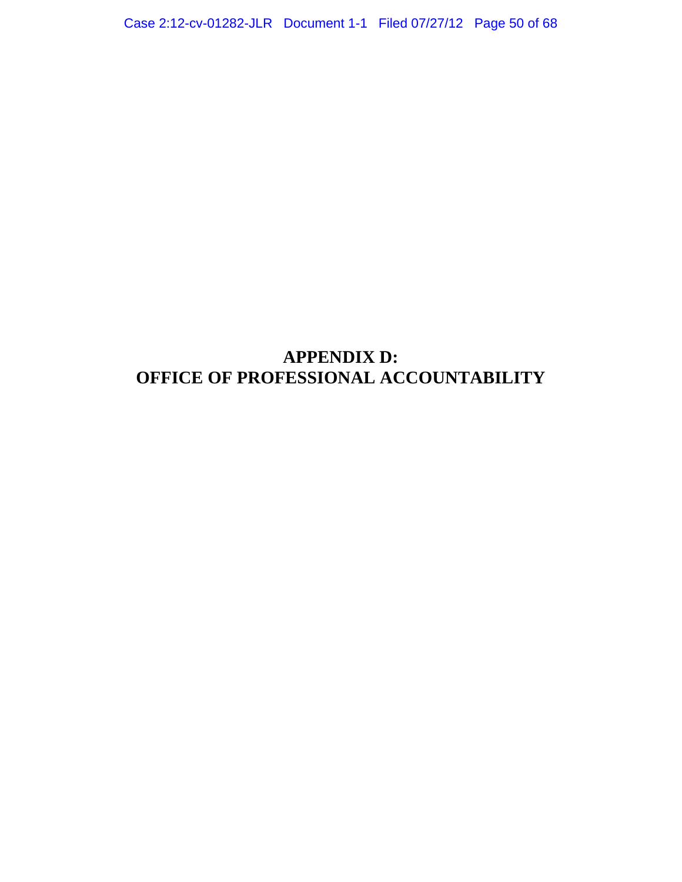# APPENDIX D:
# OFFICE OF PROFESSIONAL ACCOUNTABILITY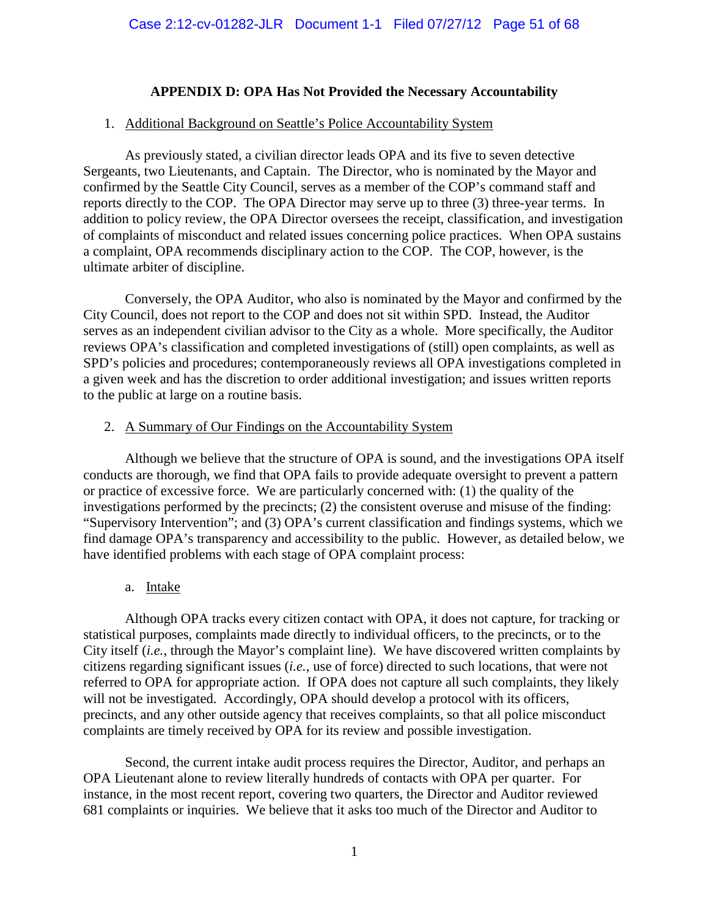## APPENDIX D: OPA Has Not Provided the Necessary Accountability

1. Additional Background on Seattle's Police Accountability System

As previously stated, a civilian director leads OPA and its five to seven detective Sergeants, two Lieutenants, and Captain. The Director, who is nominated by the Mayor and confirmed by the Seattle City Council, serves as a member of the COP's command staff and reports directly to the COP. The OPA Director may serve up to three (3) three-year terms. In addition to policy review, the OPA Director oversees the receipt, classification, and investigation of complaints of misconduct and related issues concerning police practices. When OPA sustains a complaint, OPA recommends disciplinary action to the COP. The COP, however, is the ultimate arbiter of discipline.

Conversely, the OPA Auditor, who also is nominated by the Mayor and confirmed by the City Council, does not report to the COP and does not sit within SPD. Instead, the Auditor serves as an independent civilian advisor to the City as a whole. More specifically, the Auditor reviews OPA's classification and completed investigations of (still) open complaints, as well as SPD's policies and procedures; contemporaneously reviews all OPA investigations completed in a given week and has the discretion to order additional investigation; and issues written reports to the public at large on a routine basis.

2. A Summary of Our Findings on the Accountability System

Although we believe that the structure of OPA is sound, and the investigations OPA itself conducts are thorough, we find that OPA fails to provide adequate oversight to prevent a pattern or practice of excessive force. We are particularly concerned with: (1) the quality of the investigations performed by the precincts; (2) the consistent overuse and misuse of the finding: "Supervisory Intervention"; and (3) OPA's current classification and findings systems, which we find damage OPA's transparency and accessibility to the public. However, as detailed below, we have identified problems with each stage of OPA complaint process:

a. Intake

Although OPA tracks every citizen contact with OPA, it does not capture, for tracking or statistical purposes, complaints made directly to individual officers, to the precincts, or to the City itself (*i.e.*, through the Mayor's complaint line). We have discovered written complaints by citizens regarding significant issues (*i.e.*, use of force) directed to such locations, that were not referred to OPA for appropriate action. If OPA does not capture all such complaints, they likely will not be investigated. Accordingly, OPA should develop a protocol with its officers, precincts, and any other outside agency that receives complaints, so that all police misconduct complaints are timely received by OPA for its review and possible investigation.

Second, the current intake audit process requires the Director, Auditor, and perhaps an OPA Lieutenant alone to review literally hundreds of contacts with OPA per quarter. For instance, in the most recent report, covering two quarters, the Director and Auditor reviewed 681 complaints or inquiries. We believe that it asks too much of the Director and Auditor to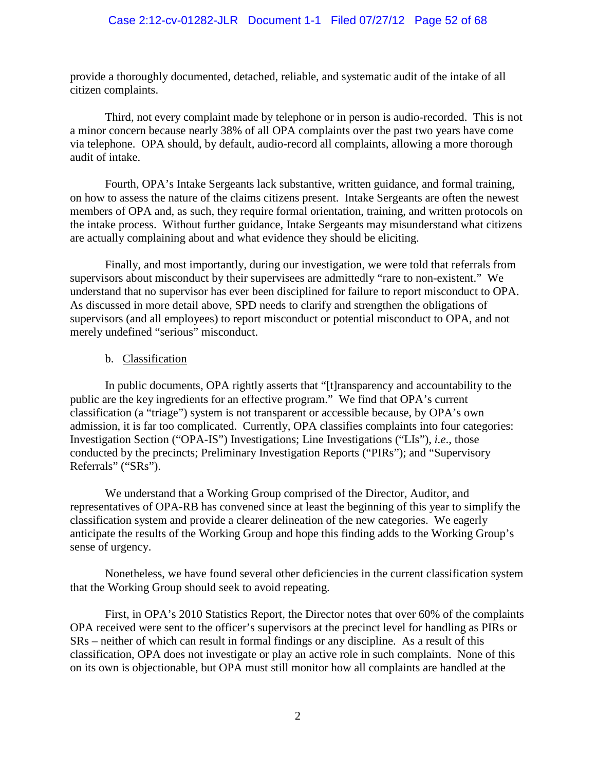provide a thoroughly documented, detached, reliable, and systematic audit of the intake of all citizen complaints.

Third, not every complaint made by telephone or in person is audio-recorded. This is not a minor concern because nearly 38% of all OPA complaints over the past two years have come via telephone. OPA should, by default, audio-record all complaints, allowing a more thorough audit of intake.

Fourth, OPA's Intake Sergeants lack substantive, written guidance, and formal training, on how to assess the nature of the claims citizens present. Intake Sergeants are often the newest members of OPA and, as such, they require formal orientation, training, and written protocols on the intake process. Without further guidance, Intake Sergeants may misunderstand what citizens are actually complaining about and what evidence they should be eliciting.

Finally, and most importantly, during our investigation, we were told that referrals from supervisors about misconduct by their supervisees are admittedly "rare to non-existent." We understand that no supervisor has ever been disciplined for failure to report misconduct to OPA. As discussed in more detail above, SPD needs to clarify and strengthen the obligations of supervisors (and all employees) to report misconduct or potential misconduct to OPA, and not merely undefined "serious" misconduct.

b. Classification

In public documents, OPA rightly asserts that "[t]ransparency and accountability to the public are the key ingredients for an effective program." We find that OPA's current classification (a "triage") system is not transparent or accessible because, by OPA's own admission, it is far too complicated. Currently, OPA classifies complaints into four categories: Investigation Section ("OPA-IS") Investigations; Line Investigations ("LIs"), *i.e*., those conducted by the precincts; Preliminary Investigation Reports ("PIRs"); and "Supervisory Referrals" ("SRs").

We understand that a Working Group comprised of the Director, Auditor, and representatives of OPA-RB has convened since at least the beginning of this year to simplify the classification system and provide a clearer delineation of the new categories. We eagerly anticipate the results of the Working Group and hope this finding adds to the Working Group's sense of urgency.

Nonetheless, we have found several other deficiencies in the current classification system that the Working Group should seek to avoid repeating.

First, in OPA's 2010 Statistics Report, the Director notes that over 60% of the complaints OPA received were sent to the officer's supervisors at the precinct level for handling as PIRs or SRs – neither of which can result in formal findings or any discipline. As a result of this classification, OPA does not investigate or play an active role in such complaints. None of this on its own is objectionable, but OPA must still monitor how all complaints are handled at the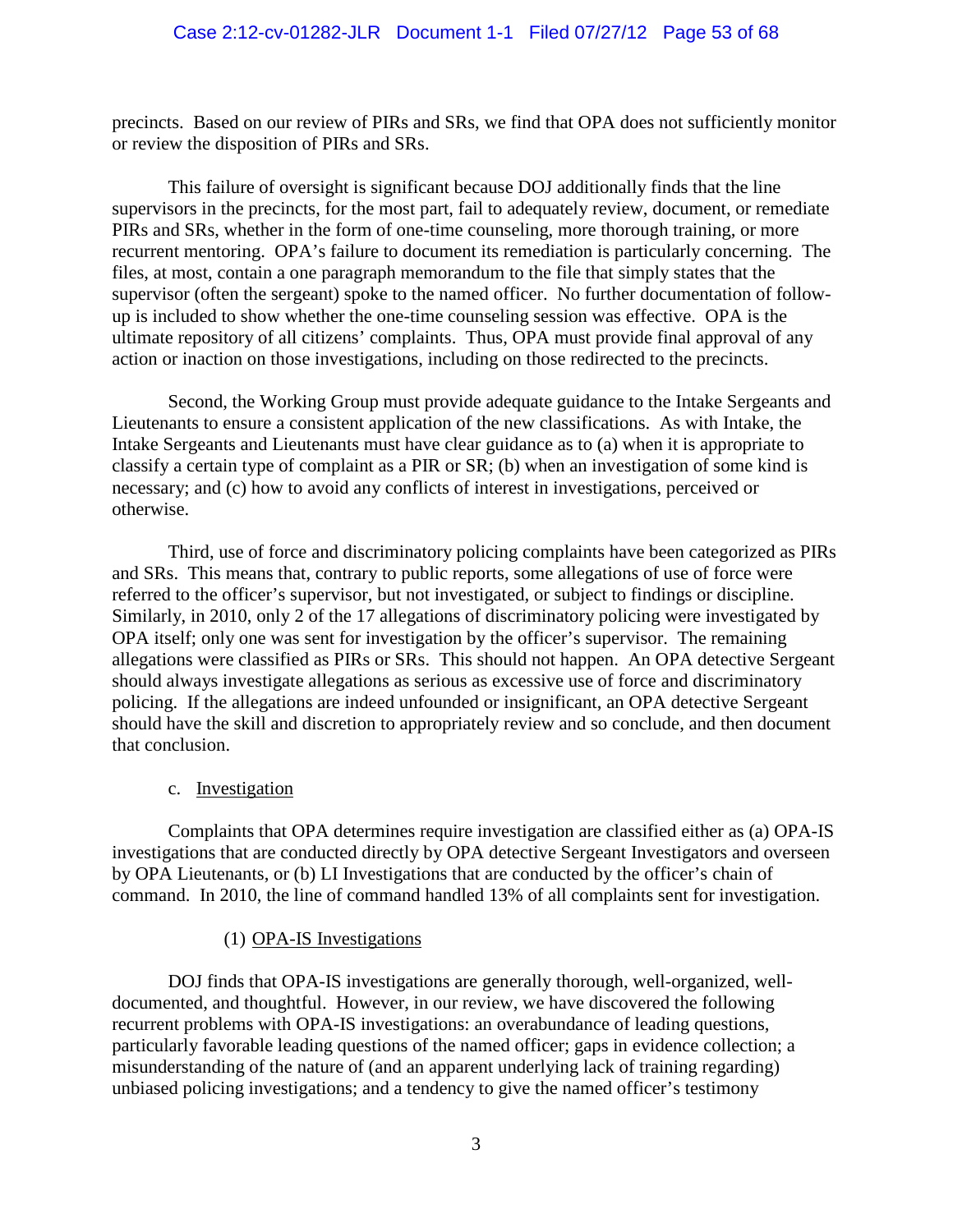precincts. Based on our review of PIRs and SRs, we find that OPA does not sufficiently monitor or review the disposition of PIRs and SRs.

This failure of oversight is significant because DOJ additionally finds that the line supervisors in the precincts, for the most part, fail to adequately review, document, or remediate PIRs and SRs, whether in the form of one-time counseling, more thorough training, or more recurrent mentoring. OPA's failure to document its remediation is particularly concerning. The files, at most, contain a one paragraph memorandum to the file that simply states that the supervisor (often the sergeant) spoke to the named officer. No further documentation of follow-up is included to show whether the one-time counseling session was effective. OPA is the ultimate repository of all citizens' complaints. Thus, OPA must provide final approval of any action or inaction on those investigations, including on those redirected to the precincts.

Second, the Working Group must provide adequate guidance to the Intake Sergeants and Lieutenants to ensure a consistent application of the new classifications. As with Intake, the Intake Sergeants and Lieutenants must have clear guidance as to (a) when it is appropriate to classify a certain type of complaint as a PIR or SR; (b) when an investigation of some kind is necessary; and (c) how to avoid any conflicts of interest in investigations, perceived or otherwise.

Third, use of force and discriminatory policing complaints have been categorized as PIRs and SRs. This means that, contrary to public reports, some allegations of use of force were referred to the officer's supervisor, but not investigated, or subject to findings or discipline. Similarly, in 2010, only 2 of the 17 allegations of discriminatory policing were investigated by OPA itself; only one was sent for investigation by the officer's supervisor. The remaining allegations were classified as PIRs or SRs. This should not happen. An OPA detective Sergeant should always investigate allegations as serious as excessive use of force and discriminatory policing. If the allegations are indeed unfounded or insignificant, an OPA detective Sergeant should have the skill and discretion to appropriately review and so conclude, and then document that conclusion.

c. Investigation

Complaints that OPA determines require investigation are classified either as (a) OPA-IS investigations that are conducted directly by OPA detective Sergeant Investigators and overseen by OPA Lieutenants, or (b) LI Investigations that are conducted by the officer's chain of command. In 2010, the line of command handled 13% of all complaints sent for investigation.

(1) OPA-IS Investigations

DOJ finds that OPA-IS investigations are generally thorough, well-organized, well-documented, and thoughtful. However, in our review, we have discovered the following recurrent problems with OPA-IS investigations: an overabundance of leading questions, particularly favorable leading questions of the named officer; gaps in evidence collection; a misunderstanding of the nature of (and an apparent underlying lack of training regarding) unbiased policing investigations; and a tendency to give the named officer's testimony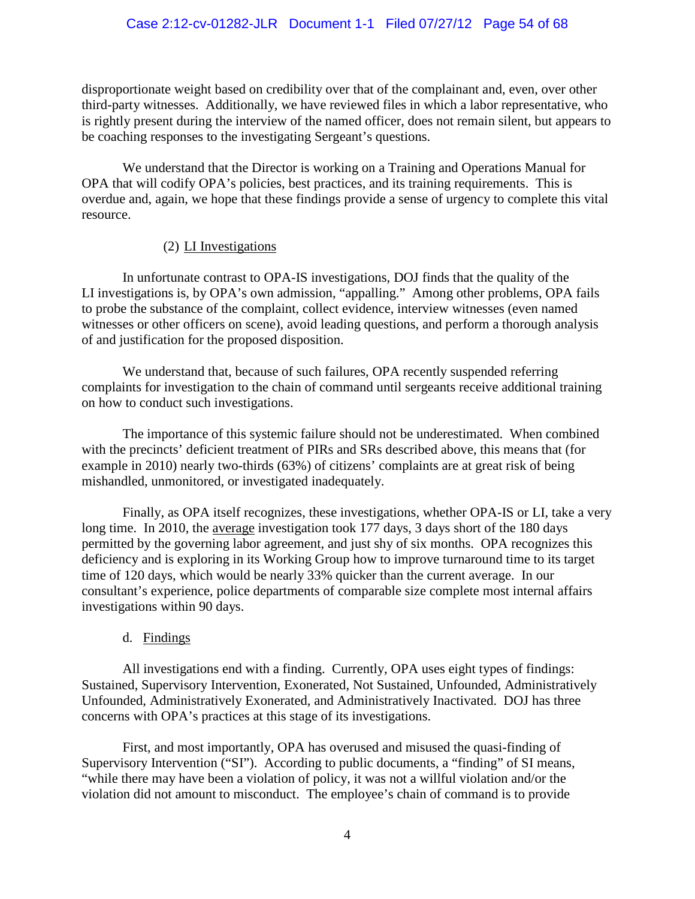disproportionate weight based on credibility over that of the complainant and, even, over other third-party witnesses. Additionally, we have reviewed files in which a labor representative, who is rightly present during the interview of the named officer, does not remain silent, but appears to be coaching responses to the investigating Sergeant's questions.

We understand that the Director is working on a Training and Operations Manual for OPA that will codify OPA's policies, best practices, and its training requirements. This is overdue and, again, we hope that these findings provide a sense of urgency to complete this vital resource.

(2) <u>LI Investigations</u>

In unfortunate contrast to OPA-IS investigations, DOJ finds that the quality of the LI investigations is, by OPA's own admission, "appalling." Among other problems, OPA fails to probe the substance of the complaint, collect evidence, interview witnesses (even named witnesses or other officers on scene), avoid leading questions, and perform a thorough analysis of and justification for the proposed disposition.

We understand that, because of such failures, OPA recently suspended referring complaints for investigation to the chain of command until sergeants receive additional training on how to conduct such investigations.

The importance of this systemic failure should not be underestimated. When combined with the precincts' deficient treatment of PIRs and SRs described above, this means that (for example in 2010) nearly two-thirds (63%) of citizens' complaints are at great risk of being mishandled, unmonitored, or investigated inadequately.

Finally, as OPA itself recognizes, these investigations, whether OPA-IS or LI, take a very long time. In 2010, the <u>average</u> investigation took 177 days, 3 days short of the 180 days permitted by the governing labor agreement, and just shy of six months. OPA recognizes this deficiency and is exploring in its Working Group how to improve turnaround time to its target time of 120 days, which would be nearly 33% quicker than the current average. In our consultant's experience, police departments of comparable size complete most internal affairs investigations within 90 days.

d. <u>Findings</u>

All investigations end with a finding. Currently, OPA uses eight types of findings: Sustained, Supervisory Intervention, Exonerated, Not Sustained, Unfounded, Administratively Unfounded, Administratively Exonerated, and Administratively Inactivated. DOJ has three concerns with OPA's practices at this stage of its investigations.

First, and most importantly, OPA has overused and misused the quasi-finding of Supervisory Intervention ("SI"). According to public documents, a "finding" of SI means, "while there may have been a violation of policy, it was not a willful violation and/or the violation did not amount to misconduct. The employee's chain of command is to provide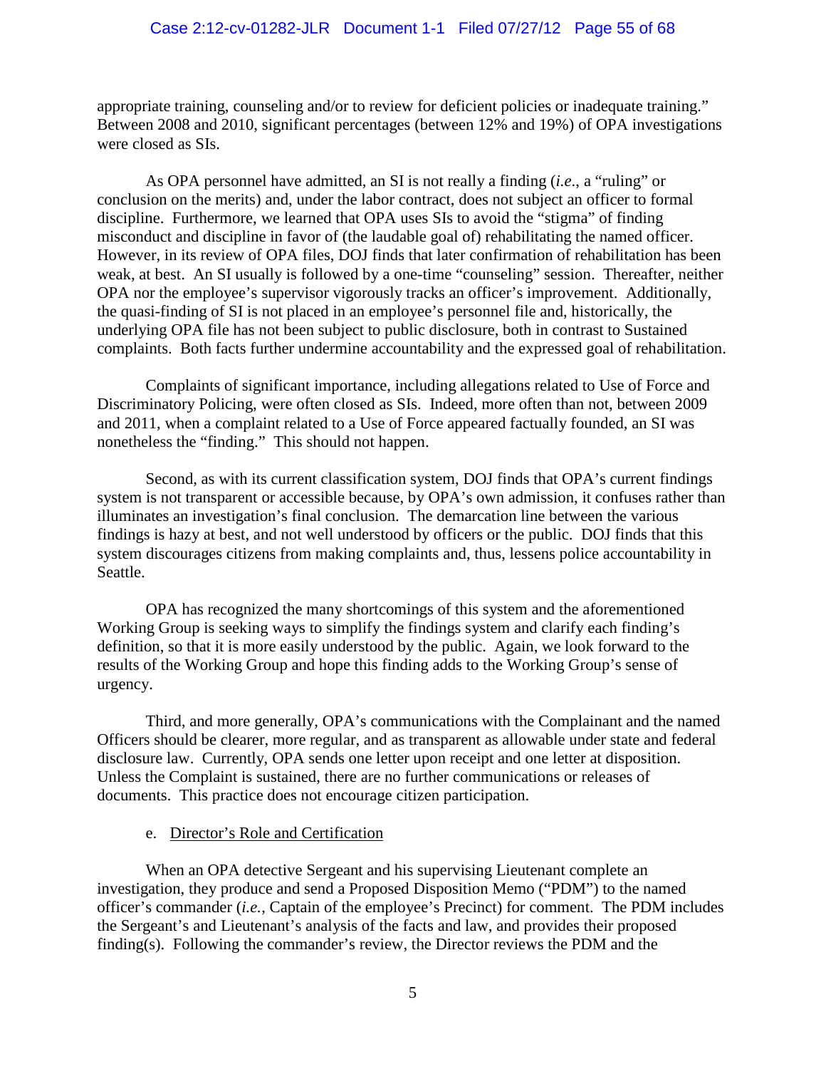appropriate training, counseling and/or to review for deficient policies or inadequate training." Between 2008 and 2010, significant percentages (between 12% and 19%) of OPA investigations were closed as SIs.

As OPA personnel have admitted, an SI is not really a finding (*i.e*., a "ruling" or conclusion on the merits) and, under the labor contract, does not subject an officer to formal discipline. Furthermore, we learned that OPA uses SIs to avoid the "stigma" of finding misconduct and discipline in favor of (the laudable goal of) rehabilitating the named officer. However, in its review of OPA files, DOJ finds that later confirmation of rehabilitation has been weak, at best. An SI usually is followed by a one-time "counseling" session. Thereafter, neither OPA nor the employee's supervisor vigorously tracks an officer's improvement. Additionally, the quasi-finding of SI is not placed in an employee's personnel file and, historically, the underlying OPA file has not been subject to public disclosure, both in contrast to Sustained complaints. Both facts further undermine accountability and the expressed goal of rehabilitation.

Complaints of significant importance, including allegations related to Use of Force and Discriminatory Policing, were often closed as SIs. Indeed, more often than not, between 2009 and 2011, when a complaint related to a Use of Force appeared factually founded, an SI was nonetheless the "finding." This should not happen.

Second, as with its current classification system, DOJ finds that OPA's current findings system is not transparent or accessible because, by OPA's own admission, it confuses rather than illuminates an investigation's final conclusion. The demarcation line between the various findings is hazy at best, and not well understood by officers or the public. DOJ finds that this system discourages citizens from making complaints and, thus, lessens police accountability in Seattle.

OPA has recognized the many shortcomings of this system and the aforementioned Working Group is seeking ways to simplify the findings system and clarify each finding's definition, so that it is more easily understood by the public. Again, we look forward to the results of the Working Group and hope this finding adds to the Working Group's sense of urgency.

Third, and more generally, OPA's communications with the Complainant and the named Officers should be clearer, more regular, and as transparent as allowable under state and federal disclosure law. Currently, OPA sends one letter upon receipt and one letter at disposition. Unless the Complaint is sustained, there are no further communications or releases of documents. This practice does not encourage citizen participation.

e. Director's Role and Certification

When an OPA detective Sergeant and his supervising Lieutenant complete an investigation, they produce and send a Proposed Disposition Memo ("PDM") to the named officer's commander (*i.e.*, Captain of the employee's Precinct) for comment. The PDM includes the Sergeant's and Lieutenant's analysis of the facts and law, and provides their proposed finding(s). Following the commander's review, the Director reviews the PDM and the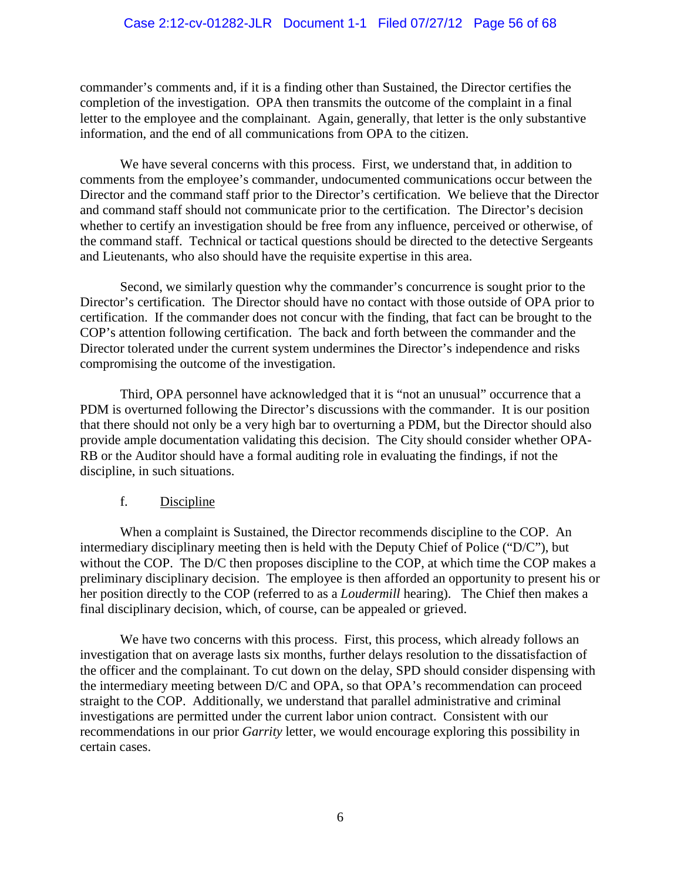commander's comments and, if it is a finding other than Sustained, the Director certifies the completion of the investigation. OPA then transmits the outcome of the complaint in a final letter to the employee and the complainant. Again, generally, that letter is the only substantive information, and the end of all communications from OPA to the citizen.

We have several concerns with this process. First, we understand that, in addition to comments from the employee's commander, undocumented communications occur between the Director and the command staff prior to the Director's certification. We believe that the Director and command staff should not communicate prior to the certification. The Director's decision whether to certify an investigation should be free from any influence, perceived or otherwise, of the command staff. Technical or tactical questions should be directed to the detective Sergeants and Lieutenants, who also should have the requisite expertise in this area.

Second, we similarly question why the commander's concurrence is sought prior to the Director's certification. The Director should have no contact with those outside of OPA prior to certification. If the commander does not concur with the finding, that fact can be brought to the COP's attention following certification. The back and forth between the commander and the Director tolerated under the current system undermines the Director's independence and risks compromising the outcome of the investigation.

Third, OPA personnel have acknowledged that it is "not an unusual" occurrence that a PDM is overturned following the Director's discussions with the commander. It is our position that there should not only be a very high bar to overturning a PDM, but the Director should also provide ample documentation validating this decision. The City should consider whether OPA-RB or the Auditor should have a formal auditing role in evaluating the findings, if not the discipline, in such situations.

f. Discipline

When a complaint is Sustained, the Director recommends discipline to the COP. An intermediary disciplinary meeting then is held with the Deputy Chief of Police ("D/C"), but without the COP. The D/C then proposes discipline to the COP, at which time the COP makes a preliminary disciplinary decision. The employee is then afforded an opportunity to present his or her position directly to the COP (referred to as a *Loudermill* hearing). The Chief then makes a final disciplinary decision, which, of course, can be appealed or grieved.

We have two concerns with this process. First, this process, which already follows an investigation that on average lasts six months, further delays resolution to the dissatisfaction of the officer and the complainant. To cut down on the delay, SPD should consider dispensing with the intermediary meeting between D/C and OPA, so that OPA's recommendation can proceed straight to the COP. Additionally, we understand that parallel administrative and criminal investigations are permitted under the current labor union contract. Consistent with our recommendations in our prior *Garrity* letter, we would encourage exploring this possibility in certain cases.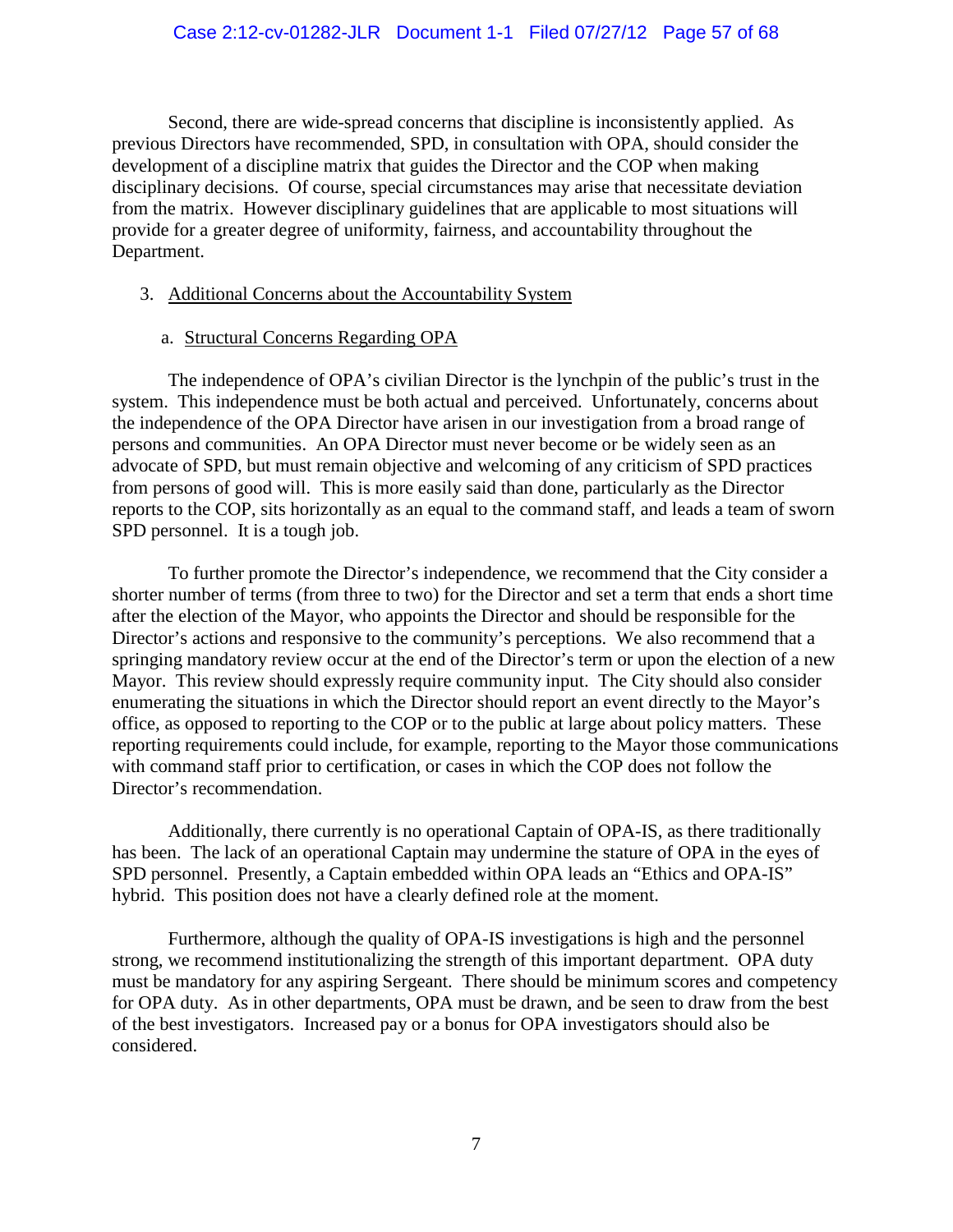Second, there are wide-spread concerns that discipline is inconsistently applied. As previous Directors have recommended, SPD, in consultation with OPA, should consider the development of a discipline matrix that guides the Director and the COP when making disciplinary decisions. Of course, special circumstances may arise that necessitate deviation from the matrix. However disciplinary guidelines that are applicable to most situations will provide for a greater degree of uniformity, fairness, and accountability throughout the Department.

3. Additional Concerns about the Accountability System

a. Structural Concerns Regarding OPA

The independence of OPA's civilian Director is the lynchpin of the public's trust in the system. This independence must be both actual and perceived. Unfortunately, concerns about the independence of the OPA Director have arisen in our investigation from a broad range of persons and communities. An OPA Director must never become or be widely seen as an advocate of SPD, but must remain objective and welcoming of any criticism of SPD practices from persons of good will. This is more easily said than done, particularly as the Director reports to the COP, sits horizontally as an equal to the command staff, and leads a team of sworn SPD personnel. It is a tough job.

To further promote the Director's independence, we recommend that the City consider a shorter number of terms (from three to two) for the Director and set a term that ends a short time after the election of the Mayor, who appoints the Director and should be responsible for the Director's actions and responsive to the community's perceptions. We also recommend that a springing mandatory review occur at the end of the Director's term or upon the election of a new Mayor. This review should expressly require community input. The City should also consider enumerating the situations in which the Director should report an event directly to the Mayor's office, as opposed to reporting to the COP or to the public at large about policy matters. These reporting requirements could include, for example, reporting to the Mayor those communications with command staff prior to certification, or cases in which the COP does not follow the Director's recommendation.

Additionally, there currently is no operational Captain of OPA-IS, as there traditionally has been. The lack of an operational Captain may undermine the stature of OPA in the eyes of SPD personnel. Presently, a Captain embedded within OPA leads an "Ethics and OPA-IS" hybrid. This position does not have a clearly defined role at the moment.

Furthermore, although the quality of OPA-IS investigations is high and the personnel strong, we recommend institutionalizing the strength of this important department. OPA duty must be mandatory for any aspiring Sergeant. There should be minimum scores and competency for OPA duty. As in other departments, OPA must be drawn, and be seen to draw from the best of the best investigators. Increased pay or a bonus for OPA investigators should also be considered.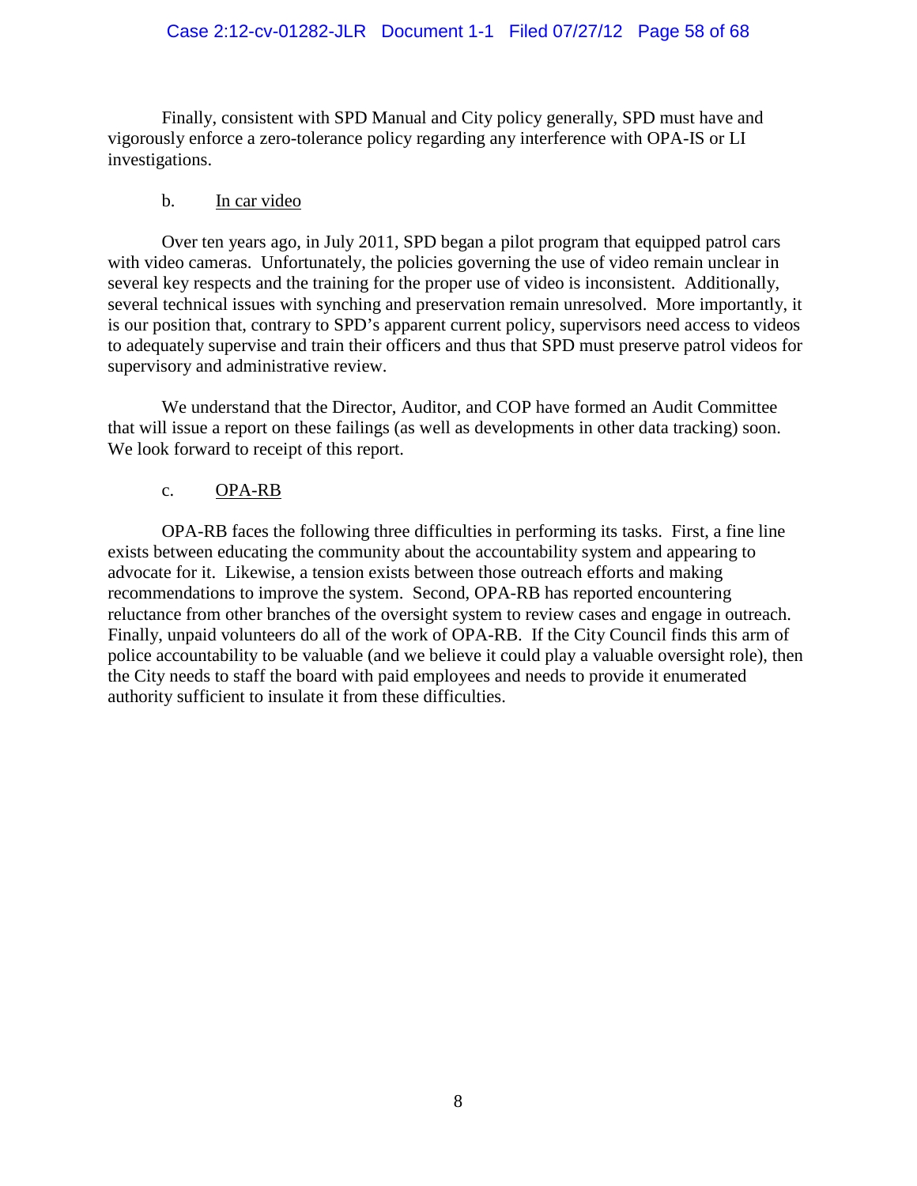Finally, consistent with SPD Manual and City policy generally, SPD must have and vigorously enforce a zero-tolerance policy regarding any interference with OPA-IS or LI investigations.

b. In car video

Over ten years ago, in July 2011, SPD began a pilot program that equipped patrol cars with video cameras. Unfortunately, the policies governing the use of video remain unclear in several key respects and the training for the proper use of video is inconsistent. Additionally, several technical issues with synching and preservation remain unresolved. More importantly, it is our position that, contrary to SPD's apparent current policy, supervisors need access to videos to adequately supervise and train their officers and thus that SPD must preserve patrol videos for supervisory and administrative review.

We understand that the Director, Auditor, and COP have formed an Audit Committee that will issue a report on these failings (as well as developments in other data tracking) soon. We look forward to receipt of this report.

c. OPA-RB

OPA-RB faces the following three difficulties in performing its tasks. First, a fine line exists between educating the community about the accountability system and appearing to advocate for it. Likewise, a tension exists between those outreach efforts and making recommendations to improve the system. Second, OPA-RB has reported encountering reluctance from other branches of the oversight system to review cases and engage in outreach. Finally, unpaid volunteers do all of the work of OPA-RB. If the City Council finds this arm of police accountability to be valuable (and we believe it could play a valuable oversight role), then the City needs to staff the board with paid employees and needs to provide it enumerated authority sufficient to insulate it from these difficulties.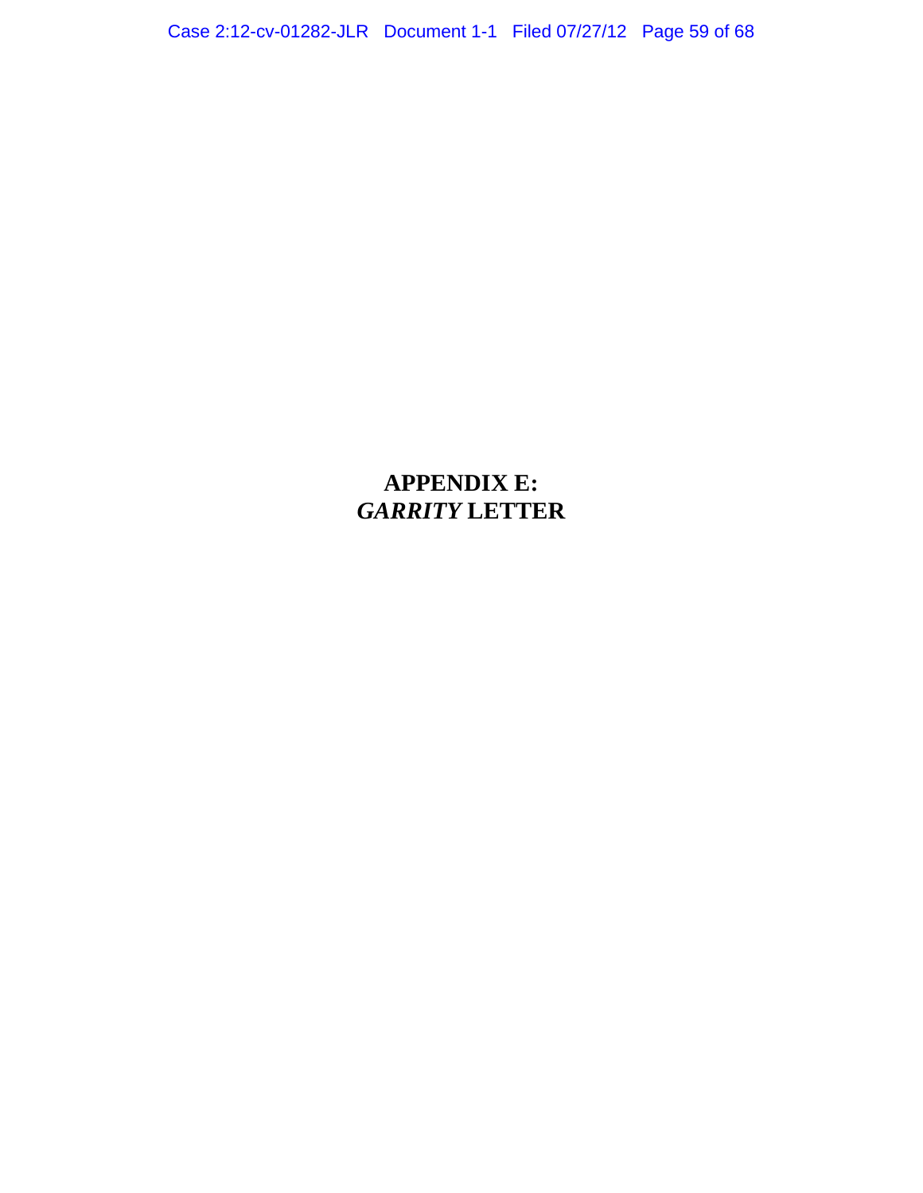# APPENDIX E: *GARRITY* LETTER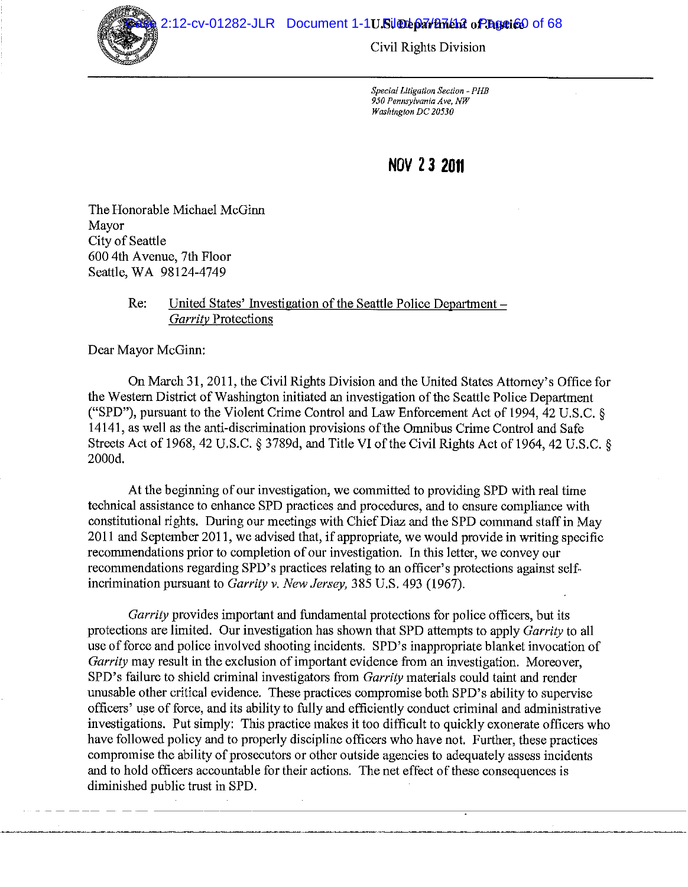U.S. Department of Justice

Civil Rights Division

*Special Litigation Section - PHB*
*950 Pennsylvania Ave, NW*
*Washington DC 20530*

**NOV 23 2011**

The Honorable Michael McGinn
Mayor
City of Seattle
600 4th Avenue, 7th Floor
Seattle, WA 98124-4749

Re: United States' Investigation of the Seattle Police Department – *Garrity* Protections

Dear Mayor McGinn:

On March 31, 2011, the Civil Rights Division and the United States Attorney's Office for the Western District of Washington initiated an investigation of the Seattle Police Department ("SPD"), pursuant to the Violent Crime Control and Law Enforcement Act of 1994, 42 U.S.C. § 14141, as well as the anti-discrimination provisions of the Omnibus Crime Control and Safe Streets Act of 1968, 42 U.S.C. § 3789d, and Title VI of the Civil Rights Act of 1964, 42 U.S.C. § 2000d.

At the beginning of our investigation, we committed to providing SPD with real time technical assistance to enhance SPD practices and procedures, and to ensure compliance with constitutional rights. During our meetings with Chief Diaz and the SPD command staff in May 2011 and September 2011, we advised that, if appropriate, we would provide in writing specific recommendations prior to completion of our investigation. In this letter, we convey our recommendations regarding SPD's practices relating to an officer's protections against self-incrimination pursuant to *Garrity v. New Jersey*, 385 U.S. 493 (1967).

*Garrity* provides important and fundamental protections for police officers, but its protections are limited. Our investigation has shown that SPD attempts to apply *Garrity* to all use of force and police involved shooting incidents. SPD's inappropriate blanket invocation of *Garrity* may result in the exclusion of important evidence from an investigation. Moreover, SPD's failure to shield criminal investigators from *Garrity* materials could taint and render unusable other critical evidence. These practices compromise both SPD's ability to supervise officers' use of force, and its ability to fully and efficiently conduct criminal and administrative investigations. Put simply: This practice makes it too difficult to quickly exonerate officers who have followed policy and to properly discipline officers who have not. Further, these practices compromise the ability of prosecutors or other outside agencies to adequately assess incidents and to hold officers accountable for their actions. The net effect of these consequences is diminished public trust in SPD.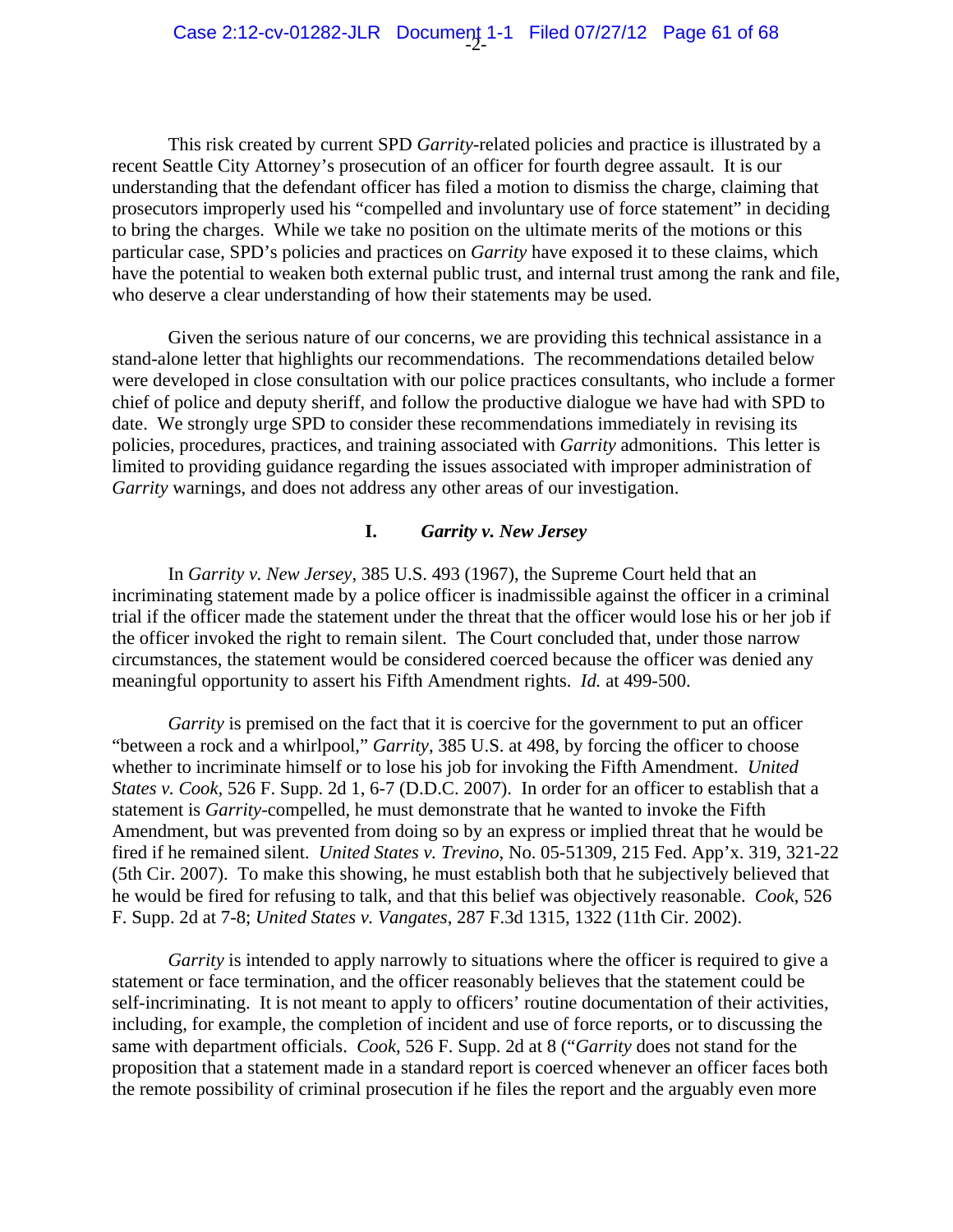This risk created by current SPD *Garrity*-related policies and practice is illustrated by a recent Seattle City Attorney's prosecution of an officer for fourth degree assault. It is our understanding that the defendant officer has filed a motion to dismiss the charge, claiming that prosecutors improperly used his "compelled and involuntary use of force statement" in deciding to bring the charges. While we take no position on the ultimate merits of the motions or this particular case, SPD's policies and practices on *Garrity* have exposed it to these claims, which have the potential to weaken both external public trust, and internal trust among the rank and file, who deserve a clear understanding of how their statements may be used.

Given the serious nature of our concerns, we are providing this technical assistance in a stand-alone letter that highlights our recommendations. The recommendations detailed below were developed in close consultation with our police practices consultants, who include a former chief of police and deputy sheriff, and follow the productive dialogue we have had with SPD to date. We strongly urge SPD to consider these recommendations immediately in revising its policies, procedures, practices, and training associated with *Garrity* admonitions. This letter is limited to providing guidance regarding the issues associated with improper administration of *Garrity* warnings, and does not address any other areas of our investigation.

## I. *Garrity v. New Jersey*

In *Garrity v. New Jersey*, 385 U.S. 493 (1967), the Supreme Court held that an incriminating statement made by a police officer is inadmissible against the officer in a criminal trial if the officer made the statement under the threat that the officer would lose his or her job if the officer invoked the right to remain silent. The Court concluded that, under those narrow circumstances, the statement would be considered coerced because the officer was denied any meaningful opportunity to assert his Fifth Amendment rights. *Id.* at 499-500.

*Garrity* is premised on the fact that it is coercive for the government to put an officer "between a rock and a whirlpool," *Garrity*, 385 U.S. at 498, by forcing the officer to choose whether to incriminate himself or to lose his job for invoking the Fifth Amendment. *United States v. Cook*, 526 F. Supp. 2d 1, 6-7 (D.D.C. 2007). In order for an officer to establish that a statement is *Garrity*-compelled, he must demonstrate that he wanted to invoke the Fifth Amendment, but was prevented from doing so by an express or implied threat that he would be fired if he remained silent. *United States v. Trevino*, No. 05-51309, 215 Fed. App'x. 319, 321-22 (5th Cir. 2007). To make this showing, he must establish both that he subjectively believed that he would be fired for refusing to talk, and that this belief was objectively reasonable. *Cook*, 526 F. Supp. 2d at 7-8; *United States v. Vangates*, 287 F.3d 1315, 1322 (11th Cir. 2002).

*Garrity* is intended to apply narrowly to situations where the officer is required to give a statement or face termination, and the officer reasonably believes that the statement could be self-incriminating. It is not meant to apply to officers' routine documentation of their activities, including, for example, the completion of incident and use of force reports, or to discussing the same with department officials. *Cook*, 526 F. Supp. 2d at 8 ("*Garrity* does not stand for the proposition that a statement made in a standard report is coerced whenever an officer faces both the remote possibility of criminal prosecution if he files the report and the arguably even more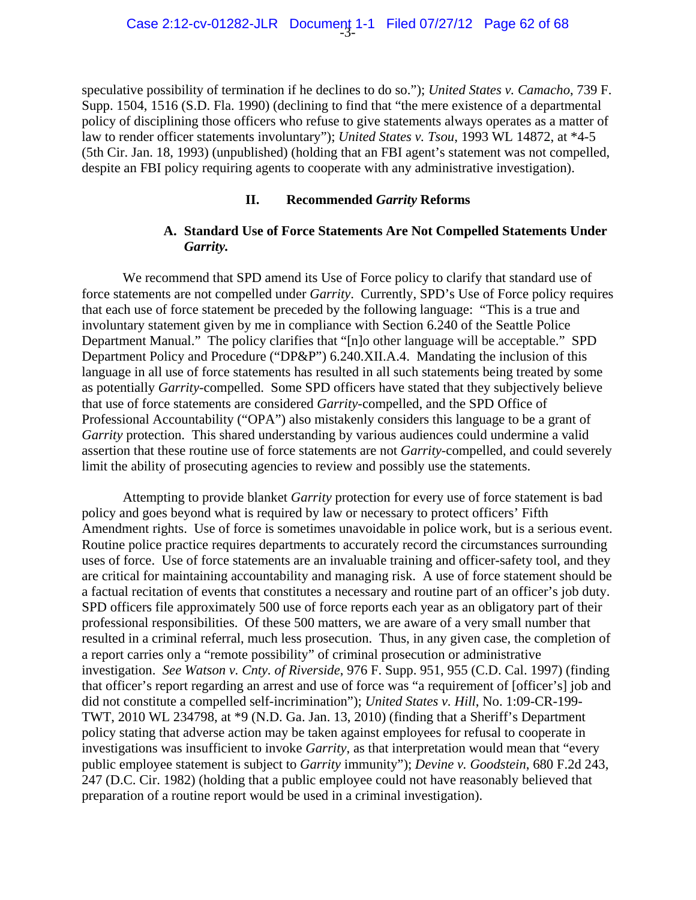speculative possibility of termination if he declines to do so."); *United States v. Camacho*, 739 F. Supp. 1504, 1516 (S.D. Fla. 1990) (declining to find that "the mere existence of a departmental policy of disciplining those officers who refuse to give statements always operates as a matter of law to render officer statements involuntary"); *United States v. Tsou*, 1993 WL 14872, at *4-5 (5th Cir. Jan. 18, 1993) (unpublished) (holding that an FBI agent's statement was not compelled, despite an FBI policy requiring agents to cooperate with any administrative investigation).

## II. Recommended *Garrity* Reforms

### A. Standard Use of Force Statements Are Not Compelled Statements Under *Garrity.*

We recommend that SPD amend its Use of Force policy to clarify that standard use of force statements are not compelled under *Garrity*. Currently, SPD's Use of Force policy requires that each use of force statement be preceded by the following language: "This is a true and involuntary statement given by me in compliance with Section 6.240 of the Seattle Police Department Manual." The policy clarifies that "[n]o other language will be acceptable." SPD Department Policy and Procedure ("DP&P") 6.240.XII.A.4. Mandating the inclusion of this language in all use of force statements has resulted in all such statements being treated by some as potentially *Garrity*-compelled. Some SPD officers have stated that they subjectively believe that use of force statements are considered *Garrity*-compelled, and the SPD Office of Professional Accountability ("OPA") also mistakenly considers this language to be a grant of *Garrity* protection. This shared understanding by various audiences could undermine a valid assertion that these routine use of force statements are not *Garrity*-compelled, and could severely limit the ability of prosecuting agencies to review and possibly use the statements.

Attempting to provide blanket *Garrity* protection for every use of force statement is bad policy and goes beyond what is required by law or necessary to protect officers' Fifth Amendment rights. Use of force is sometimes unavoidable in police work, but is a serious event. Routine police practice requires departments to accurately record the circumstances surrounding uses of force. Use of force statements are an invaluable training and officer-safety tool, and they are critical for maintaining accountability and managing risk. A use of force statement should be a factual recitation of events that constitutes a necessary and routine part of an officer's job duty. SPD officers file approximately 500 use of force reports each year as an obligatory part of their professional responsibilities. Of these 500 matters, we are aware of a very small number that resulted in a criminal referral, much less prosecution. Thus, in any given case, the completion of a report carries only a "remote possibility" of criminal prosecution or administrative investigation. *See Watson v. Cnty. of Riverside*, 976 F. Supp. 951, 955 (C.D. Cal. 1997) (finding that officer's report regarding an arrest and use of force was "a requirement of [officer's] job and did not constitute a compelled self-incrimination"); *United States v. Hill*, No. 1:09-CR-199-TWT, 2010 WL 234798, at *9 (N.D. Ga. Jan. 13, 2010) (finding that a Sheriff's Department policy stating that adverse action may be taken against employees for refusal to cooperate in investigations was insufficient to invoke *Garrity*, as that interpretation would mean that "every public employee statement is subject to *Garrity* immunity"); *Devine v. Goodstein*, 680 F.2d 243, 247 (D.C. Cir. 1982) (holding that a public employee could not have reasonably believed that preparation of a routine report would be used in a criminal investigation).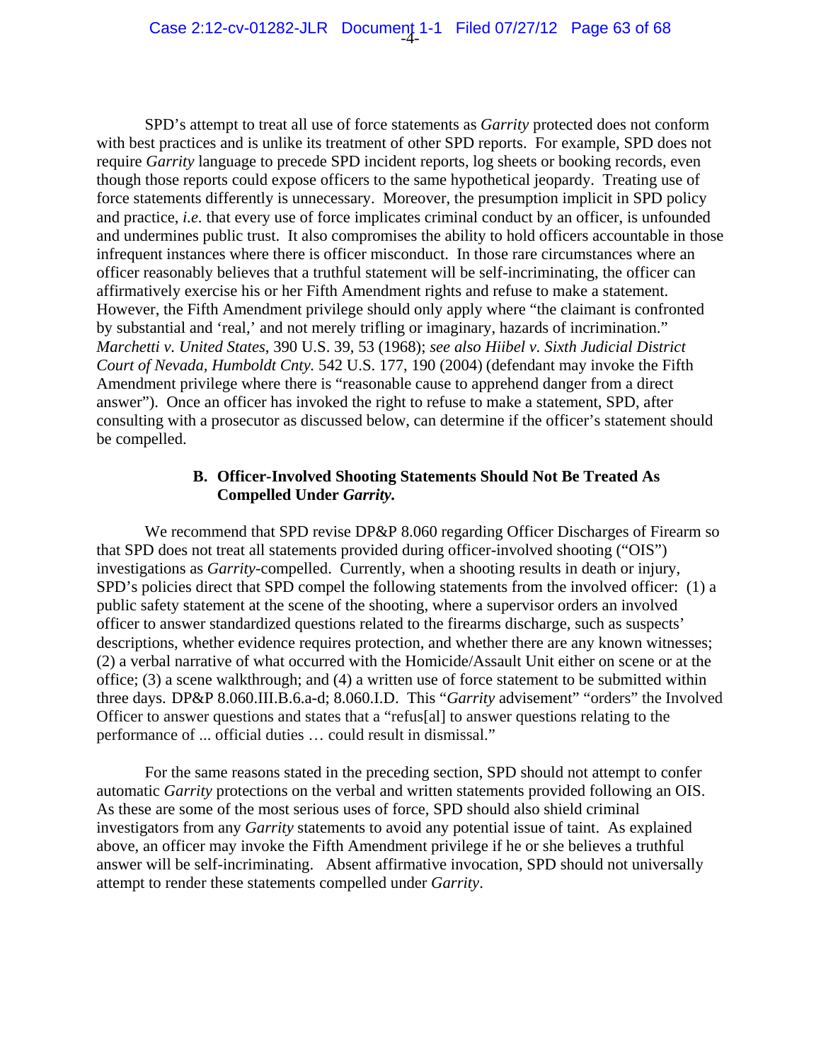SPD's attempt to treat all use of force statements as *Garrity* protected does not conform with best practices and is unlike its treatment of other SPD reports. For example, SPD does not require *Garrity* language to precede SPD incident reports, log sheets or booking records, even though those reports could expose officers to the same hypothetical jeopardy. Treating use of force statements differently is unnecessary. Moreover, the presumption implicit in SPD policy and practice, *i.e.* that every use of force implicates criminal conduct by an officer, is unfounded and undermines public trust. It also compromises the ability to hold officers accountable in those infrequent instances where there is officer misconduct. In those rare circumstances where an officer reasonably believes that a truthful statement will be self-incriminating, the officer can affirmatively exercise his or her Fifth Amendment rights and refuse to make a statement. However, the Fifth Amendment privilege should only apply where "the claimant is confronted by substantial and 'real,' and not merely trifling or imaginary, hazards of incrimination." *Marchetti v. United States*, 390 U.S. 39, 53 (1968); *see also Hiibel v. Sixth Judicial District Court of Nevada, Humboldt Cnty.* 542 U.S. 177, 190 (2004) (defendant may invoke the Fifth Amendment privilege where there is "reasonable cause to apprehend danger from a direct answer"). Once an officer has invoked the right to refuse to make a statement, SPD, after consulting with a prosecutor as discussed below, can determine if the officer's statement should be compelled.

### B. Officer-Involved Shooting Statements Should Not Be Treated As Compelled Under *Garrity.*

We recommend that SPD revise DP&P 8.060 regarding Officer Discharges of Firearm so that SPD does not treat all statements provided during officer-involved shooting ("OIS") investigations as *Garrity*-compelled. Currently, when a shooting results in death or injury, SPD's policies direct that SPD compel the following statements from the involved officer: (1) a public safety statement at the scene of the shooting, where a supervisor orders an involved officer to answer standardized questions related to the firearms discharge, such as suspects' descriptions, whether evidence requires protection, and whether there are any known witnesses; (2) a verbal narrative of what occurred with the Homicide/Assault Unit either on scene or at the office; (3) a scene walkthrough; and (4) a written use of force statement to be submitted within three days. DP&P 8.060.III.B.6.a-d; 8.060.I.D. This "*Garrity* advisement" "orders" the Involved Officer to answer questions and states that a "refus[al] to answer questions relating to the performance of ... official duties … could result in dismissal."

For the same reasons stated in the preceding section, SPD should not attempt to confer automatic *Garrity* protections on the verbal and written statements provided following an OIS. As these are some of the most serious uses of force, SPD should also shield criminal investigators from any *Garrity* statements to avoid any potential issue of taint. As explained above, an officer may invoke the Fifth Amendment privilege if he or she believes a truthful answer will be self-incriminating. Absent affirmative invocation, SPD should not universally attempt to render these statements compelled under *Garrity*.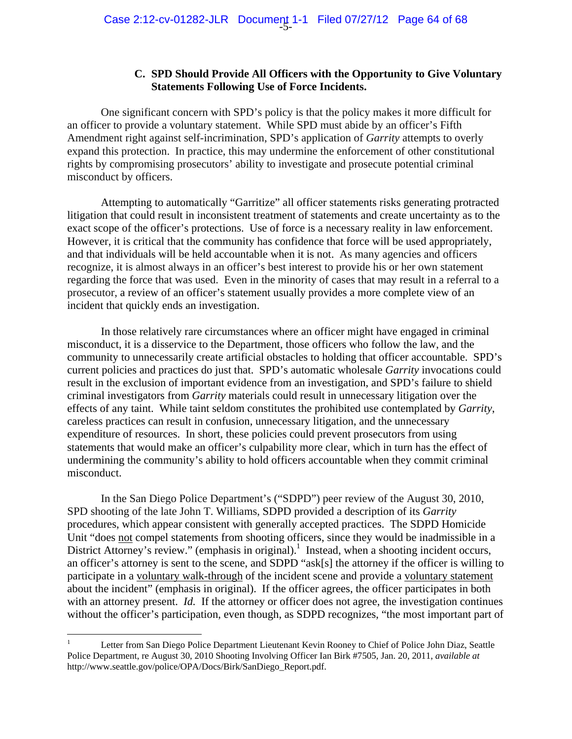### C. SPD Should Provide All Officers with the Opportunity to Give Voluntary Statements Following Use of Force Incidents.

One significant concern with SPD's policy is that the policy makes it more difficult for an officer to provide a voluntary statement. While SPD must abide by an officer's Fifth Amendment right against self-incrimination, SPD's application of *Garrity* attempts to overly expand this protection. In practice, this may undermine the enforcement of other constitutional rights by compromising prosecutors' ability to investigate and prosecute potential criminal misconduct by officers.

Attempting to automatically "Garritize" all officer statements risks generating protracted litigation that could result in inconsistent treatment of statements and create uncertainty as to the exact scope of the officer's protections. Use of force is a necessary reality in law enforcement. However, it is critical that the community has confidence that force will be used appropriately, and that individuals will be held accountable when it is not. As many agencies and officers recognize, it is almost always in an officer's best interest to provide his or her own statement regarding the force that was used. Even in the minority of cases that may result in a referral to a prosecutor, a review of an officer's statement usually provides a more complete view of an incident that quickly ends an investigation.

In those relatively rare circumstances where an officer might have engaged in criminal misconduct, it is a disservice to the Department, those officers who follow the law, and the community to unnecessarily create artificial obstacles to holding that officer accountable. SPD's current policies and practices do just that. SPD's automatic wholesale *Garrity* invocations could result in the exclusion of important evidence from an investigation, and SPD's failure to shield criminal investigators from *Garrity* materials could result in unnecessary litigation over the effects of any taint. While taint seldom constitutes the prohibited use contemplated by *Garrity*, careless practices can result in confusion, unnecessary litigation, and the unnecessary expenditure of resources. In short, these policies could prevent prosecutors from using statements that would make an officer's culpability more clear, which in turn has the effect of undermining the community's ability to hold officers accountable when they commit criminal misconduct.

In the San Diego Police Department's ("SDPD") peer review of the August 30, 2010, SPD shooting of the late John T. Williams, SDPD provided a description of its *Garrity* procedures, which appear consistent with generally accepted practices. The SDPD Homicide Unit "does not compel statements from shooting officers, since they would be inadmissible in a District Attorney's review." (emphasis in original).[1] Instead, when a shooting incident occurs, an officer's attorney is sent to the scene, and SDPD "ask[s] the attorney if the officer is willing to participate in a voluntary walk-through of the incident scene and provide a voluntary statement about the incident" (emphasis in original). If the officer agrees, the officer participates in both with an attorney present. *Id.* If the attorney or officer does not agree, the investigation continues without the officer's participation, even though, as SDPD recognizes, "the most important part of

---

[1] Letter from San Diego Police Department Lieutenant Kevin Rooney to Chief of Police John Diaz, Seattle Police Department, re August 30, 2010 Shooting Involving Officer Ian Birk #7505, Jan. 20, 2011, *available at* http://www.seattle.gov/police/OPA/Docs/Birk/SanDiego_Report.pdf.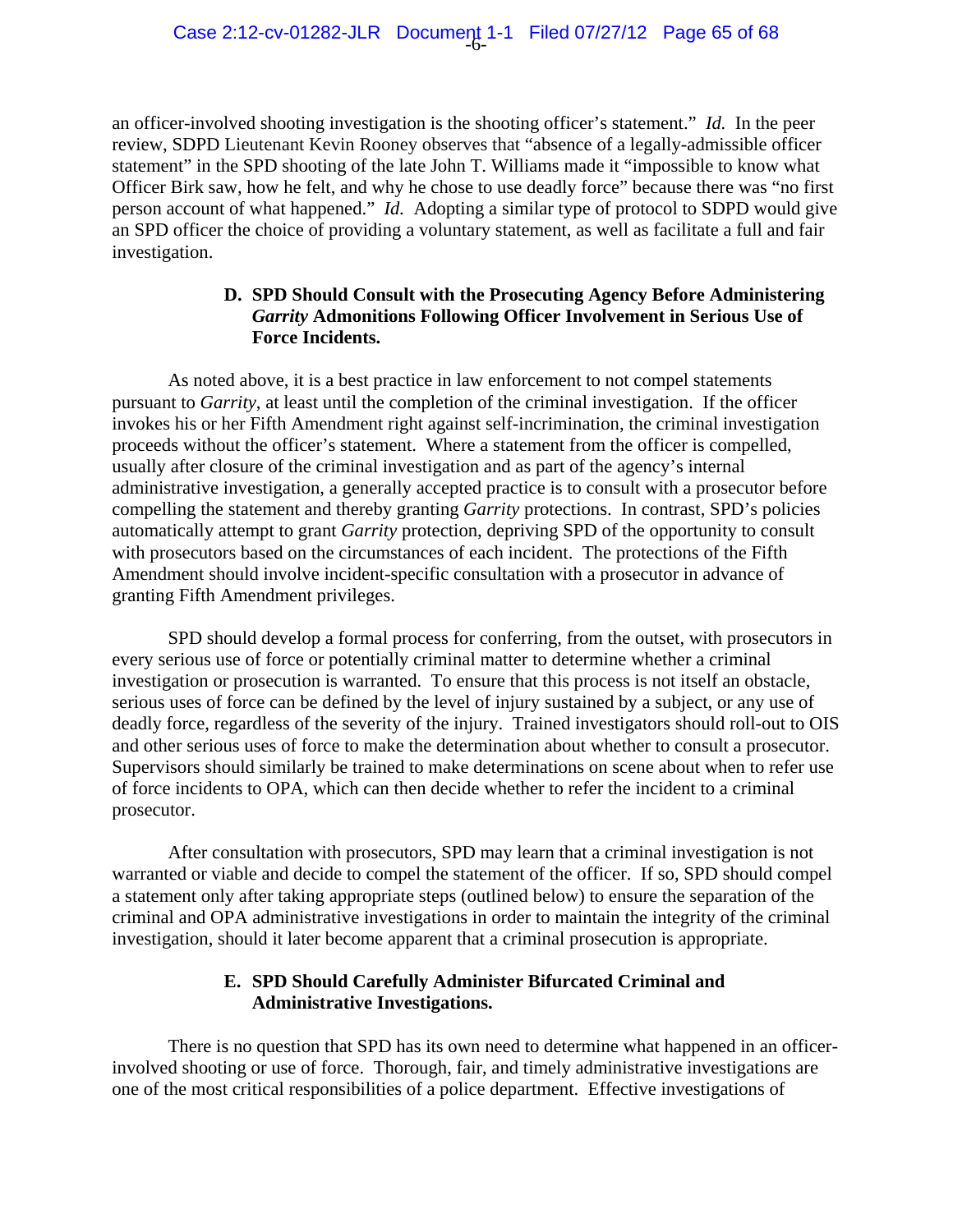an officer-involved shooting investigation is the shooting officer's statement." *Id.* In the peer review, SDPD Lieutenant Kevin Rooney observes that "absence of a legally-admissible officer statement" in the SPD shooting of the late John T. Williams made it "impossible to know what Officer Birk saw, how he felt, and why he chose to use deadly force" because there was "no first person account of what happened." *Id.* Adopting a similar type of protocol to SDPD would give an SPD officer the choice of providing a voluntary statement, as well as facilitate a full and fair investigation.

### D. SPD Should Consult with the Prosecuting Agency Before Administering *Garrity* Admonitions Following Officer Involvement in Serious Use of Force Incidents.

As noted above, it is a best practice in law enforcement to not compel statements pursuant to *Garrity*, at least until the completion of the criminal investigation. If the officer invokes his or her Fifth Amendment right against self-incrimination, the criminal investigation proceeds without the officer's statement. Where a statement from the officer is compelled, usually after closure of the criminal investigation and as part of the agency's internal administrative investigation, a generally accepted practice is to consult with a prosecutor before compelling the statement and thereby granting *Garrity* protections. In contrast, SPD's policies automatically attempt to grant *Garrity* protection, depriving SPD of the opportunity to consult with prosecutors based on the circumstances of each incident. The protections of the Fifth Amendment should involve incident-specific consultation with a prosecutor in advance of granting Fifth Amendment privileges.

SPD should develop a formal process for conferring, from the outset, with prosecutors in every serious use of force or potentially criminal matter to determine whether a criminal investigation or prosecution is warranted. To ensure that this process is not itself an obstacle, serious uses of force can be defined by the level of injury sustained by a subject, or any use of deadly force, regardless of the severity of the injury. Trained investigators should roll-out to OIS and other serious uses of force to make the determination about whether to consult a prosecutor. Supervisors should similarly be trained to make determinations on scene about when to refer use of force incidents to OPA, which can then decide whether to refer the incident to a criminal prosecutor.

After consultation with prosecutors, SPD may learn that a criminal investigation is not warranted or viable and decide to compel the statement of the officer. If so, SPD should compel a statement only after taking appropriate steps (outlined below) to ensure the separation of the criminal and OPA administrative investigations in order to maintain the integrity of the criminal investigation, should it later become apparent that a criminal prosecution is appropriate.

### E. SPD Should Carefully Administer Bifurcated Criminal and Administrative Investigations.

There is no question that SPD has its own need to determine what happened in an officer-involved shooting or use of force. Thorough, fair, and timely administrative investigations are one of the most critical responsibilities of a police department. Effective investigations of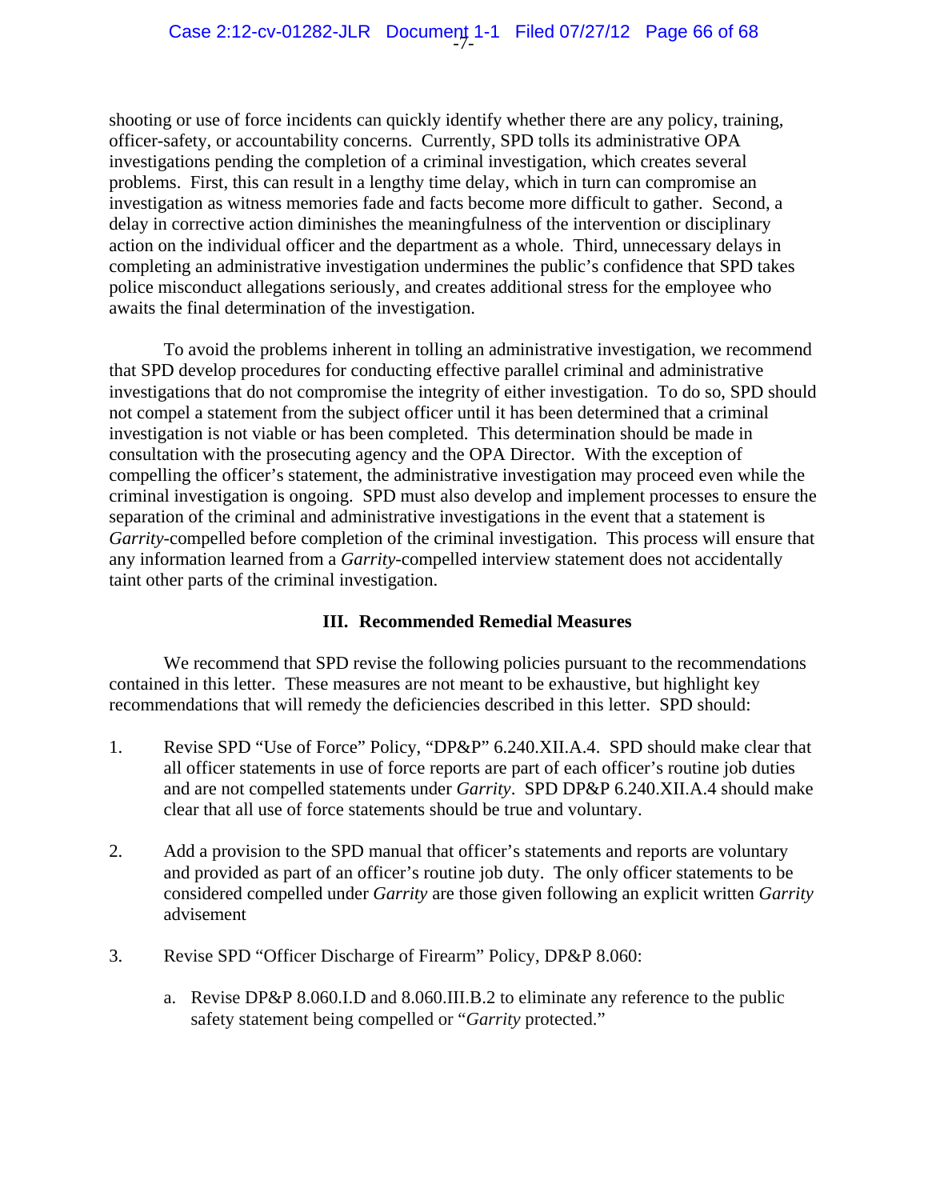shooting or use of force incidents can quickly identify whether there are any policy, training, officer-safety, or accountability concerns. Currently, SPD tolls its administrative OPA investigations pending the completion of a criminal investigation, which creates several problems. First, this can result in a lengthy time delay, which in turn can compromise an investigation as witness memories fade and facts become more difficult to gather. Second, a delay in corrective action diminishes the meaningfulness of the intervention or disciplinary action on the individual officer and the department as a whole. Third, unnecessary delays in completing an administrative investigation undermines the public's confidence that SPD takes police misconduct allegations seriously, and creates additional stress for the employee who awaits the final determination of the investigation.

To avoid the problems inherent in tolling an administrative investigation, we recommend that SPD develop procedures for conducting effective parallel criminal and administrative investigations that do not compromise the integrity of either investigation. To do so, SPD should not compel a statement from the subject officer until it has been determined that a criminal investigation is not viable or has been completed. This determination should be made in consultation with the prosecuting agency and the OPA Director. With the exception of compelling the officer's statement, the administrative investigation may proceed even while the criminal investigation is ongoing. SPD must also develop and implement processes to ensure the separation of the criminal and administrative investigations in the event that a statement is *Garrity*-compelled before completion of the criminal investigation. This process will ensure that any information learned from a *Garrity*-compelled interview statement does not accidentally taint other parts of the criminal investigation.

### III. Recommended Remedial Measures

We recommend that SPD revise the following policies pursuant to the recommendations contained in this letter. These measures are not meant to be exhaustive, but highlight key recommendations that will remedy the deficiencies described in this letter. SPD should:

1. Revise SPD "Use of Force" Policy, "DP&P" 6.240.XII.A.4. SPD should make clear that all officer statements in use of force reports are part of each officer's routine job duties and are not compelled statements under *Garrity*. SPD DP&P 6.240.XII.A.4 should make clear that all use of force statements should be true and voluntary.

2. Add a provision to the SPD manual that officer's statements and reports are voluntary and provided as part of an officer's routine job duty. The only officer statements to be considered compelled under *Garrity* are those given following an explicit written *Garrity* advisement

3. Revise SPD "Officer Discharge of Firearm" Policy, DP&P 8.060:

    a. Revise DP&P 8.060.I.D and 8.060.III.B.2 to eliminate any reference to the public safety statement being compelled or "*Garrity* protected."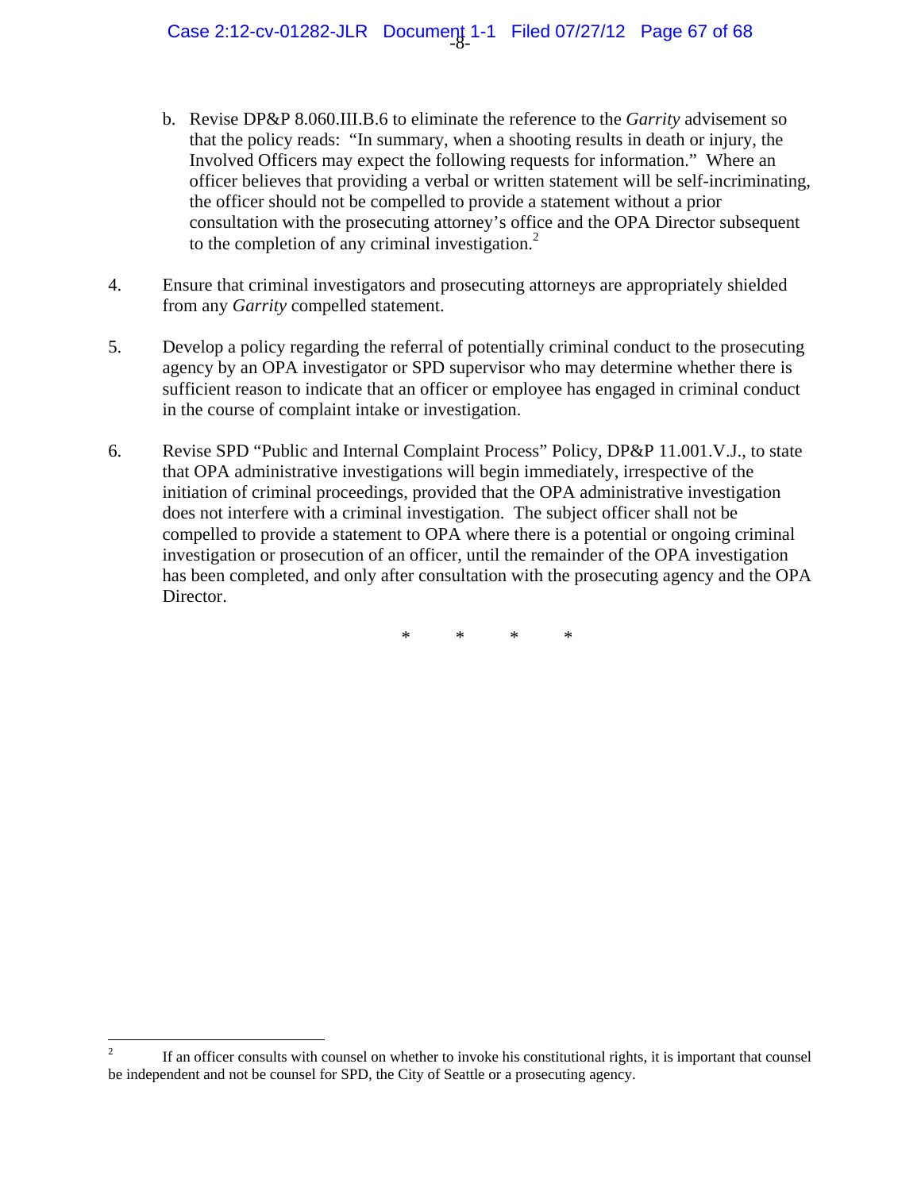b. Revise DP&P 8.060.III.B.6 to eliminate the reference to the *Garrity* advisement so that the policy reads: "In summary, when a shooting results in death or injury, the Involved Officers may expect the following requests for information." Where an officer believes that providing a verbal or written statement will be self-incriminating, the officer should not be compelled to provide a statement without a prior consultation with the prosecuting attorney's office and the OPA Director subsequent to the completion of any criminal investigation.[2]

4. Ensure that criminal investigators and prosecuting attorneys are appropriately shielded from any *Garrity* compelled statement.

5. Develop a policy regarding the referral of potentially criminal conduct to the prosecuting agency by an OPA investigator or SPD supervisor who may determine whether there is sufficient reason to indicate that an officer or employee has engaged in criminal conduct in the course of complaint intake or investigation.

6. Revise SPD "Public and Internal Complaint Process" Policy, DP&P 11.001.V.J., to state that OPA administrative investigations will begin immediately, irrespective of the initiation of criminal proceedings, provided that the OPA administrative investigation does not interfere with a criminal investigation. The subject officer shall not be compelled to provide a statement to OPA where there is a potential or ongoing criminal investigation or prosecution of an officer, until the remainder of the OPA investigation has been completed, and only after consultation with the prosecuting agency and the OPA Director.

\* \* \* \*

---

[2] If an officer consults with counsel on whether to invoke his constitutional rights, it is important that counsel be independent and not be counsel for SPD, the City of Seattle or a prosecuting agency.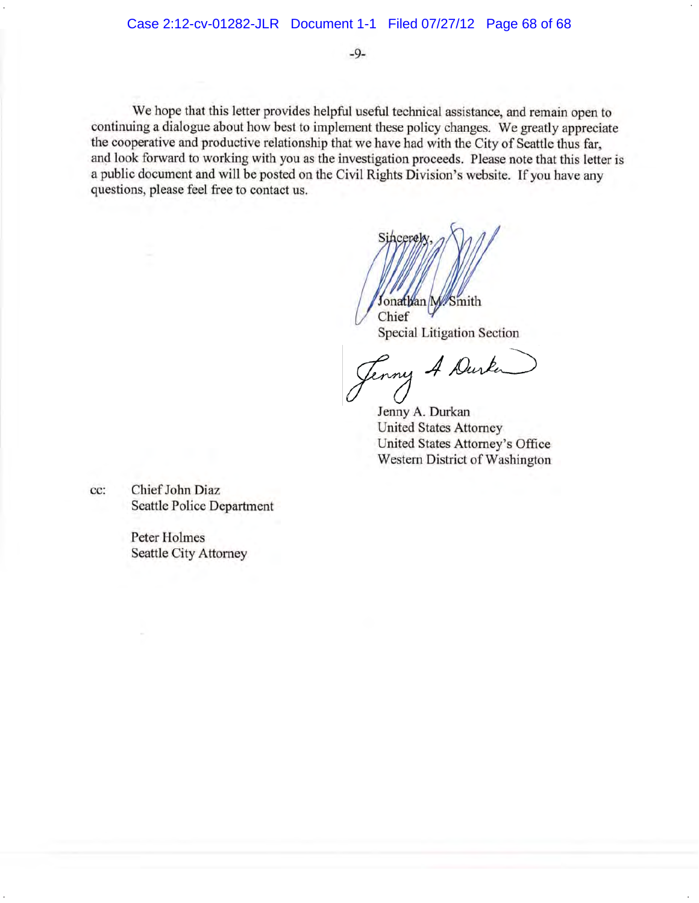We hope that this letter provides helpful useful technical assistance, and remain open to continuing a dialogue about how best to implement these policy changes. We greatly appreciate the cooperative and productive relationship that we have had with the City of Seattle thus far, and look forward to working with you as the investigation proceeds. Please note that this letter is a public document and will be posted on the Civil Rights Division's website. If you have any questions, please feel free to contact us.

Sincerely,

Jonathan M. Smith
Chief
Special Litigation Section

Jenny A. Durkan
United States Attorney
United States Attorney's Office
Western District of Washington

cc: Chief John Diaz
Seattle Police Department

Peter Holmes
Seattle City Attorney